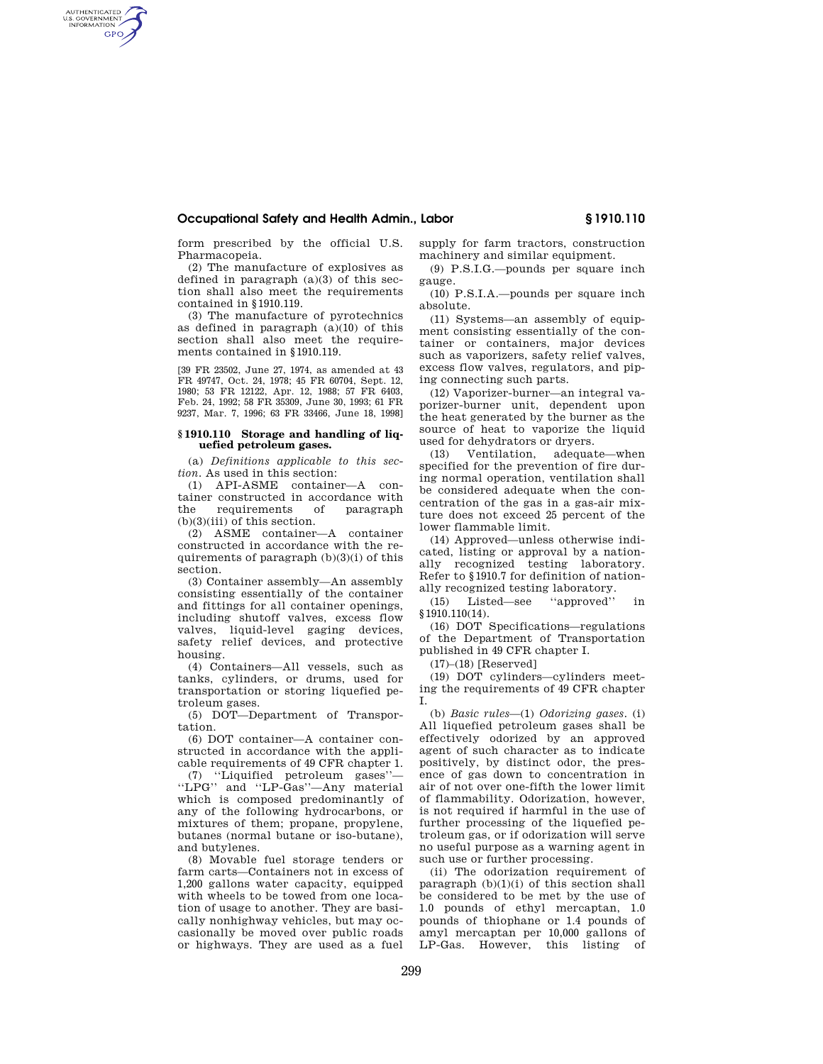form prescribed by the official U.S. Pharmacopeia.

(2) The manufacture of explosives as defined in paragraph (a)(3) of this section shall also meet the requirements contained in §1910.119.

(3) The manufacture of pyrotechnics as defined in paragraph (a)(10) of this section shall also meet the requirements contained in §1910.119.

[39 FR 23502, June 27, 1974, as amended at 43 FR 49747, Oct. 24, 1978; 45 FR 60704, Sept. 12, 1980; 53 FR 12122, Apr. 12, 1988; 57 FR 6403, Feb. 24, 1992; 58 FR 35309, June 30, 1993; 61 FR 9237, Mar. 7, 1996; 63 FR 33466, June 18, 1998]

## §1910.110 Storage and handling of liquefied petroleum gases.

(a) *Definitions applicable to this section*. As used in this section:

(1) API-ASME container—A container constructed in accordance with the requirements of paragraph (b)(3)(iii) of this section.

(2) ASME container—A container constructed in accordance with the requirements of paragraph (b)(3)(i) of this section.

(3) Container assembly—An assembly consisting essentially of the container and fittings for all container openings, including shutoff valves, excess flow valves, liquid-level gaging devices, safety relief devices, and protective housing.

(4) Containers—All vessels, such as tanks, cylinders, or drums, used for transportation or storing liquefied petroleum gases.

(5) DOT—Department of Transportation.

(6) DOT container—A container constructed in accordance with the applicable requirements of 49 CFR chapter 1.

(7) "Liquified petroleum gases"—"LPG" and "LP-Gas"—Any material which is composed predominantly of any of the following hydrocarbons, or mixtures of them; propane, propylene, butanes (normal butane or iso-butane), and butylenes.

(8) Movable fuel storage tenders or farm carts—Containers not in excess of 1,200 gallons water capacity, equipped with wheels to be towed from one location of usage to another. They are basically nonhighway vehicles, but may occasionally be moved over public roads or highways. They are used as a fuel supply for farm tractors, construction machinery and similar equipment.

(9) P.S.I.G.—pounds per square inch gauge.

(10) P.S.I.A.—pounds per square inch absolute.

(11) Systems—an assembly of equipment consisting essentially of the container or containers, major devices such as vaporizers, safety relief valves, excess flow valves, regulators, and piping connecting such parts.

(12) Vaporizer-burner—an integral vaporizer-burner unit, dependent upon the heat generated by the burner as the source of heat to vaporize the liquid used for dehydrators or dryers.

(13) Ventilation, adequate—when specified for the prevention of fire during normal operation, ventilation shall be considered adequate when the concentration of the gas in a gas-air mixture does not exceed 25 percent of the lower flammable limit.

(14) Approved—unless otherwise indicated, listing or approval by a nationally recognized testing laboratory. Refer to §1910.7 for definition of nationally recognized testing laboratory.

(15) Listed—see "approved" in §1910.110(14).

(16) DOT Specifications—regulations of the Department of Transportation published in 49 CFR chapter I.

(17)–(18) [Reserved]

(19) DOT cylinders—cylinders meeting the requirements of 49 CFR chapter I.

(b) *Basic rules*—(1) *Odorizing gases*. (i) All liquefied petroleum gases shall be effectively odorized by an approved agent of such character as to indicate positively, by distinct odor, the presence of gas down to concentration in air of not over one-fifth the lower limit of flammability. Odorization, however, is not required if harmful in the use of further processing of the liquefied petroleum gas, or if odorization will serve no useful purpose as a warning agent in such use or further processing.

(ii) The odorization requirement of paragraph (b)(1)(i) of this section shall be considered to be met by the use of 1.0 pounds of ethyl mercaptan, 1.0 pounds of thiophane or 1.4 pounds of amyl mercaptan per 10,000 gallons of LP-Gas. However, this listing of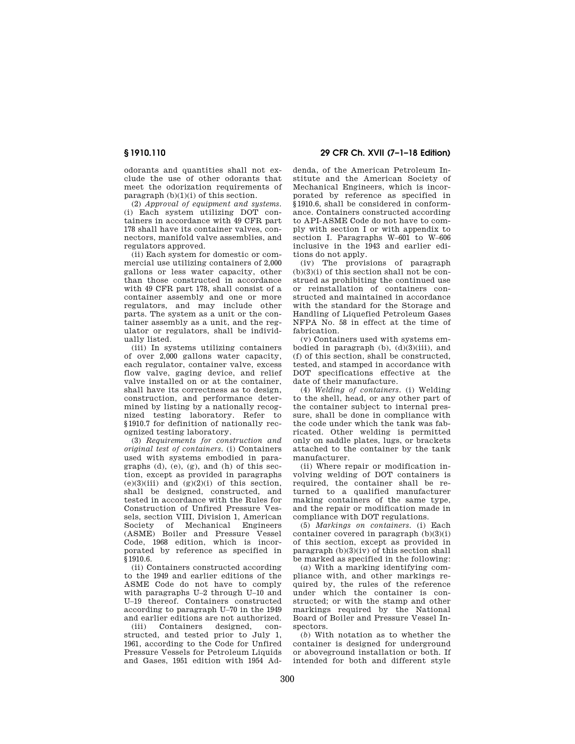odorants and quantities shall not exclude the use of other odorants that meet the odorization requirements of paragraph (b)(1)(i) of this section.

(2) *Approval of equipment and systems.* (i) Each system utilizing DOT containers in accordance with 49 CFR part 178 shall have its container valves, connectors, manifold valve assemblies, and regulators approved.

(ii) Each system for domestic or commercial use utilizing containers of 2,000 gallons or less water capacity, other than those constructed in accordance with 49 CFR part 178, shall consist of a container assembly and one or more regulators, and may include other parts. The system as a unit or the container assembly as a unit, and the regulator or regulators, shall be individually listed.

(iii) In systems utilizing containers of over 2,000 gallons water capacity, each regulator, container valve, excess flow valve, gaging device, and relief valve installed on or at the container, shall have its correctness as to design, construction, and performance determined by listing by a nationally recognized testing laboratory. Refer to §1910.7 for definition of nationally recognized testing laboratory.

(3) *Requirements for construction and original test of containers.* (i) Containers used with systems embodied in paragraphs (d), (e), (g), and (h) of this section, except as provided in paragraphs (e)(3)(iii) and (g)(2)(i) of this section, shall be designed, constructed, and tested in accordance with the Rules for Construction of Unfired Pressure Vessels, section VIII, Division 1, American Society of Mechanical Engineers (ASME) Boiler and Pressure Vessel Code, 1968 edition, which is incorporated by reference as specified in §1910.6.

(ii) Containers constructed according to the 1949 and earlier editions of the ASME Code do not have to comply with paragraphs U–2 through U–10 and U–19 thereof. Containers constructed according to paragraph U–70 in the 1949 and earlier editions are not authorized.

(iii) Containers designed, constructed, and tested prior to July 1, 1961, according to the Code for Unfired Pressure Vessels for Petroleum Liquids and Gases, 1951 edition with 1954 Addenda, of the American Petroleum Institute and the American Society of Mechanical Engineers, which is incorporated by reference as specified in §1910.6, shall be considered in conformance. Containers constructed according to API-ASME Code do not have to comply with section I or with appendix to section I. Paragraphs W–601 to W–606 inclusive in the 1943 and earlier editions do not apply.

(iv) The provisions of paragraph (b)(3)(i) of this section shall not be construed as prohibiting the continued use or reinstallation of containers constructed and maintained in accordance with the standard for the Storage and Handling of Liquefied Petroleum Gases NFPA No. 58 in effect at the time of fabrication.

(v) Containers used with systems embodied in paragraph (b), (d)(3)(iii), and (f) of this section, shall be constructed, tested, and stamped in accordance with DOT specifications effective at the date of their manufacture.

(4) *Welding of containers.* (i) Welding to the shell, head, or any other part of the container subject to internal pressure, shall be done in compliance with the code under which the tank was fabricated. Other welding is permitted only on saddle plates, lugs, or brackets attached to the container by the tank manufacturer.

(ii) Where repair or modification involving welding of DOT containers is required, the container shall be returned to a qualified manufacturer making containers of the same type, and the repair or modification made in compliance with DOT regulations.

(5) *Markings on containers.* (i) Each container covered in paragraph (b)(3)(i) of this section, except as provided in paragraph (b)(3)(iv) of this section shall be marked as specified in the following:

(*a*) With a marking identifying compliance with, and other markings required by, the rules of the reference under which the container is constructed; or with the stamp and other markings required by the National Board of Boiler and Pressure Vessel Inspectors.

(*b*) With notation as to whether the container is designed for underground or aboveground installation or both. If intended for both and different style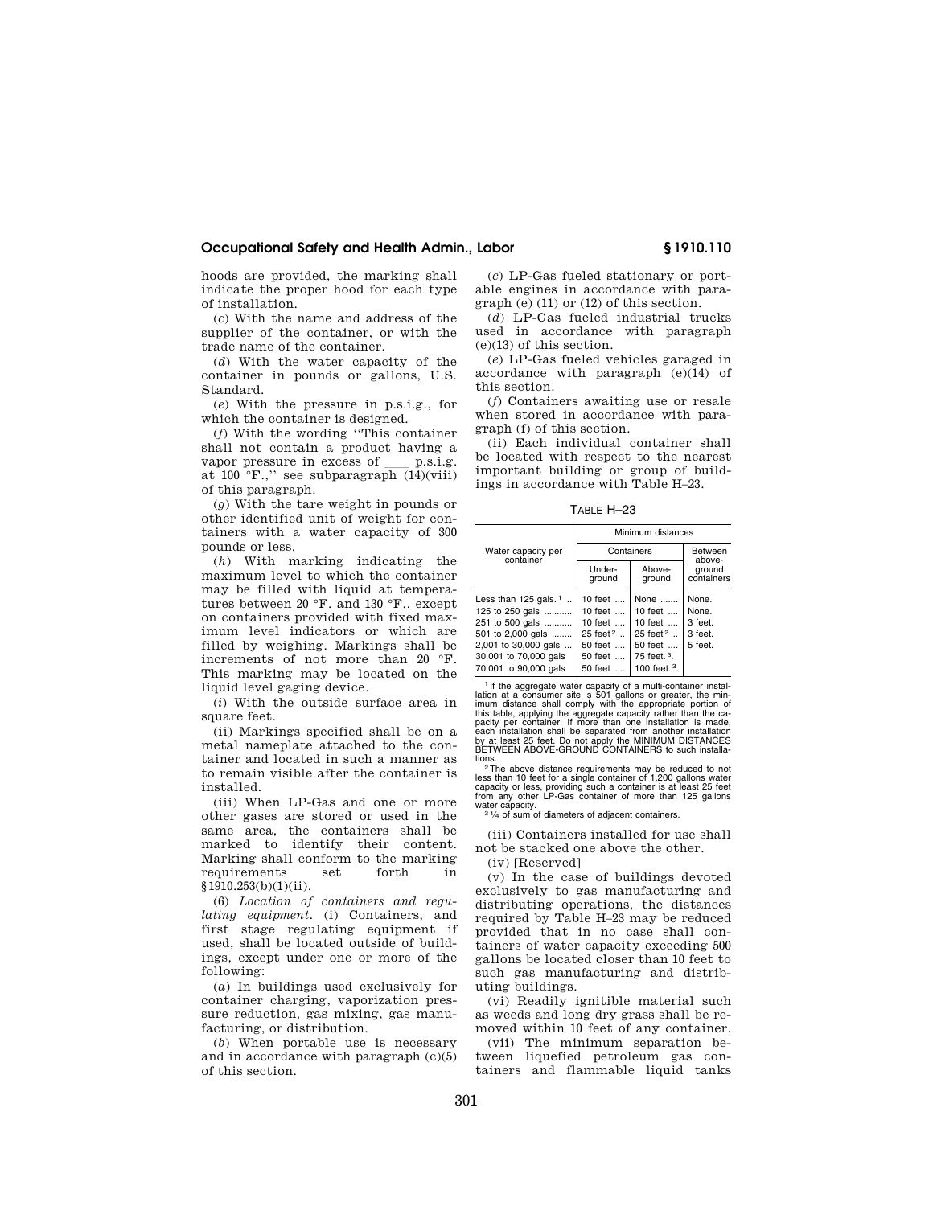hoods are provided, the marking shall indicate the proper hood for each type of installation.

(*c*) With the name and address of the supplier of the container, or with the trade name of the container.

(*d*) With the water capacity of the container in pounds or gallons, U.S. Standard.

(*e*) With the pressure in p.s.i.g., for which the container is designed.

(*f*) With the wording ''This container shall not contain a product having a vapor pressure in excess of ____ p.s.i.g. at 100 °F.,'' see subparagraph (14)(viii) of this paragraph.

(*g*) With the tare weight in pounds or other identified unit of weight for containers with a water capacity of 300 pounds or less.

(*h*) With marking indicating the maximum level to which the container may be filled with liquid at temperatures between 20 °F. and 130 °F., except on containers provided with fixed maximum level indicators or which are filled by weighing. Markings shall be increments of not more than 20 °F. This marking may be located on the liquid level gaging device.

(*i*) With the outside surface area in square feet.

(ii) Markings specified shall be on a metal nameplate attached to the container and located in such a manner as to remain visible after the container is installed.

(iii) When LP-Gas and one or more other gases are stored or used in the same area, the containers shall be marked to identify their content. Marking shall conform to the marking requirements set forth in §1910.253(b)(1)(ii).

(6) *Location of containers and regulating equipment.* (i) Containers, and first stage regulating equipment if used, shall be located outside of buildings, except under one or more of the following:

(*a*) In buildings used exclusively for container charging, vaporization pressure reduction, gas mixing, gas manufacturing, or distribution.

(*b*) When portable use is necessary and in accordance with paragraph (c)(5) of this section.

(*c*) LP-Gas fueled stationary or portable engines in accordance with paragraph (e) (11) or (12) of this section.

(*d*) LP-Gas fueled industrial trucks used in accordance with paragraph (e)(13) of this section.

(*e*) LP-Gas fueled vehicles garaged in accordance with paragraph (e)(14) of this section.

(*f*) Containers awaiting use or resale when stored in accordance with paragraph (f) of this section.

(ii) Each individual container shall be located with respect to the nearest important building or group of buildings in accordance with Table H–23.

TABLE H–23

| Water capacity per container | Minimum distances | | |
|---|---|---|---|
| | Containers | | Between above-ground containers |
| | Under-ground | Above-ground | |
| Less than 125 gals. [1] | 10 feet | None | None. |
| 125 to 250 gals | 10 feet | 10 feet | None. |
| 251 to 500 gals | 10 feet | 10 feet | 3 feet. |
| 501 to 2,000 gals | 25 feet [2] | 25 feet [2] | 3 feet. |
| 2,001 to 30,000 gals | 50 feet | 50 feet | 5 feet. |
| 30,001 to 70,000 gals | 50 feet | 75 feet. [3] | |
| 70,001 to 90,000 gals | 50 feet | 100 feet. [3] | |

[1] If the aggregate water capacity of a multi-container installation at a consumer site is 501 gallons or greater, the minimum distance shall comply with the appropriate portion of this table, applying the aggregate capacity rather than the capacity per container. If more than one installation is made, each installation shall be separated from another installation by at least 25 feet. Do not apply the MINIMUM DISTANCES BETWEEN ABOVE-GROUND CONTAINERS to such installations.

[2] The above distance requirements may be reduced to not less than 10 feet for a single container of 1,200 gallons water capacity or less, providing such a container is at least 25 feet from any other LP-Gas container of more than 125 gallons water capacity.

[3] 1/4 of sum of diameters of adjacent containers.

(iii) Containers installed for use shall not be stacked one above the other.

(iv) [Reserved]

(v) In the case of buildings devoted exclusively to gas manufacturing and distributing operations, the distances required by Table H–23 may be reduced provided that in no case shall containers of water capacity exceeding 500 gallons be located closer than 10 feet to such gas manufacturing and distributing buildings.

(vi) Readily ignitible material such as weeds and long dry grass shall be removed within 10 feet of any container.

(vii) The minimum separation between liquefied petroleum gas containers and flammable liquid tanks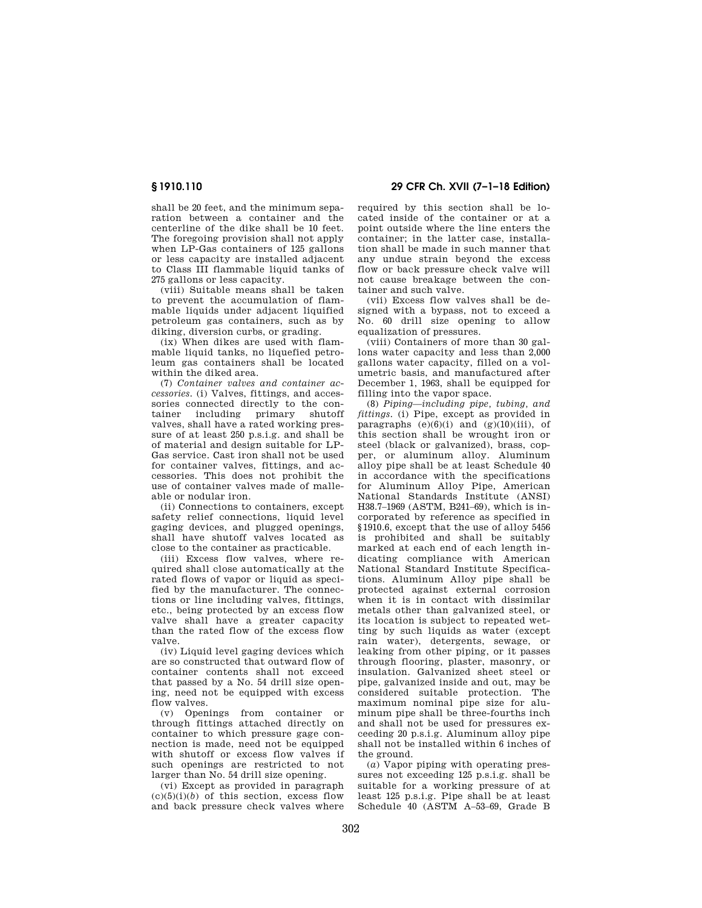shall be 20 feet, and the minimum separation between a container and the centerline of the dike shall be 10 feet. The foregoing provision shall not apply when LP-Gas containers of 125 gallons or less capacity are installed adjacent to Class III flammable liquid tanks of 275 gallons or less capacity.

(viii) Suitable means shall be taken to prevent the accumulation of flammable liquids under adjacent liquified petroleum gas containers, such as by diking, diversion curbs, or grading.

(ix) When dikes are used with flammable liquid tanks, no liquefied petroleum gas containers shall be located within the diked area.

(7) *Container valves and container accessories.* (i) Valves, fittings, and accessories connected directly to the container including primary shutoff valves, shall have a rated working pressure of at least 250 p.s.i.g. and shall be of material and design suitable for LP-Gas service. Cast iron shall not be used for container valves, fittings, and accessories. This does not prohibit the use of container valves made of malleable or nodular iron.

(ii) Connections to containers, except safety relief connections, liquid level gaging devices, and plugged openings, shall have shutoff valves located as close to the container as practicable.

(iii) Excess flow valves, where required shall close automatically at the rated flows of vapor or liquid as specified by the manufacturer. The connections or line including valves, fittings, etc., being protected by an excess flow valve shall have a greater capacity than the rated flow of the excess flow valve.

(iv) Liquid level gaging devices which are so constructed that outward flow of container contents shall not exceed that passed by a No. 54 drill size opening, need not be equipped with excess flow valves.

(v) Openings from container or through fittings attached directly on container to which pressure gage connection is made, need not be equipped with shutoff or excess flow valves if such openings are restricted to not larger than No. 54 drill size opening.

(vi) Except as provided in paragraph (c)(5)(i)(*b*) of this section, excess flow and back pressure check valves where required by this section shall be located inside of the container or at a point outside where the line enters the container; in the latter case, installation shall be made in such manner that any undue strain beyond the excess flow or back pressure check valve will not cause breakage between the container and such valve.

(vii) Excess flow valves shall be designed with a bypass, not to exceed a No. 60 drill size opening to allow equalization of pressures.

(viii) Containers of more than 30 gallons water capacity and less than 2,000 gallons water capacity, filled on a volumetric basis, and manufactured after December 1, 1963, shall be equipped for filling into the vapor space.

(8) *Piping—including pipe, tubing, and fittings.* (i) Pipe, except as provided in paragraphs (e)(6)(i) and (g)(10)(iii), of this section shall be wrought iron or steel (black or galvanized), brass, copper, or aluminum alloy. Aluminum alloy pipe shall be at least Schedule 40 in accordance with the specifications for Aluminum Alloy Pipe, American National Standards Institute (ANSI) H38.7–1969 (ASTM, B241–69), which is incorporated by reference as specified in §1910.6, except that the use of alloy 5456 is prohibited and shall be suitably marked at each end of each length indicating compliance with American National Standard Institute Specifications. Aluminum Alloy pipe shall be protected against external corrosion when it is in contact with dissimilar metals other than galvanized steel, or its location is subject to repeated wetting by such liquids as water (except rain water), detergents, sewage, or leaking from other piping, or it passes through flooring, plaster, masonry, or insulation. Galvanized sheet steel or pipe, galvanized inside and out, may be considered suitable protection. The maximum nominal pipe size for aluminum pipe shall be three-fourths inch and shall not be used for pressures exceeding 20 p.s.i.g. Aluminum alloy pipe shall not be installed within 6 inches of the ground.

(*a*) Vapor piping with operating pressures not exceeding 125 p.s.i.g. shall be suitable for a working pressure of at least 125 p.s.i.g. Pipe shall be at least Schedule 40 (ASTM A–53–69, Grade B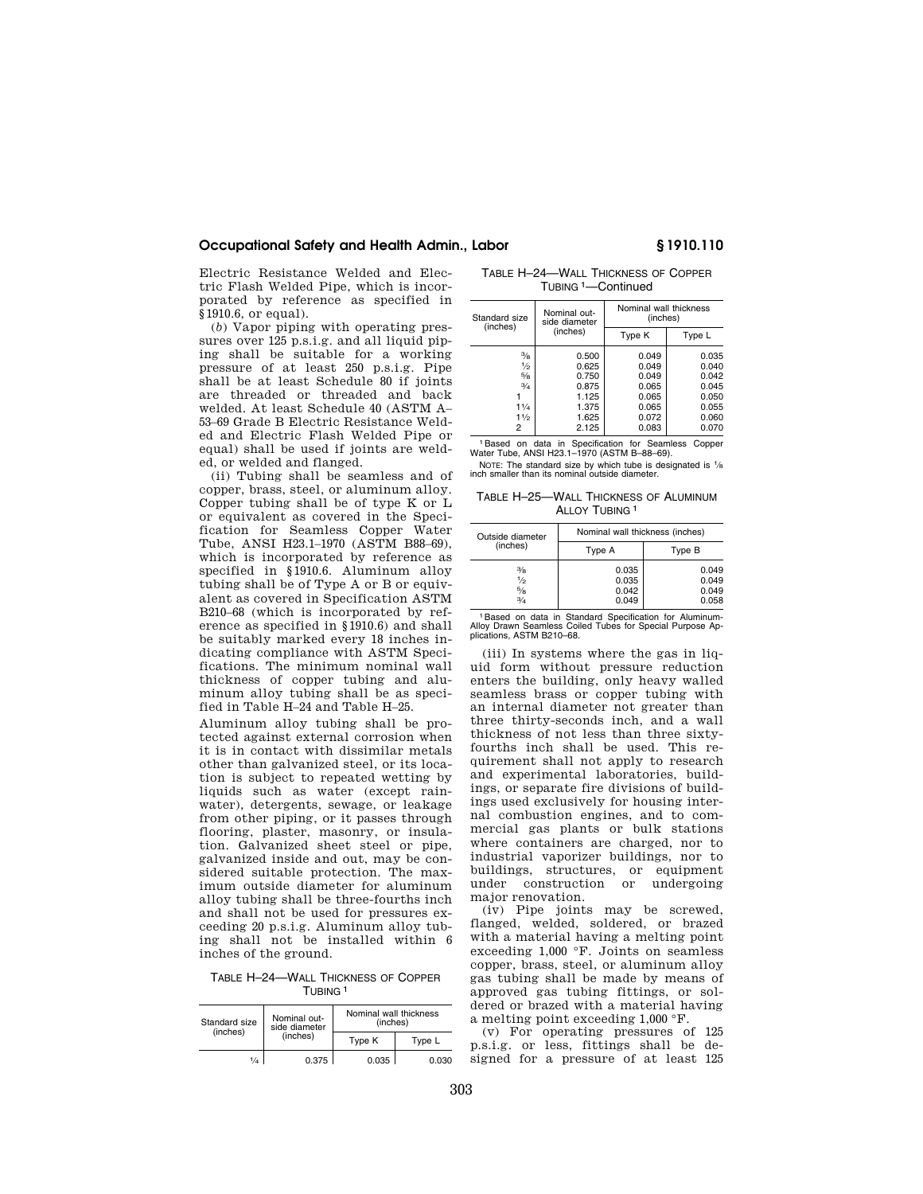Electric Resistance Welded and Electric Flash Welded Pipe, which is incorporated by reference as specified in §1910.6, or equal).

(*b*) Vapor piping with operating pressures over 125 p.s.i.g. and all liquid piping shall be suitable for a working pressure of at least 250 p.s.i.g. Pipe shall be at least Schedule 80 if joints are threaded or threaded and back welded. At least Schedule 40 (ASTM A–53–69 Grade B Electric Resistance Welded and Electric Flash Welded Pipe or equal) shall be used if joints are welded, or welded and flanged.

(ii) Tubing shall be seamless and of copper, brass, steel, or aluminum alloy. Copper tubing shall be of type K or L or equivalent as covered in the Specification for Seamless Copper Water Tube, ANSI H23.1–1970 (ASTM B88–69), which is incorporated by reference as specified in §1910.6. Aluminum alloy tubing shall be of Type A or B or equivalent as covered in Specification ASTM B210–68 (which is incorporated by reference as specified in §1910.6) and shall be suitably marked every 18 inches indicating compliance with ASTM Specifications. The minimum nominal wall thickness of copper tubing and aluminum alloy tubing shall be as specified in Table H–24 and Table H–25.

Aluminum alloy tubing shall be protected against external corrosion when it is in contact with dissimilar metals other than galvanized steel, or its location is subject to repeated wetting by liquids such as water (except rainwater), detergents, sewage, or leakage from other piping, or it passes through flooring, plaster, masonry, or insulation. Galvanized sheet steel or pipe, galvanized inside and out, may be considered suitable protection. The maximum outside diameter for aluminum alloy tubing shall be three-fourths inch and shall not be used for pressures exceeding 20 p.s.i.g. Aluminum alloy tubing shall not be installed within 6 inches of the ground.

TABLE H–24—WALL THICKNESS OF COPPER TUBING [1]

| Standard size (inches) | Nominal outside diameter (inches) | Nominal wall thickness (inches) | |
|---|---|---|---|
| | | Type K | Type L |
| 1/4 | 0.375 | 0.035 | 0.030 |
| 3/8 | 0.500 | 0.049 | 0.035 |
| 1/2 | 0.625 | 0.049 | 0.040 |
| 5/8 | 0.750 | 0.049 | 0.042 |
| 3/4 | 0.875 | 0.065 | 0.045 |
| 1 | 1.125 | 0.065 | 0.050 |
| 1 1/4 | 1.375 | 0.065 | 0.055 |
| 1 1/2 | 1.625 | 0.072 | 0.060 |
| 2 | 2.125 | 0.083 | 0.070 |

[1] Based on data in Specification for Seamless Copper Water Tube, ANSI H23.1–1970 (ASTM B–88–69).

NOTE: The standard size by which tube is designated is 1/8 inch smaller than its nominal outside diameter.

TABLE H–25—WALL THICKNESS OF ALUMINUM ALLOY TUBING [1]

| Outside diameter (inches) | Nominal wall thickness (inches) | |
|---|---|---|
| | Type A | Type B |
| 3/8 | 0.035 | 0.049 |
| 1/2 | 0.035 | 0.049 |
| 5/8 | 0.042 | 0.049 |
| 3/4 | 0.049 | 0.058 |

[1] Based on data in Standard Specification for Aluminum-Alloy Drawn Seamless Coiled Tubes for Special Purpose Applications, ASTM B210–68.

(iii) In systems where the gas in liquid form without pressure reduction enters the building, only heavy walled seamless brass or copper tubing with an internal diameter not greater than three thirty-seconds inch, and a wall thickness of not less than three sixty-fourths inch shall be used. This requirement shall not apply to research and experimental laboratories, buildings, or separate fire divisions of buildings used exclusively for housing internal combustion engines, and to commercial gas plants or bulk stations where containers are charged, nor to industrial vaporizer buildings, nor to buildings, structures, or equipment under construction or undergoing major renovation.

(iv) Pipe joints may be screwed, flanged, welded, soldered, or brazed with a material having a melting point exceeding 1,000 °F. Joints on seamless copper, brass, steel, or aluminum alloy gas tubing shall be made by means of approved gas tubing fittings, or soldered or brazed with a material having a melting point exceeding 1,000 °F.

(v) For operating pressures of 125 p.s.i.g. or less, fittings shall be designed for a pressure of at least 125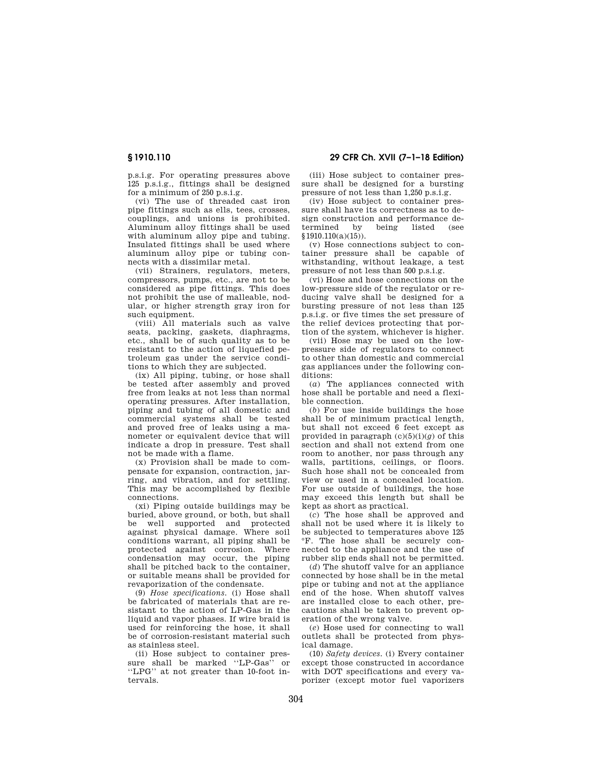p.s.i.g. For operating pressures above 125 p.s.i.g., fittings shall be designed for a minimum of 250 p.s.i.g.

(vi) The use of threaded cast iron pipe fittings such as ells, tees, crosses, couplings, and unions is prohibited. Aluminum alloy fittings shall be used with aluminum alloy pipe and tubing. Insulated fittings shall be used where aluminum alloy pipe or tubing connects with a dissimilar metal.

(vii) Strainers, regulators, meters, compressors, pumps, etc., are not to be considered as pipe fittings. This does not prohibit the use of malleable, nodular, or higher strength gray iron for such equipment.

(viii) All materials such as valve seats, packing, gaskets, diaphragms, etc., shall be of such quality as to be resistant to the action of liquefied petroleum gas under the service conditions to which they are subjected.

(ix) All piping, tubing, or hose shall be tested after assembly and proved free from leaks at not less than normal operating pressures. After installation, piping and tubing of all domestic and commercial systems shall be tested and proved free of leaks using a manometer or equivalent device that will indicate a drop in pressure. Test shall not be made with a flame.

(x) Provision shall be made to compensate for expansion, contraction, jarring, and vibration, and for settling. This may be accomplished by flexible connections.

(xi) Piping outside buildings may be buried, above ground, or both, but shall be well supported and protected against physical damage. Where soil conditions warrant, all piping shall be protected against corrosion. Where condensation may occur, the piping shall be pitched back to the container, or suitable means shall be provided for revaporization of the condensate.

(9) *Hose specifications.* (i) Hose shall be fabricated of materials that are resistant to the action of LP-Gas in the liquid and vapor phases. If wire braid is used for reinforcing the hose, it shall be of corrosion-resistant material such as stainless steel.

(ii) Hose subject to container pressure shall be marked ''LP-Gas'' or ''LPG'' at not greater than 10-foot intervals.

(iii) Hose subject to container pressure shall be designed for a bursting pressure of not less than 1,250 p.s.i.g.

(iv) Hose subject to container pressure shall have its correctness as to design construction and performance determined by being listed (see §1910.110(a)(15)).

(v) Hose connections subject to container pressure shall be capable of withstanding, without leakage, a test pressure of not less than 500 p.s.i.g.

(vi) Hose and hose connections on the low-pressure side of the regulator or reducing valve shall be designed for a bursting pressure of not less than 125 p.s.i.g. or five times the set pressure of the relief devices protecting that portion of the system, whichever is higher.

(vii) Hose may be used on the low-pressure side of regulators to connect to other than domestic and commercial gas appliances under the following conditions:

(*a*) The appliances connected with hose shall be portable and need a flexible connection.

(*b*) For use inside buildings the hose shall be of minimum practical length, but shall not exceed 6 feet except as provided in paragraph (c)(5)(i)(*g*) of this section and shall not extend from one room to another, nor pass through any walls, partitions, ceilings, or floors. Such hose shall not be concealed from view or used in a concealed location. For use outside of buildings, the hose may exceed this length but shall be kept as short as practical.

(*c*) The hose shall be approved and shall not be used where it is likely to be subjected to temperatures above 125 °F. The hose shall be securely connected to the appliance and the use of rubber slip ends shall not be permitted.

(*d*) The shutoff valve for an appliance connected by hose shall be in the metal pipe or tubing and not at the appliance end of the hose. When shutoff valves are installed close to each other, precautions shall be taken to prevent operation of the wrong valve.

(*e*) Hose used for connecting to wall outlets shall be protected from physical damage.

(10) *Safety devices.* (i) Every container except those constructed in accordance with DOT specifications and every vaporizer (except motor fuel vaporizers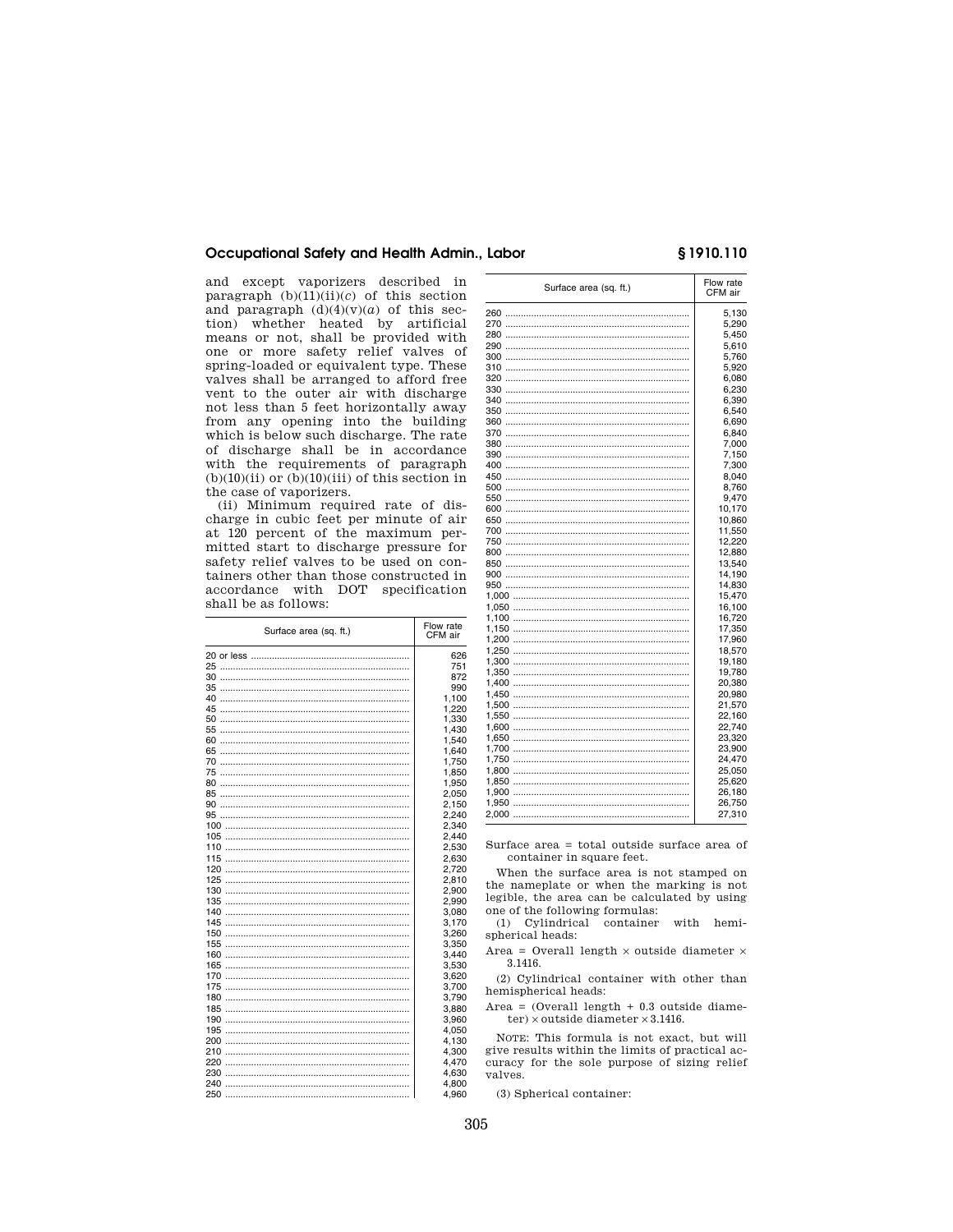and except vaporizers described in paragraph (b)(11)(ii)(*c*) of this section and paragraph (d)(4)(v)(*a*) of this section) whether heated by artificial means or not, shall be provided with one or more safety relief valves of spring-loaded or equivalent type. These valves shall be arranged to afford free vent to the outer air with discharge not less than 5 feet horizontally away from any opening into the building which is below such discharge. The rate of discharge shall be in accordance with the requirements of paragraph (b)(10)(ii) or (b)(10)(iii) of this section in the case of vaporizers.

(ii) Minimum required rate of discharge in cubic feet per minute of air at 120 percent of the maximum permitted start to discharge pressure for safety relief valves to be used on containers other than those constructed in accordance with DOT specification shall be as follows:

| Surface area (sq. ft.) | Flow rate CFM air |
|---|---|
| 20 or less | 626 |
| 25 | 751 |
| 30 | 872 |
| 35 | 990 |
| 40 | 1,100 |
| 45 | 1,220 |
| 50 | 1,330 |
| 55 | 1,430 |
| 60 | 1,540 |
| 65 | 1,640 |
| 70 | 1,750 |
| 75 | 1,850 |
| 80 | 1,950 |
| 85 | 2,050 |
| 90 | 2,150 |
| 95 | 2,240 |
| 100 | 2,340 |
| 105 | 2,440 |
| 110 | 2,530 |
| 115 | 2,630 |
| 120 | 2,720 |
| 125 | 2,810 |
| 130 | 2,900 |
| 135 | 2,990 |
| 140 | 3,080 |
| 145 | 3,170 |
| 150 | 3,260 |
| 155 | 3,350 |
| 160 | 3,440 |
| 165 | 3,530 |
| 170 | 3,620 |
| 175 | 3,700 |
| 180 | 3,790 |
| 185 | 3,880 |
| 190 | 3,960 |
| 195 | 4,050 |
| 200 | 4,130 |
| 210 | 4,300 |
| 220 | 4,470 |
| 230 | 4,630 |
| 240 | 4,800 |
| 250 | 4,960 |
| 260 | 5,130 |
| 270 | 5,290 |
| 280 | 5,450 |
| 290 | 5,610 |
| 300 | 5,760 |
| 310 | 5,920 |
| 320 | 6,080 |
| 330 | 6,230 |
| 340 | 6,390 |
| 350 | 6,540 |
| 360 | 6,690 |
| 370 | 6,840 |
| 380 | 7,000 |
| 390 | 7,150 |
| 400 | 7,300 |
| 450 | 8,040 |
| 500 | 8,760 |
| 550 | 9,470 |
| 600 | 10,170 |
| 650 | 10,860 |
| 700 | 11,550 |
| 750 | 12,220 |
| 800 | 12,880 |
| 850 | 13,540 |
| 900 | 14,190 |
| 950 | 14,830 |
| 1,000 | 15,470 |
| 1,050 | 16,100 |
| 1,100 | 16,720 |
| 1,150 | 17,350 |
| 1,200 | 17,960 |
| 1,250 | 18,570 |
| 1,300 | 19,180 |
| 1,350 | 19,780 |
| 1,400 | 20,380 |
| 1,450 | 20,980 |
| 1,500 | 21,570 |
| 1,550 | 22,160 |
| 1,600 | 22,740 |
| 1,650 | 23,320 |
| 1,700 | 23,900 |
| 1,750 | 24,470 |
| 1,800 | 25,050 |
| 1,850 | 25,620 |
| 1,900 | 26,180 |
| 1,950 | 26,750 |
| 2,000 | 27,310 |

Surface area = total outside surface area of container in square feet.

When the surface area is not stamped on the nameplate or when the marking is not legible, the area can be calculated by using one of the following formulas:

(1) Cylindrical container with hemispherical heads:

Area = Overall length × outside diameter × 3.1416.

(2) Cylindrical container with other than hemispherical heads:

Area = (Overall length + 0.3 outside diameter) × outside diameter × 3.1416.

NOTE: This formula is not exact, but will give results within the limits of practical accuracy for the sole purpose of sizing relief valves.

(3) Spherical container: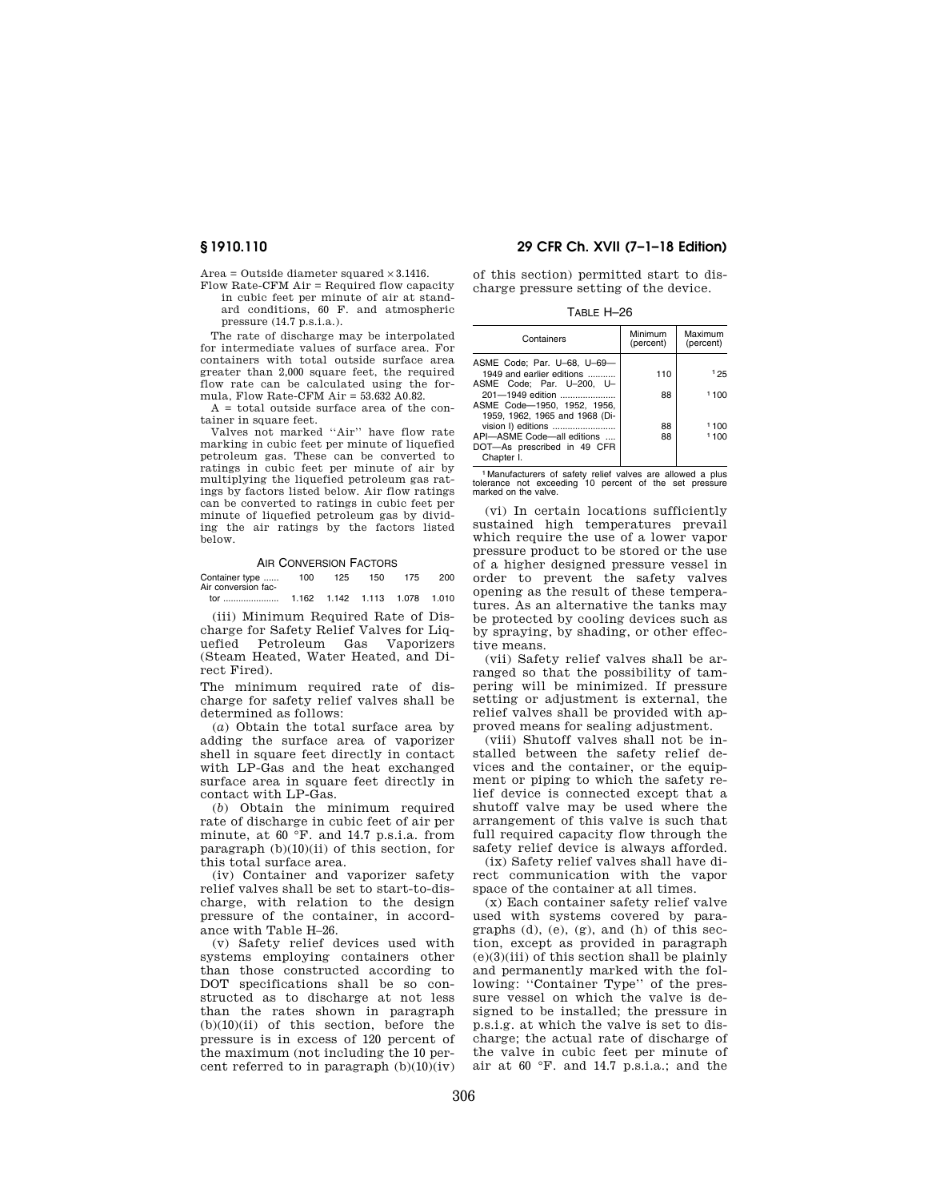Area = Outside diameter squared × 3.1416.

Flow Rate-CFM Air = Required flow capacity in cubic feet per minute of air at standard conditions, 60 F. and atmospheric pressure (14.7 p.s.i.a.).

The rate of discharge may be interpolated for intermediate values of surface area. For containers with total outside surface area greater than 2,000 square feet, the required flow rate can be calculated using the formula, Flow Rate-CFM Air = 53.632 A0.82.

A = total outside surface area of the container in square feet.

Valves not marked ''Air'' have flow rate marking in cubic feet per minute of liquefied petroleum gas. These can be converted to ratings in cubic feet per minute of air by multiplying the liquefied petroleum gas ratings by factors listed below. Air flow ratings can be converted to ratings in cubic feet per minute of liquefied petroleum gas by dividing the air ratings by the factors listed below.

AIR CONVERSION FACTORS

| Container type | 100 | 125 | 150 | 175 | 200 |
|---|---|---|---|---|---|
| Air conversion factor | 1.162 | 1.142 | 1.113 | 1.078 | 1.010 |

(iii) Minimum Required Rate of Discharge for Safety Relief Valves for Liquefied Petroleum Gas Vaporizers (Steam Heated, Water Heated, and Direct Fired).

The minimum required rate of discharge for safety relief valves shall be determined as follows:

(*a*) Obtain the total surface area by adding the surface area of vaporizer shell in square feet directly in contact with LP-Gas and the heat exchanged surface area in square feet directly in contact with LP-Gas.

(*b*) Obtain the minimum required rate of discharge in cubic feet of air per minute, at 60 °F. and 14.7 p.s.i.a. from paragraph (b)(10)(ii) of this section, for this total surface area.

(iv) Container and vaporizer safety relief valves shall be set to start-to-discharge, with relation to the design pressure of the container, in accordance with Table H–26.

(v) Safety relief devices used with systems employing containers other than those constructed according to DOT specifications shall be so constructed as to discharge at not less than the rates shown in paragraph (b)(10)(ii) of this section, before the pressure is in excess of 120 percent of the maximum (not including the 10 percent referred to in paragraph (b)(10)(iv) of this section) permitted start to discharge pressure setting of the device.

TABLE H–26

| Containers | Minimum (percent) | Maximum (percent) |
|---|---|---|
| ASME Code; Par. U–68, U–69—1949 and earlier editions | 110 | [1] 25 |
| ASME Code; Par. U–200, U–201—1949 edition | 88 | [1] 100 |
| ASME Code—1950, 1952, 1956, 1959, 1962, 1965 and 1968 (Division I) editions | 88 | [1] 100 |
| API—ASME Code—all editions | 88 | [1] 100 |
| DOT—As prescribed in 49 CFR Chapter I. | | |

[1] Manufacturers of safety relief valves are allowed a plus tolerance not exceeding 10 percent of the set pressure marked on the valve.

(vi) In certain locations sufficiently sustained high temperatures prevail which require the use of a lower vapor pressure product to be stored or the use of a higher designed pressure vessel in order to prevent the safety valves opening as the result of these temperatures. As an alternative the tanks may be protected by cooling devices such as by spraying, by shading, or other effective means.

(vii) Safety relief valves shall be arranged so that the possibility of tampering will be minimized. If pressure setting or adjustment is external, the relief valves shall be provided with approved means for sealing adjustment.

(viii) Shutoff valves shall not be installed between the safety relief devices and the container, or the equipment or piping to which the safety relief device is connected except that a shutoff valve may be used where the arrangement of this valve is such that full required capacity flow through the safety relief device is always afforded.

(ix) Safety relief valves shall have direct communication with the vapor space of the container at all times.

(x) Each container safety relief valve used with systems covered by paragraphs (d), (e), (g), and (h) of this section, except as provided in paragraph (e)(3)(iii) of this section shall be plainly and permanently marked with the following: ''Container Type'' of the pressure vessel on which the valve is designed to be installed; the pressure in p.s.i.g. at which the valve is set to discharge; the actual rate of discharge of the valve in cubic feet per minute of air at 60 °F. and 14.7 p.s.i.a.; and the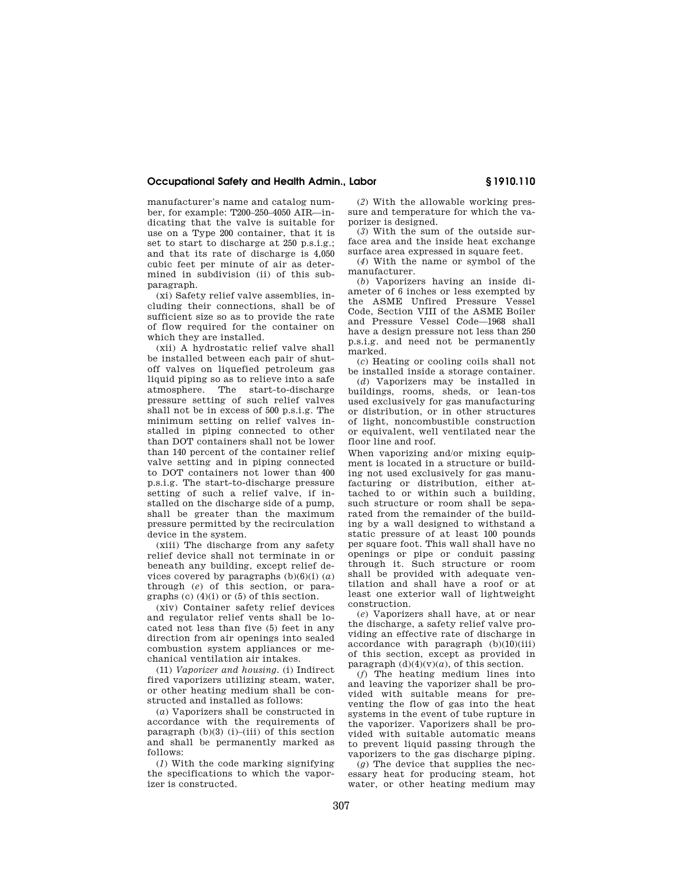manufacturer's name and catalog number, for example: T200–250–4050 AIR—indicating that the valve is suitable for use on a Type 200 container, that it is set to start to discharge at 250 p.s.i.g.; and that its rate of discharge is 4,050 cubic feet per minute of air as determined in subdivision (ii) of this subparagraph.

(xi) Safety relief valve assemblies, including their connections, shall be of sufficient size so as to provide the rate of flow required for the container on which they are installed.

(xii) A hydrostatic relief valve shall be installed between each pair of shut-off valves on liquefied petroleum gas liquid piping so as to relieve into a safe atmosphere. The start-to-discharge pressure setting of such relief valves shall not be in excess of 500 p.s.i.g. The minimum setting on relief valves installed in piping connected to other than DOT containers shall not be lower than 140 percent of the container relief valve setting and in piping connected to DOT containers not lower than 400 p.s.i.g. The start-to-discharge pressure setting of such a relief valve, if installed on the discharge side of a pump, shall be greater than the maximum pressure permitted by the recirculation device in the system.

(xiii) The discharge from any safety relief device shall not terminate in or beneath any building, except relief devices covered by paragraphs (b)(6)(i) (*a*) through (*e*) of this section, or paragraphs (c) (4)(i) or (5) of this section.

(xiv) Container safety relief devices and regulator relief vents shall be located not less than five (5) feet in any direction from air openings into sealed combustion system appliances or mechanical ventilation air intakes.

(11) *Vaporizer and housing*. (i) Indirect fired vaporizers utilizing steam, water, or other heating medium shall be constructed and installed as follows:

(*a*) Vaporizers shall be constructed in accordance with the requirements of paragraph (b)(3) (i)–(iii) of this section and shall be permanently marked as follows:

(*1*) With the code marking signifying the specifications to which the vaporizer is constructed.

(*2*) With the allowable working pressure and temperature for which the vaporizer is designed.

(*3*) With the sum of the outside surface area and the inside heat exchange surface area expressed in square feet.

(*4*) With the name or symbol of the manufacturer.

(*b*) Vaporizers having an inside diameter of 6 inches or less exempted by the ASME Unfired Pressure Vessel Code, Section VIII of the ASME Boiler and Pressure Vessel Code—1968 shall have a design pressure not less than 250 p.s.i.g. and need not be permanently marked.

(*c*) Heating or cooling coils shall not be installed inside a storage container.

(*d*) Vaporizers may be installed in buildings, rooms, sheds, or lean-tos used exclusively for gas manufacturing or distribution, or in other structures of light, noncombustible construction or equivalent, well ventilated near the floor line and roof.

When vaporizing and/or mixing equipment is located in a structure or building not used exclusively for gas manufacturing or distribution, either attached to or within such a building, such structure or room shall be separated from the remainder of the building by a wall designed to withstand a static pressure of at least 100 pounds per square foot. This wall shall have no openings or pipe or conduit passing through it. Such structure or room shall be provided with adequate ventilation and shall have a roof or at least one exterior wall of lightweight construction.

(*e*) Vaporizers shall have, at or near the discharge, a safety relief valve providing an effective rate of discharge in accordance with paragraph (b)(10)(iii) of this section, except as provided in paragraph (d)(4)(v)(*a*), of this section.

(*f*) The heating medium lines into and leaving the vaporizer shall be provided with suitable means for preventing the flow of gas into the heat systems in the event of tube rupture in the vaporizer. Vaporizers shall be provided with suitable automatic means to prevent liquid passing through the vaporizers to the gas discharge piping.

(*g*) The device that supplies the necessary heat for producing steam, hot water, or other heating medium may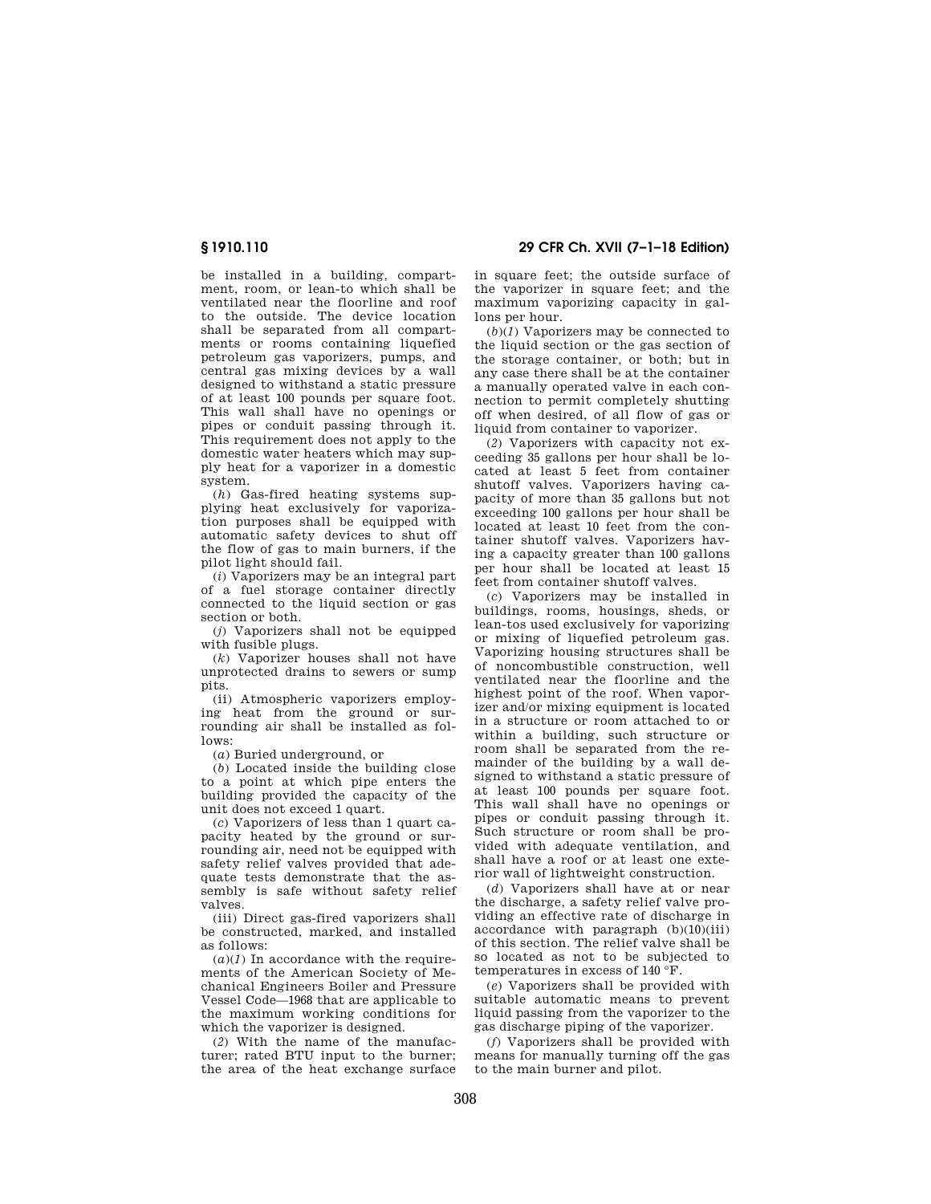be installed in a building, compartment, room, or lean-to which shall be ventilated near the floorline and roof to the outside. The device location shall be separated from all compartments or rooms containing liquefied petroleum gas vaporizers, pumps, and central gas mixing devices by a wall designed to withstand a static pressure of at least 100 pounds per square foot. This wall shall have no openings or pipes or conduit passing through it. This requirement does not apply to the domestic water heaters which may supply heat for a vaporizer in a domestic system.

(*h*) Gas-fired heating systems supplying heat exclusively for vaporization purposes shall be equipped with automatic safety devices to shut off the flow of gas to main burners, if the pilot light should fail.

(*i*) Vaporizers may be an integral part of a fuel storage container directly connected to the liquid section or gas section or both.

(*j*) Vaporizers shall not be equipped with fusible plugs.

(*k*) Vaporizer houses shall not have unprotected drains to sewers or sump pits.

(ii) Atmospheric vaporizers employing heat from the ground or surrounding air shall be installed as follows:

(*a*) Buried underground, or

(*b*) Located inside the building close to a point at which pipe enters the building provided the capacity of the unit does not exceed 1 quart.

(*c*) Vaporizers of less than 1 quart capacity heated by the ground or surrounding air, need not be equipped with safety relief valves provided that adequate tests demonstrate that the assembly is safe without safety relief valves.

(iii) Direct gas-fired vaporizers shall be constructed, marked, and installed as follows:

(*a*)(*1*) In accordance with the requirements of the American Society of Mechanical Engineers Boiler and Pressure Vessel Code—1968 that are applicable to the maximum working conditions for which the vaporizer is designed.

(*2*) With the name of the manufacturer; rated BTU input to the burner; the area of the heat exchange surface in square feet; the outside surface of the vaporizer in square feet; and the maximum vaporizing capacity in gallons per hour.

(*b*)(*1*) Vaporizers may be connected to the liquid section or the gas section of the storage container, or both; but in any case there shall be at the container a manually operated valve in each connection to permit completely shutting off when desired, of all flow of gas or liquid from container to vaporizer.

(*2*) Vaporizers with capacity not exceeding 35 gallons per hour shall be located at least 5 feet from container shutoff valves. Vaporizers having capacity of more than 35 gallons but not exceeding 100 gallons per hour shall be located at least 10 feet from the container shutoff valves. Vaporizers having a capacity greater than 100 gallons per hour shall be located at least 15 feet from container shutoff valves.

(*c*) Vaporizers may be installed in buildings, rooms, housings, sheds, or lean-tos used exclusively for vaporizing or mixing of liquefied petroleum gas. Vaporizing housing structures shall be of noncombustible construction, well ventilated near the floorline and the highest point of the roof. When vaporizer and/or mixing equipment is located in a structure or room attached to or within a building, such structure or room shall be separated from the remainder of the building by a wall designed to withstand a static pressure of at least 100 pounds per square foot. This wall shall have no openings or pipes or conduit passing through it. Such structure or room shall be provided with adequate ventilation, and shall have a roof or at least one exterior wall of lightweight construction.

(*d*) Vaporizers shall have at or near the discharge, a safety relief valve providing an effective rate of discharge in accordance with paragraph (b)(10)(iii) of this section. The relief valve shall be so located as not to be subjected to temperatures in excess of 140 °F.

(*e*) Vaporizers shall be provided with suitable automatic means to prevent liquid passing from the vaporizer to the gas discharge piping of the vaporizer.

(*f*) Vaporizers shall be provided with means for manually turning off the gas to the main burner and pilot.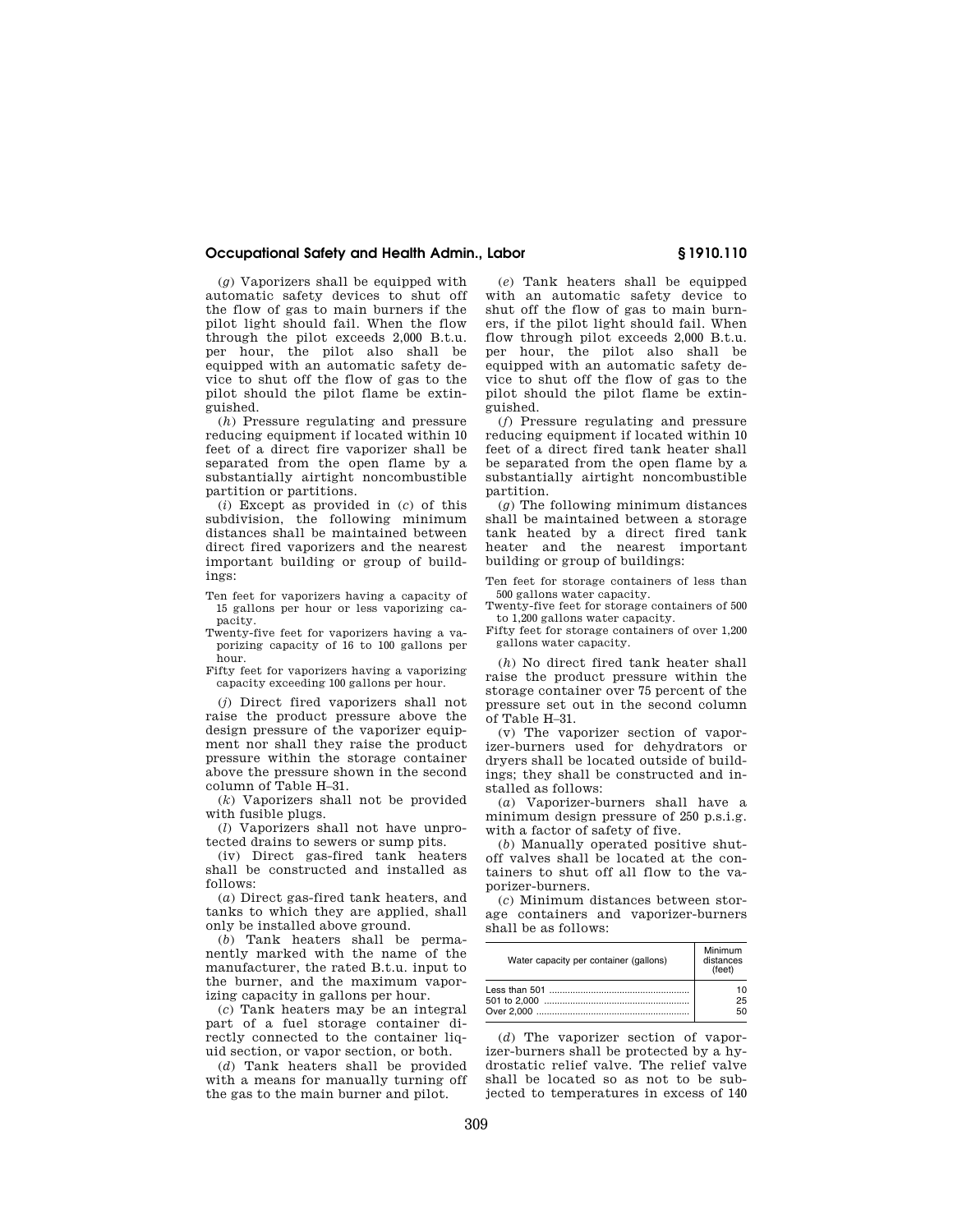(*g*) Vaporizers shall be equipped with automatic safety devices to shut off the flow of gas to main burners if the pilot light should fail. When the flow through the pilot exceeds 2,000 B.t.u. per hour, the pilot also shall be equipped with an automatic safety device to shut off the flow of gas to the pilot should the pilot flame be extinguished.

(*h*) Pressure regulating and pressure reducing equipment if located within 10 feet of a direct fire vaporizer shall be separated from the open flame by a substantially airtight noncombustible partition or partitions.

(*i*) Except as provided in (*c*) of this subdivision, the following minimum distances shall be maintained between direct fired vaporizers and the nearest important building or group of buildings:

Ten feet for vaporizers having a capacity of 15 gallons per hour or less vaporizing capacity.

Twenty-five feet for vaporizers having a vaporizing capacity of 16 to 100 gallons per hour.

Fifty feet for vaporizers having a vaporizing capacity exceeding 100 gallons per hour.

(*j*) Direct fired vaporizers shall not raise the product pressure above the design pressure of the vaporizer equipment nor shall they raise the product pressure within the storage container above the pressure shown in the second column of Table H–31.

(*k*) Vaporizers shall not be provided with fusible plugs.

(*l*) Vaporizers shall not have unprotected drains to sewers or sump pits.

(iv) Direct gas-fired tank heaters shall be constructed and installed as follows:

(*a*) Direct gas-fired tank heaters, and tanks to which they are applied, shall only be installed above ground.

(*b*) Tank heaters shall be permanently marked with the name of the manufacturer, the rated B.t.u. input to the burner, and the maximum vaporizing capacity in gallons per hour.

(*c*) Tank heaters may be an integral part of a fuel storage container directly connected to the container liquid section, or vapor section, or both.

(*d*) Tank heaters shall be provided with a means for manually turning off the gas to the main burner and pilot.

(*e*) Tank heaters shall be equipped with an automatic safety device to shut off the flow of gas to main burners, if the pilot light should fail. When flow through pilot exceeds 2,000 B.t.u. per hour, the pilot also shall be equipped with an automatic safety device to shut off the flow of gas to the pilot should the pilot flame be extinguished.

(*f*) Pressure regulating and pressure reducing equipment if located within 10 feet of a direct fired tank heater shall be separated from the open flame by a substantially airtight noncombustible partition.

(*g*) The following minimum distances shall be maintained between a storage tank heated by a direct fired tank heater and the nearest important building or group of buildings:

Ten feet for storage containers of less than 500 gallons water capacity.

Twenty-five feet for storage containers of 500 to 1,200 gallons water capacity.

Fifty feet for storage containers of over 1,200 gallons water capacity.

(*h*) No direct fired tank heater shall raise the product pressure within the storage container over 75 percent of the pressure set out in the second column of Table H–31.

(v) The vaporizer section of vaporizer-burners used for dehydrators or dryers shall be located outside of buildings; they shall be constructed and installed as follows:

(*a*) Vaporizer-burners shall have a minimum design pressure of 250 p.s.i.g. with a factor of safety of five.

(*b*) Manually operated positive shut-off valves shall be located at the containers to shut off all flow to the vaporizer-burners.

(*c*) Minimum distances between storage containers and vaporizer-burners shall be as follows:

| Water capacity per container (gallons) | Minimum distances (feet) |
|---|---|
| Less than 501 | 10 |
| 501 to 2,000 | 25 |
| Over 2,000 | 50 |

(*d*) The vaporizer section of vaporizer-burners shall be protected by a hydrostatic relief valve. The relief valve shall be located so as not to be subjected to temperatures in excess of 140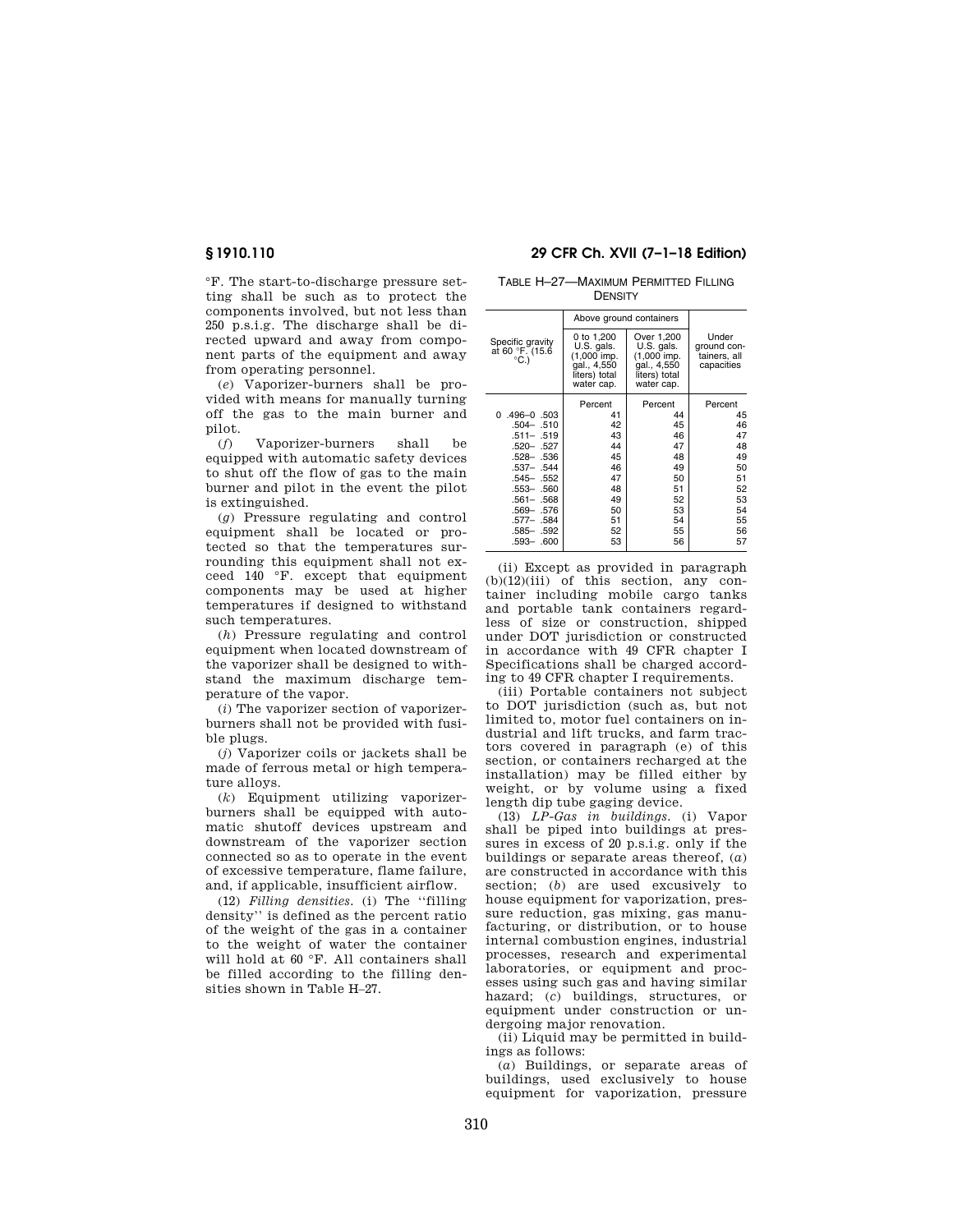°F. The start-to-discharge pressure setting shall be such as to protect the components involved, but not less than 250 p.s.i.g. The discharge shall be directed upward and away from component parts of the equipment and away from operating personnel.

(*e*) Vaporizer-burners shall be provided with means for manually turning off the gas to the main burner and pilot.

(*f*) Vaporizer-burners shall be equipped with automatic safety devices to shut off the flow of gas to the main burner and pilot in the event the pilot is extinguished.

(*g*) Pressure regulating and control equipment shall be located or protected so that the temperatures surrounding this equipment shall not exceed 140 °F. except that equipment components may be used at higher temperatures if designed to withstand such temperatures.

(*h*) Pressure regulating and control equipment when located downstream of the vaporizer shall be designed to withstand the maximum discharge temperature of the vapor.

(*i*) The vaporizer section of vaporizer-burners shall not be provided with fusible plugs.

(*j*) Vaporizer coils or jackets shall be made of ferrous metal or high temperature alloys.

(*k*) Equipment utilizing vaporizer-burners shall be equipped with automatic shutoff devices upstream and downstream of the vaporizer section connected so as to operate in the event of excessive temperature, flame failure, and, if applicable, insufficient airflow.

(12) *Filling densities.* (i) The ''filling density'' is defined as the percent ratio of the weight of the gas in a container to the weight of water the container will hold at 60 °F. All containers shall be filled according to the filling densities shown in Table H–27.

TABLE H–27—MAXIMUM PERMITTED FILLING DENSITY

| Specific gravity at 60 °F. (15.6 °C.) | Above ground containers | | Under ground containers, all capacities |
|---|---|---|---|
| | 0 to 1,200 U.S. gals. (1,000 imp. gal., 4,550 liters) total water cap. | Over 1,200 U.S. gals. (1,000 imp. gal., 4,550 liters) total water cap. | |
| | Percent | Percent | Percent |
| 0 .496–0 .503 | 41 | 44 | 45 |
| .504– .510 | 42 | 45 | 46 |
| .511– .519 | 43 | 46 | 47 |
| .520– .527 | 44 | 47 | 48 |
| .528– .536 | 45 | 48 | 49 |
| .537– .544 | 46 | 49 | 50 |
| .545– .552 | 47 | 50 | 51 |
| .553– .560 | 48 | 51 | 52 |
| .561– .568 | 49 | 52 | 53 |
| .569– .576 | 50 | 53 | 54 |
| .577– .584 | 51 | 54 | 55 |
| .585– .592 | 52 | 55 | 56 |
| .593– .600 | 53 | 56 | 57 |

(ii) Except as provided in paragraph (b)(12)(iii) of this section, any container including mobile cargo tanks and portable tank containers regardless of size or construction, shipped under DOT jurisdiction or constructed in accordance with 49 CFR chapter I Specifications shall be charged according to 49 CFR chapter I requirements.

(iii) Portable containers not subject to DOT jurisdiction (such as, but not limited to, motor fuel containers on industrial and lift trucks, and farm tractors covered in paragraph (e) of this section, or containers recharged at the installation) may be filled either by weight, or by volume using a fixed length dip tube gaging device.

(13) *LP-Gas in buildings.* (i) Vapor shall be piped into buildings at pressures in excess of 20 p.s.i.g. only if the buildings or separate areas thereof, (*a*) are constructed in accordance with this section; (*b*) are used excusively to house equipment for vaporization, pressure reduction, gas mixing, gas manufacturing, or distribution, or to house internal combustion engines, industrial processes, research and experimental laboratories, or equipment and processes using such gas and having similar hazard; (*c*) buildings, structures, or equipment under construction or undergoing major renovation.

(ii) Liquid may be permitted in buildings as follows:

(*a*) Buildings, or separate areas of buildings, used exclusively to house equipment for vaporization, pressure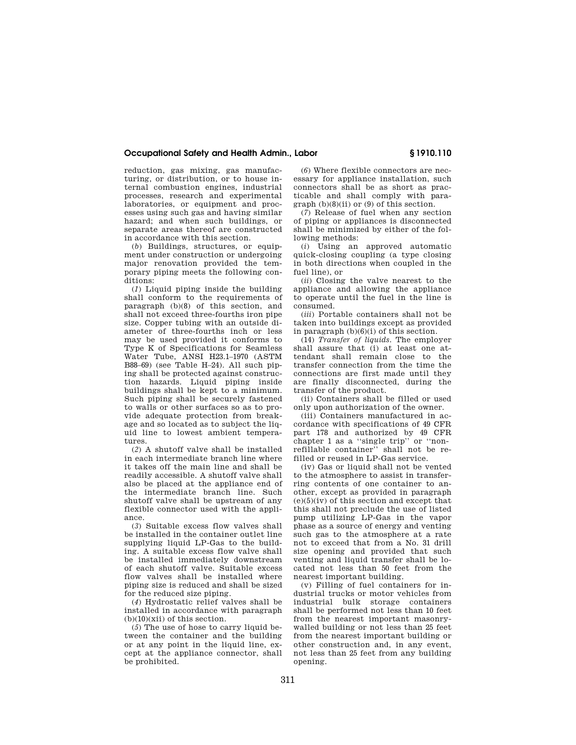reduction, gas mixing, gas manufacturing, or distribution, or to house internal combustion engines, industrial processes, research and experimental laboratories, or equipment and processes using such gas and having similar hazard; and when such buildings, or separate areas thereof are constructed in accordance with this section.

(*b*) Buildings, structures, or equipment under construction or undergoing major renovation provided the temporary piping meets the following conditions:

(*1*) Liquid piping inside the building shall conform to the requirements of paragraph (b)(8) of this section, and shall not exceed three-fourths iron pipe size. Copper tubing with an outside diameter of three-fourths inch or less may be used provided it conforms to Type K of Specifications for Seamless Water Tube, ANSI H23.1–1970 (ASTM B88–69) (see Table H–24). All such piping shall be protected against construction hazards. Liquid piping inside buildings shall be kept to a minimum. Such piping shall be securely fastened to walls or other surfaces so as to provide adequate protection from breakage and so located as to subject the liquid line to lowest ambient temperatures.

(*2*) A shutoff valve shall be installed in each intermediate branch line where it takes off the main line and shall be readily accessible. A shutoff valve shall also be placed at the appliance end of the intermediate branch line. Such shutoff valve shall be upstream of any flexible connector used with the appliance.

(*3*) Suitable excess flow valves shall be installed in the container outlet line supplying liquid LP-Gas to the building. A suitable excess flow valve shall be installed immediately downstream of each shutoff valve. Suitable excess flow valves shall be installed where piping size is reduced and shall be sized for the reduced size piping.

(*4*) Hydrostatic relief valves shall be installed in accordance with paragraph (b)(10)(xii) of this section.

(*5*) The use of hose to carry liquid between the container and the building or at any point in the liquid line, except at the appliance connector, shall be prohibited.

(*6*) Where flexible connectors are necessary for appliance installation, such connectors shall be as short as practicable and shall comply with paragraph (b)(8)(ii) or (9) of this section.

(*7*) Release of fuel when any section of piping or appliances is disconnected shall be minimized by either of the following methods:

(*i*) Using an approved automatic quick-closing coupling (a type closing in both directions when coupled in the fuel line), or

(*ii*) Closing the valve nearest to the appliance and allowing the appliance to operate until the fuel in the line is consumed.

(*iii*) Portable containers shall not be taken into buildings except as provided in paragraph (b)(6)(i) of this section.

(14) *Transfer of liquids.* The employer shall assure that (i) at least one attendant shall remain close to the transfer connection from the time the connections are first made until they are finally disconnected, during the transfer of the product.

(ii) Containers shall be filled or used only upon authorization of the owner.

(iii) Containers manufactured in accordance with specifications of 49 CFR part 178 and authorized by 49 CFR chapter 1 as a ''single trip'' or ''nonrefillable container'' shall not be refilled or reused in LP-Gas service.

(iv) Gas or liquid shall not be vented to the atmosphere to assist in transferring contents of one container to another, except as provided in paragraph (e)(5)(iv) of this section and except that this shall not preclude the use of listed pump utilizing LP-Gas in the vapor phase as a source of energy and venting such gas to the atmosphere at a rate not to exceed that from a No. 31 drill size opening and provided that such venting and liquid transfer shall be located not less than 50 feet from the nearest important building.

(v) Filling of fuel containers for industrial trucks or motor vehicles from industrial bulk storage containers shall be performed not less than 10 feet from the nearest important masonry-walled building or not less than 25 feet from the nearest important building or other construction and, in any event, not less than 25 feet from any building opening.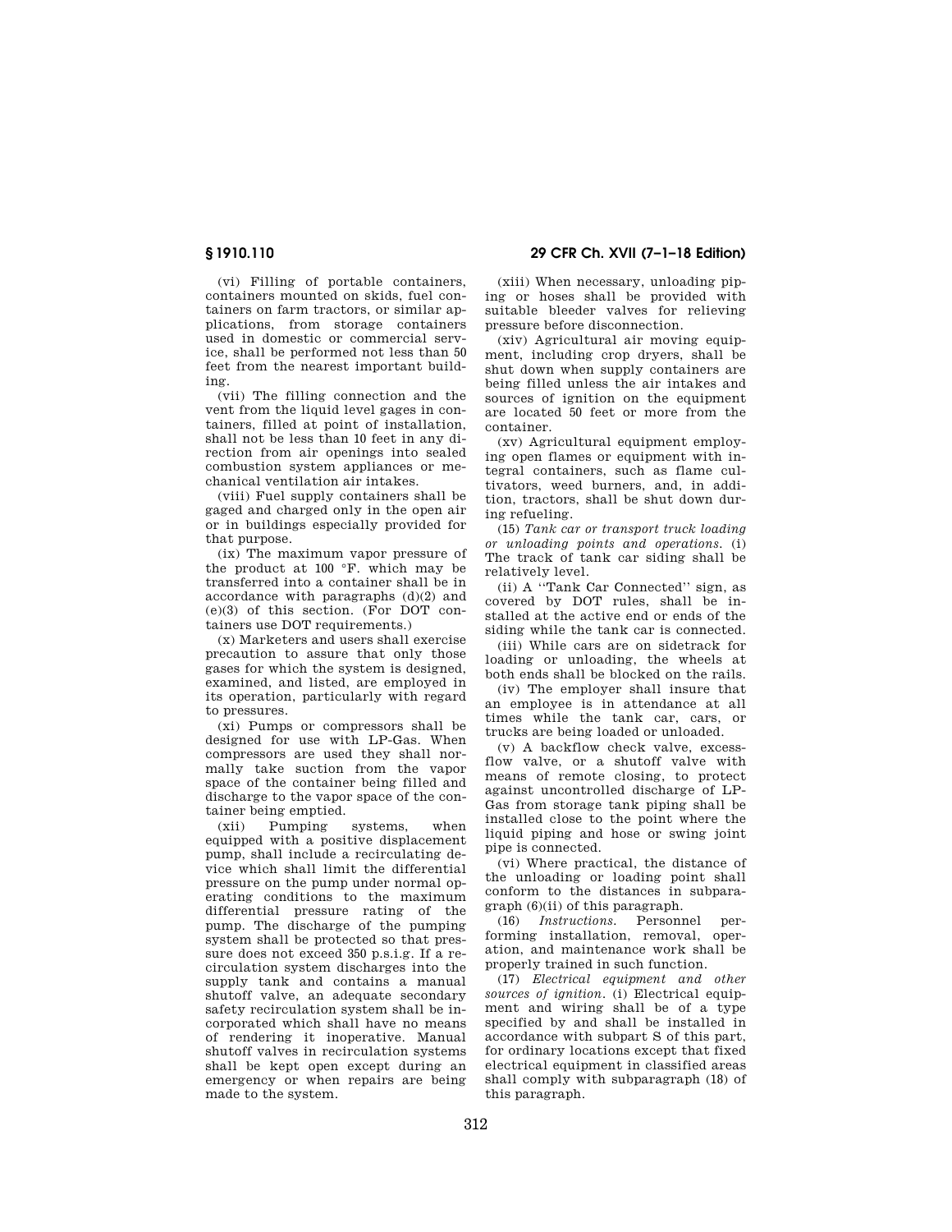(vi) Filling of portable containers, containers mounted on skids, fuel containers on farm tractors, or similar applications, from storage containers used in domestic or commercial service, shall be performed not less than 50 feet from the nearest important building.

(vii) The filling connection and the vent from the liquid level gages in containers, filled at point of installation, shall not be less than 10 feet in any direction from air openings into sealed combustion system appliances or mechanical ventilation air intakes.

(viii) Fuel supply containers shall be gaged and charged only in the open air or in buildings especially provided for that purpose.

(ix) The maximum vapor pressure of the product at 100 °F. which may be transferred into a container shall be in accordance with paragraphs (d)(2) and (e)(3) of this section. (For DOT containers use DOT requirements.)

(x) Marketers and users shall exercise precaution to assure that only those gases for which the system is designed, examined, and listed, are employed in its operation, particularly with regard to pressures.

(xi) Pumps or compressors shall be designed for use with LP-Gas. When compressors are used they shall normally take suction from the vapor space of the container being filled and discharge to the vapor space of the container being emptied.

(xii) Pumping systems, when equipped with a positive displacement pump, shall include a recirculating device which shall limit the differential pressure on the pump under normal operating conditions to the maximum differential pressure rating of the pump. The discharge of the pumping system shall be protected so that pressure does not exceed 350 p.s.i.g. If a recirculation system discharges into the supply tank and contains a manual shutoff valve, an adequate secondary safety recirculation system shall be incorporated which shall have no means of rendering it inoperative. Manual shutoff valves in recirculation systems shall be kept open except during an emergency or when repairs are being made to the system.

(xiii) When necessary, unloading piping or hoses shall be provided with suitable bleeder valves for relieving pressure before disconnection.

(xiv) Agricultural air moving equipment, including crop dryers, shall be shut down when supply containers are being filled unless the air intakes and sources of ignition on the equipment are located 50 feet or more from the container.

(xv) Agricultural equipment employing open flames or equipment with integral containers, such as flame cultivators, weed burners, and, in addition, tractors, shall be shut down during refueling.

(15) *Tank car or transport truck loading or unloading points and operations.* (i) The track of tank car siding shall be relatively level.

(ii) A "Tank Car Connected" sign, as covered by DOT rules, shall be installed at the active end or ends of the siding while the tank car is connected.

(iii) While cars are on sidetrack for loading or unloading, the wheels at both ends shall be blocked on the rails.

(iv) The employer shall insure that an employee is in attendance at all times while the tank car, cars, or trucks are being loaded or unloaded.

(v) A backflow check valve, excess-flow valve, or a shutoff valve with means of remote closing, to protect against uncontrolled discharge of LP-Gas from storage tank piping shall be installed close to the point where the liquid piping and hose or swing joint pipe is connected.

(vi) Where practical, the distance of the unloading or loading point shall conform to the distances in subparagraph (6)(ii) of this paragraph.

(16) *Instructions.* Personnel performing installation, removal, operation, and maintenance work shall be properly trained in such function.

(17) *Electrical equipment and other sources of ignition.* (i) Electrical equipment and wiring shall be of a type specified by and shall be installed in accordance with subpart S of this part, for ordinary locations except that fixed electrical equipment in classified areas shall comply with subparagraph (18) of this paragraph.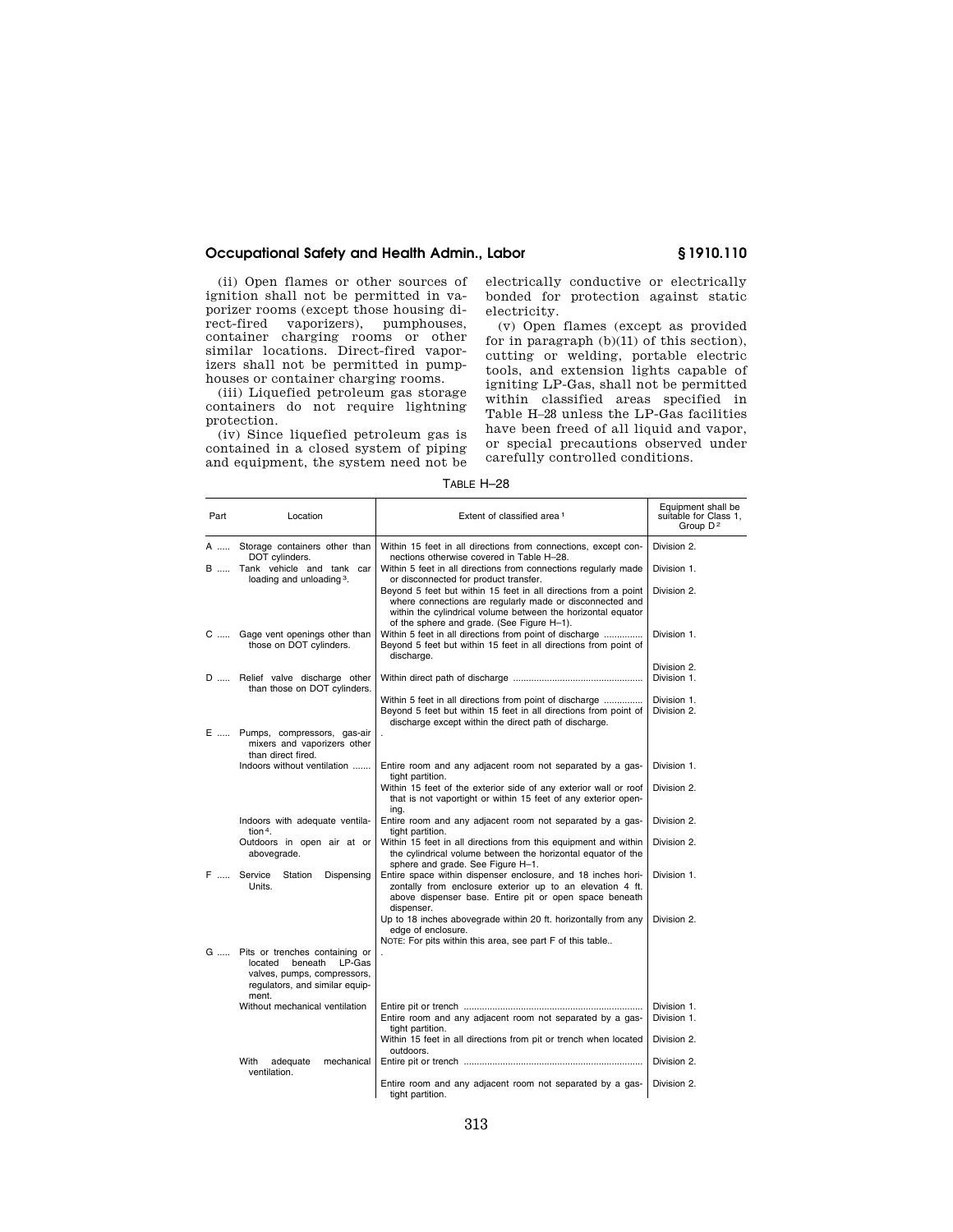(ii) Open flames or other sources of ignition shall not be permitted in vaporizer rooms (except those housing direct-fired vaporizers), pumphouses, container charging rooms or other similar locations. Direct-fired vaporizers shall not be permitted in pumphouses or container charging rooms.

(iii) Liquefied petroleum gas storage containers do not require lightning protection.

(iv) Since liquefied petroleum gas is contained in a closed system of piping and equipment, the system need not be electrically conductive or electrically bonded for protection against static electricity.

(v) Open flames (except as provided for in paragraph (b)(11) of this section), cutting or welding, portable electric tools, and extension lights capable of igniting LP-Gas, shall not be permitted within classified areas specified in Table H–28 unless the LP-Gas facilities have been freed of all liquid and vapor, or special precautions observed under carefully controlled conditions.

TABLE H–28

| Part | Location | Extent of classified area [1] | Equipment shall be suitable for Class 1, Group D [2] |
|---|---|---|---|
| A | Storage containers other than DOT cylinders. | Within 15 feet in all directions from connections, except connections otherwise covered in Table H–28. | Division 2. |
| B | Tank vehicle and tank car loading and unloading [3]. | Within 5 feet in all directions from connections regularly made or disconnected for product transfer. | Division 1. |
| | | Beyond 5 feet but within 15 feet in all directions from a point where connections are regularly made or disconnected and within the cylindrical volume between the horizontal equator of the sphere and grade. (See Figure H–1). | Division 2. |
| C | Gage vent openings other than those on DOT cylinders. | Within 5 feet in all directions from point of discharge | Division 1. |
| | | Beyond 5 feet but within 15 feet in all directions from point of discharge. | Division 2. |
| D | Relief valve discharge other than those on DOT cylinders. | Within direct path of discharge | Division 1. |
| | | Within 5 feet in all directions from point of discharge | Division 1. |
| | | Beyond 5 feet but within 15 feet in all directions from point of discharge except within the direct path of discharge. | Division 2. |
| E | Pumps, compressors, gas-air mixers and vaporizers other than direct fired. | . | |
| | Indoors without ventilation | Entire room and any adjacent room not separated by a gas-tight partition. | Division 1. |
| | | Within 15 feet of the exterior side of any exterior wall or roof that is not vaportight or within 15 feet of any exterior opening. | Division 2. |
| | Indoors with adequate ventilation [4]. | Entire room and any adjacent room not separated by a gas-tight partition. | Division 2. |
| | Outdoors in open air at or abovegrade. | Within 15 feet in all directions from this equipment and within the cylindrical volume between the horizontal equator of the sphere and grade. See Figure H–1. | Division 2. |
| F | Service Station Dispensing Units. | Entire space within dispenser enclosure, and 18 inches horizontally from enclosure exterior up to an elevation 4 ft. above dispenser base. Entire pit or open space beneath dispenser. | Division 1. |
| | | Up to 18 inches abovegrade within 20 ft. horizontally from any edge of enclosure. | Division 2. |
| | | NOTE: For pits within this area, see part F of this table.. | |
| G | Pits or trenches containing or located beneath LP-Gas valves, pumps, compressors, regulators, and similar equipment. | . | |
| | Without mechanical ventilation | Entire pit or trench | Division 1. |
| | | Entire room and any adjacent room not separated by a gas-tight partition. | Division 1. |
| | | Within 15 feet in all directions from pit or trench when located outdoors. | Division 2. |
| | With adequate mechanical ventilation. | Entire pit or trench | Division 2. |
| | | Entire room and any adjacent room not separated by a gas-tight partition. | Division 2. |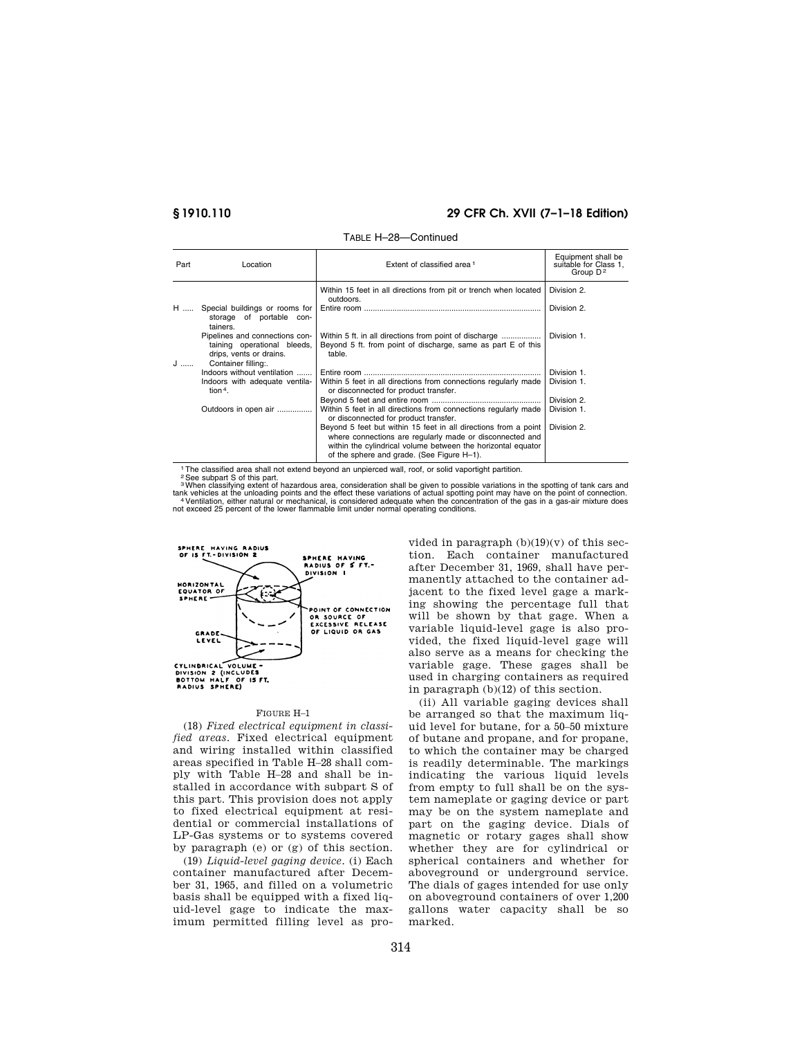TABLE H–28—Continued

| Part | Location | Extent of classified area [1] | Equipment shall be suitable for Class 1, Group D [2] |
|---|---|---|---|
| | | Within 15 feet in all directions from pit or trench when located outdoors. | Division 2. |
| H | Special buildings or rooms for storage of portable containers. | Entire room | Division 2. |
| | Pipelines and connections containing operational bleeds, drips, vents or drains. | Within 5 ft. in all directions from point of discharge | Division 1. |
| | | Beyond 5 ft. from point of discharge, same as part E of this table. | |
| J | Container filling:. | | |
| | Indoors without ventilation | Entire room | Division 1. |
| | Indoors with adequate ventilation [4]. | Within 5 feet in all directions from connections regularly made or disconnected for product transfer. | Division 1. |
| | | Beyond 5 feet and entire room | Division 2. |
| | Outdoors in open air | Within 5 feet in all directions from connections regularly made or disconnected for product transfer. | Division 1. |
| | | Beyond 5 feet but within 15 feet in all directions from a point where connections are regularly made or disconnected and within the cylindrical volume between the horizontal equator of the sphere and grade. (See Figure H–1). | Division 2. |

[1] The classified area shall not extend beyond an unpierced wall, roof, or solid vaportight partition.

[2] See subpart S of this part.

[3] When classifying extent of hazardous area, consideration shall be given to possible variations in the spotting of tank cars and tank vehicles at the unloading points and the effect these variations of actual spotting point may have on the point of connection.

[4] Ventilation, either natural or mechanical, is considered adequate when the concentration of the gas in a gas-air mixture does not exceed 25 percent of the lower flammable limit under normal operating conditions.

FIGURE H–1

(18) *Fixed electrical equipment in classified areas.* Fixed electrical equipment and wiring installed within classified areas specified in Table H–28 shall comply with Table H–28 and shall be installed in accordance with subpart S of this part. This provision does not apply to fixed electrical equipment at residential or commercial installations of LP-Gas systems or to systems covered by paragraph (e) or (g) of this section.

(19) *Liquid-level gaging device.* (i) Each container manufactured after December 31, 1965, and filled on a volumetric basis shall be equipped with a fixed liquid-level gage to indicate the maximum permitted filling level as provided in paragraph (b)(19)(v) of this section. Each container manufactured after December 31, 1969, shall have permanently attached to the container adjacent to the fixed level gage a marking showing the percentage full that will be shown by that gage. When a variable liquid-level gage is also provided, the fixed liquid-level gage will also serve as a means for checking the variable gage. These gages shall be used in charging containers as required in paragraph (b)(12) of this section.

(ii) All variable gaging devices shall be arranged so that the maximum liquid level for butane, for a 50–50 mixture of butane and propane, and for propane, to which the container may be charged is readily determinable. The markings indicating the various liquid levels from empty to full shall be on the system nameplate or gaging device or part may be on the system nameplate and part on the gaging device. Dials of magnetic or rotary gages shall show whether they are for cylindrical or spherical containers and whether for aboveground or underground service. The dials of gages intended for use only on aboveground containers of over 1,200 gallons water capacity shall be so marked.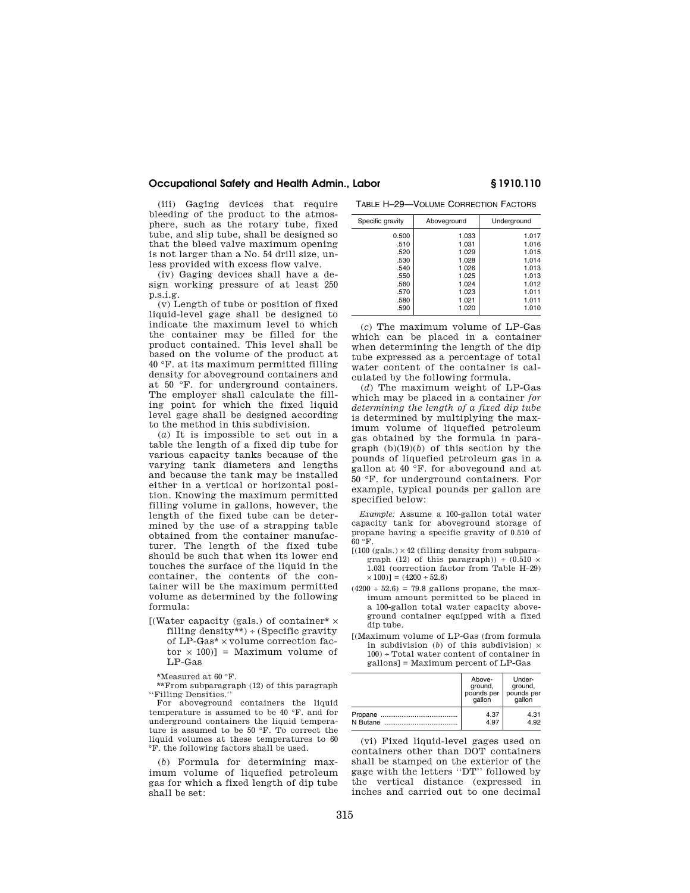(iii) Gaging devices that require bleeding of the product to the atmosphere, such as the rotary tube, fixed tube, and slip tube, shall be designed so that the bleed valve maximum opening is not larger than a No. 54 drill size, unless provided with excess flow valve.

(iv) Gaging devices shall have a design working pressure of at least 250 p.s.i.g.

(v) Length of tube or position of fixed liquid-level gage shall be designed to indicate the maximum level to which the container may be filled for the product contained. This level shall be based on the volume of the product at 40 °F. at its maximum permitted filling density for aboveground containers and at 50 °F. for underground containers. The employer shall calculate the filling point for which the fixed liquid level gage shall be designed according to the method in this subdivision.

(*a*) It is impossible to set out in a table the length of a fixed dip tube for various capacity tanks because of the varying tank diameters and lengths and because the tank may be installed either in a vertical or horizontal position. Knowing the maximum permitted filling volume in gallons, however, the length of the fixed tube can be determined by the use of a strapping table obtained from the container manufacturer. The length of the fixed tube should be such that when its lower end touches the surface of the liquid in the container, the contents of the container will be the maximum permitted volume as determined by the following formula:

[(Water capacity (gals.) of container* × filling density**) ÷ (Specific gravity of LP-Gas* × volume correction factor × 100)] = Maximum volume of LP-Gas

*Measured at 60 °F.

**From subparagraph (12) of this paragraph "Filling Densities."

For aboveground containers the liquid temperature is assumed to be 40 °F. and for underground containers the liquid temperature is assumed to be 50 °F. To correct the liquid volumes at these temperatures to 60 °F. the following factors shall be used.

(*b*) Formula for determining maximum volume of liquefied petroleum gas for which a fixed length of dip tube shall be set:

TABLE H–29—VOLUME CORRECTION FACTORS

| Specific gravity | Aboveground | Underground |
|---|---|---|
| 0.500 | 1.033 | 1.017 |
| .510 | 1.031 | 1.016 |
| .520 | 1.029 | 1.015 |
| .530 | 1.028 | 1.014 |
| .540 | 1.026 | 1.013 |
| .550 | 1.025 | 1.013 |
| .560 | 1.024 | 1.012 |
| .570 | 1.023 | 1.011 |
| .580 | 1.021 | 1.011 |
| .590 | 1.020 | 1.010 |

(*c*) The maximum volume of LP-Gas which can be placed in a container when determining the length of the dip tube expressed as a percentage of total water content of the container is calculated by the following formula.

(*d*) The maximum weight of LP-Gas which may be placed in a container *for determining the length of a fixed dip tube* is determined by multiplying the maximum volume of liquefied petroleum gas obtained by the formula in paragraph (b)(19)(*b*) of this section by the pounds of liquefied petroleum gas in a gallon at 40 °F. for abovegound and at 50 °F. for underground containers. For example, typical pounds per gallon are specified below:

*Example:* Assume a 100-gallon total water capacity tank for aboveground storage of propane having a specific gravity of 0.510 of 60 °F.

[(100 (gals.) × 42 (filling density from subparagraph (12) of this paragraph)) ÷ (0.510 × 1.031 (correction factor from Table H–29) × 100)] = (4200 ÷ 52.6)

(4200 ÷ 52.6) = 79.8 gallons propane, the maximum amount permitted to be placed in a 100-gallon total water capacity aboveground container equipped with a fixed dip tube.

[(Maximum volume of LP-Gas (from formula in subdivision (*b*) of this subdivision) × 100) ÷ Total water content of container in gallons] = Maximum percent of LP-Gas

| | Above-ground, pounds per gallon | Under-ground, pounds per gallon |
|---|---|---|
| Propane | 4.37 | 4.31 |
| N Butane | 4.97 | 4.92 |

(vi) Fixed liquid-level gages used on containers other than DOT containers shall be stamped on the exterior of the gage with the letters "DT" followed by the vertical distance (expressed in inches and carried out to one decimal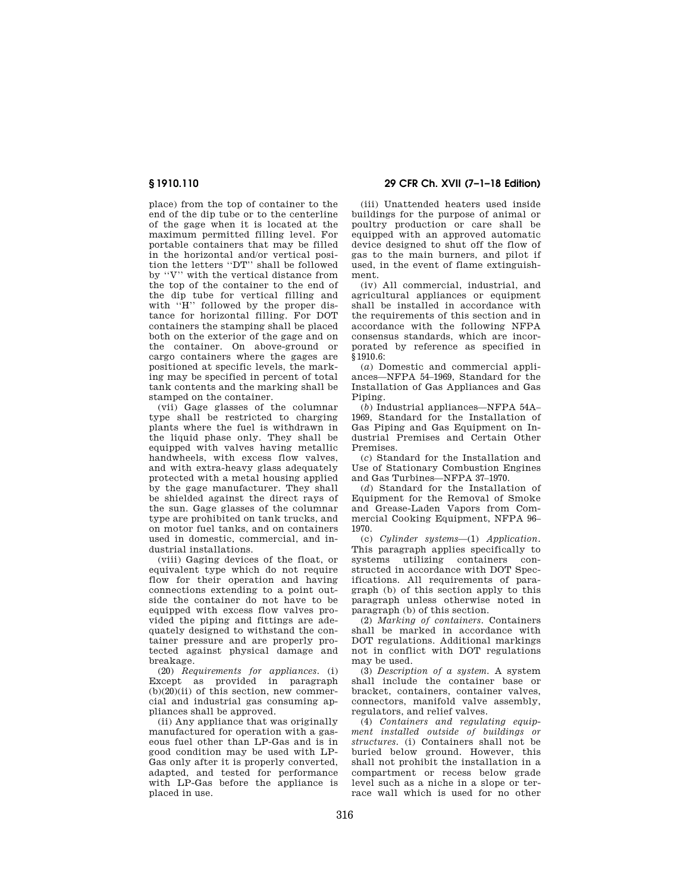place) from the top of container to the end of the dip tube or to the centerline of the gage when it is located at the maximum permitted filling level. For portable containers that may be filled in the horizontal and/or vertical position the letters ''DT'' shall be followed by ''V'' with the vertical distance from the top of the container to the end of the dip tube for vertical filling and with ''H'' followed by the proper distance for horizontal filling. For DOT containers the stamping shall be placed both on the exterior of the gage and on the container. On above-ground or cargo containers where the gages are positioned at specific levels, the marking may be specified in percent of total tank contents and the marking shall be stamped on the container.

(vii) Gage glasses of the columnar type shall be restricted to charging plants where the fuel is withdrawn in the liquid phase only. They shall be equipped with valves having metallic handwheels, with excess flow valves, and with extra-heavy glass adequately protected with a metal housing applied by the gage manufacturer. They shall be shielded against the direct rays of the sun. Gage glasses of the columnar type are prohibited on tank trucks, and on motor fuel tanks, and on containers used in domestic, commercial, and industrial installations.

(viii) Gaging devices of the float, or equivalent type which do not require flow for their operation and having connections extending to a point outside the container do not have to be equipped with excess flow valves provided the piping and fittings are adequately designed to withstand the container pressure and are properly protected against physical damage and breakage.

(20) *Requirements for appliances.* (i) Except as provided in paragraph (b)(20)(ii) of this section, new commercial and industrial gas consuming appliances shall be approved.

(ii) Any appliance that was originally manufactured for operation with a gaseous fuel other than LP-Gas and is in good condition may be used with LP-Gas only after it is properly converted, adapted, and tested for performance with LP-Gas before the appliance is placed in use.

(iii) Unattended heaters used inside buildings for the purpose of animal or poultry production or care shall be equipped with an approved automatic device designed to shut off the flow of gas to the main burners, and pilot if used, in the event of flame extinguishment.

(iv) All commercial, industrial, and agricultural appliances or equipment shall be installed in accordance with the requirements of this section and in accordance with the following NFPA consensus standards, which are incorporated by reference as specified in §1910.6:

(*a*) Domestic and commercial appliances—NFPA 54–1969, Standard for the Installation of Gas Appliances and Gas Piping.

(*b*) Industrial appliances—NFPA 54A–1969, Standard for the Installation of Gas Piping and Gas Equipment on Industrial Premises and Certain Other Premises.

(*c*) Standard for the Installation and Use of Stationary Combustion Engines and Gas Turbines—NFPA 37–1970.

(*d*) Standard for the Installation of Equipment for the Removal of Smoke and Grease-Laden Vapors from Commercial Cooking Equipment, NFPA 96–1970.

(c) *Cylinder systems*—(1) *Application.* This paragraph applies specifically to systems utilizing containers constructed in accordance with DOT Specifications. All requirements of paragraph (b) of this section apply to this paragraph unless otherwise noted in paragraph (b) of this section.

(2) *Marking of containers.* Containers shall be marked in accordance with DOT regulations. Additional markings not in conflict with DOT regulations may be used.

(3) *Description of a system.* A system shall include the container base or bracket, containers, container valves, connectors, manifold valve assembly, regulators, and relief valves.

(4) *Containers and regulating equipment installed outside of buildings or structures.* (i) Containers shall not be buried below ground. However, this shall not prohibit the installation in a compartment or recess below grade level such as a niche in a slope or terrace wall which is used for no other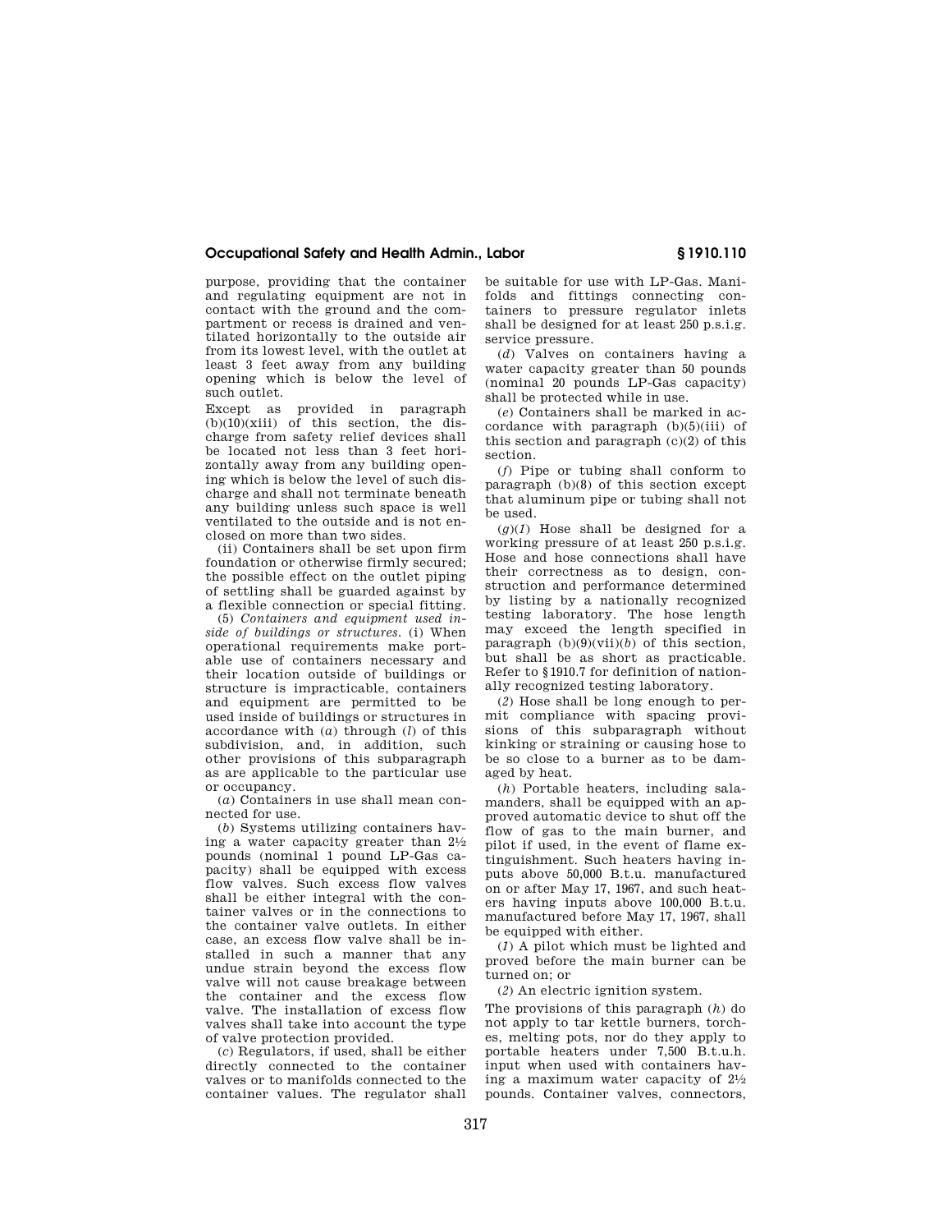purpose, providing that the container and regulating equipment are not in contact with the ground and the compartment or recess is drained and ventilated horizontally to the outside air from its lowest level, with the outlet at least 3 feet away from any building opening which is below the level of such outlet.

Except as provided in paragraph (b)(10)(xiii) of this section, the discharge from safety relief devices shall be located not less than 3 feet horizontally away from any building opening which is below the level of such discharge and shall not terminate beneath any building unless such space is well ventilated to the outside and is not enclosed on more than two sides.

(ii) Containers shall be set upon firm foundation or otherwise firmly secured; the possible effect on the outlet piping of settling shall be guarded against by a flexible connection or special fitting.

(5) *Containers and equipment used inside of buildings or structures.* (i) When operational requirements make portable use of containers necessary and their location outside of buildings or structure is impracticable, containers and equipment are permitted to be used inside of buildings or structures in accordance with (*a*) through (*l*) of this subdivision, and, in addition, such other provisions of this subparagraph as are applicable to the particular use or occupancy.

(*a*) Containers in use shall mean connected for use.

(*b*) Systems utilizing containers having a water capacity greater than 2½ pounds (nominal 1 pound LP-Gas capacity) shall be equipped with excess flow valves. Such excess flow valves shall be either integral with the container valves or in the connections to the container valve outlets. In either case, an excess flow valve shall be installed in such a manner that any undue strain beyond the excess flow valve will not cause breakage between the container and the excess flow valve. The installation of excess flow valves shall take into account the type of valve protection provided.

(*c*) Regulators, if used, shall be either directly connected to the container valves or to manifolds connected to the container values. The regulator shall be suitable for use with LP-Gas. Manifolds and fittings connecting containers to pressure regulator inlets shall be designed for at least 250 p.s.i.g. service pressure.

(*d*) Valves on containers having a water capacity greater than 50 pounds (nominal 20 pounds LP-Gas capacity) shall be protected while in use.

(*e*) Containers shall be marked in accordance with paragraph (b)(5)(iii) of this section and paragraph (c)(2) of this section.

(*f*) Pipe or tubing shall conform to paragraph (b)(8) of this section except that aluminum pipe or tubing shall not be used.

(*g*)(*1*) Hose shall be designed for a working pressure of at least 250 p.s.i.g. Hose and hose connections shall have their correctness as to design, construction and performance determined by listing by a nationally recognized testing laboratory. The hose length may exceed the length specified in paragraph (b)(9)(vii)(*b*) of this section, but shall be as short as practicable. Refer to §1910.7 for definition of nationally recognized testing laboratory.

(*2*) Hose shall be long enough to permit compliance with spacing provisions of this subparagraph without kinking or straining or causing hose to be so close to a burner as to be damaged by heat.

(*h*) Portable heaters, including salamanders, shall be equipped with an approved automatic device to shut off the flow of gas to the main burner, and pilot if used, in the event of flame extinguishment. Such heaters having inputs above 50,000 B.t.u. manufactured on or after May 17, 1967, and such heaters having inputs above 100,000 B.t.u. manufactured before May 17, 1967, shall be equipped with either.

(*1*) A pilot which must be lighted and proved before the main burner can be turned on; or

(*2*) An electric ignition system.

The provisions of this paragraph (*h*) do not apply to tar kettle burners, torches, melting pots, nor do they apply to portable heaters under 7,500 B.t.u.h. input when used with containers having a maximum water capacity of 2½ pounds. Container valves, connectors,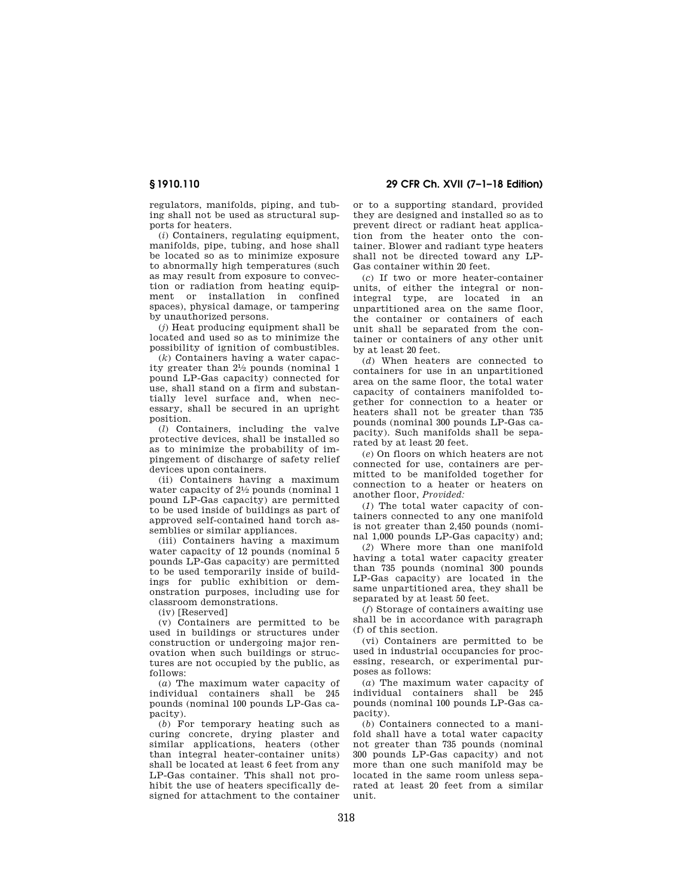regulators, manifolds, piping, and tubing shall not be used as structural supports for heaters.

(*i*) Containers, regulating equipment, manifolds, pipe, tubing, and hose shall be located so as to minimize exposure to abnormally high temperatures (such as may result from exposure to convection or radiation from heating equipment or installation in confined spaces), physical damage, or tampering by unauthorized persons.

(*j*) Heat producing equipment shall be located and used so as to minimize the possibility of ignition of combustibles.

(*k*) Containers having a water capacity greater than 2½ pounds (nominal 1 pound LP-Gas capacity) connected for use, shall stand on a firm and substantially level surface and, when necessary, shall be secured in an upright position.

(*l*) Containers, including the valve protective devices, shall be installed so as to minimize the probability of impingement of discharge of safety relief devices upon containers.

(ii) Containers having a maximum water capacity of 2½ pounds (nominal 1 pound LP-Gas capacity) are permitted to be used inside of buildings as part of approved self-contained hand torch assemblies or similar appliances.

(iii) Containers having a maximum water capacity of 12 pounds (nominal 5 pounds LP-Gas capacity) are permitted to be used temporarily inside of buildings for public exhibition or demonstration purposes, including use for classroom demonstrations.

(iv) [Reserved]

(v) Containers are permitted to be used in buildings or structures under construction or undergoing major renovation when such buildings or structures are not occupied by the public, as follows:

(*a*) The maximum water capacity of individual containers shall be 245 pounds (nominal 100 pounds LP-Gas capacity).

(*b*) For temporary heating such as curing concrete, drying plaster and similar applications, heaters (other than integral heater-container units) shall be located at least 6 feet from any LP-Gas container. This shall not prohibit the use of heaters specifically designed for attachment to the container or to a supporting standard, provided they are designed and installed so as to prevent direct or radiant heat application from the heater onto the container. Blower and radiant type heaters shall not be directed toward any LP-Gas container within 20 feet.

(*c*) If two or more heater-container units, of either the integral or nonintegral type, are located in an unpartitioned area on the same floor, the container or containers of each unit shall be separated from the container or containers of any other unit by at least 20 feet.

(*d*) When heaters are connected to containers for use in an unpartitioned area on the same floor, the total water capacity of containers manifolded together for connection to a heater or heaters shall not be greater than 735 pounds (nominal 300 pounds LP-Gas capacity). Such manifolds shall be separated by at least 20 feet.

(*e*) On floors on which heaters are not connected for use, containers are permitted to be manifolded together for connection to a heater or heaters on another floor, *Provided:*

(*1*) The total water capacity of containers connected to any one manifold is not greater than 2,450 pounds (nominal 1,000 pounds LP-Gas capacity) and;

(*2*) Where more than one manifold having a total water capacity greater than 735 pounds (nominal 300 pounds LP-Gas capacity) are located in the same unpartitioned area, they shall be separated by at least 50 feet.

(*f*) Storage of containers awaiting use shall be in accordance with paragraph (f) of this section.

(vi) Containers are permitted to be used in industrial occupancies for processing, research, or experimental purposes as follows:

(*a*) The maximum water capacity of individual containers shall be 245 pounds (nominal 100 pounds LP-Gas capacity).

(*b*) Containers connected to a manifold shall have a total water capacity not greater than 735 pounds (nominal 300 pounds LP-Gas capacity) and not more than one such manifold may be located in the same room unless separated at least 20 feet from a similar unit.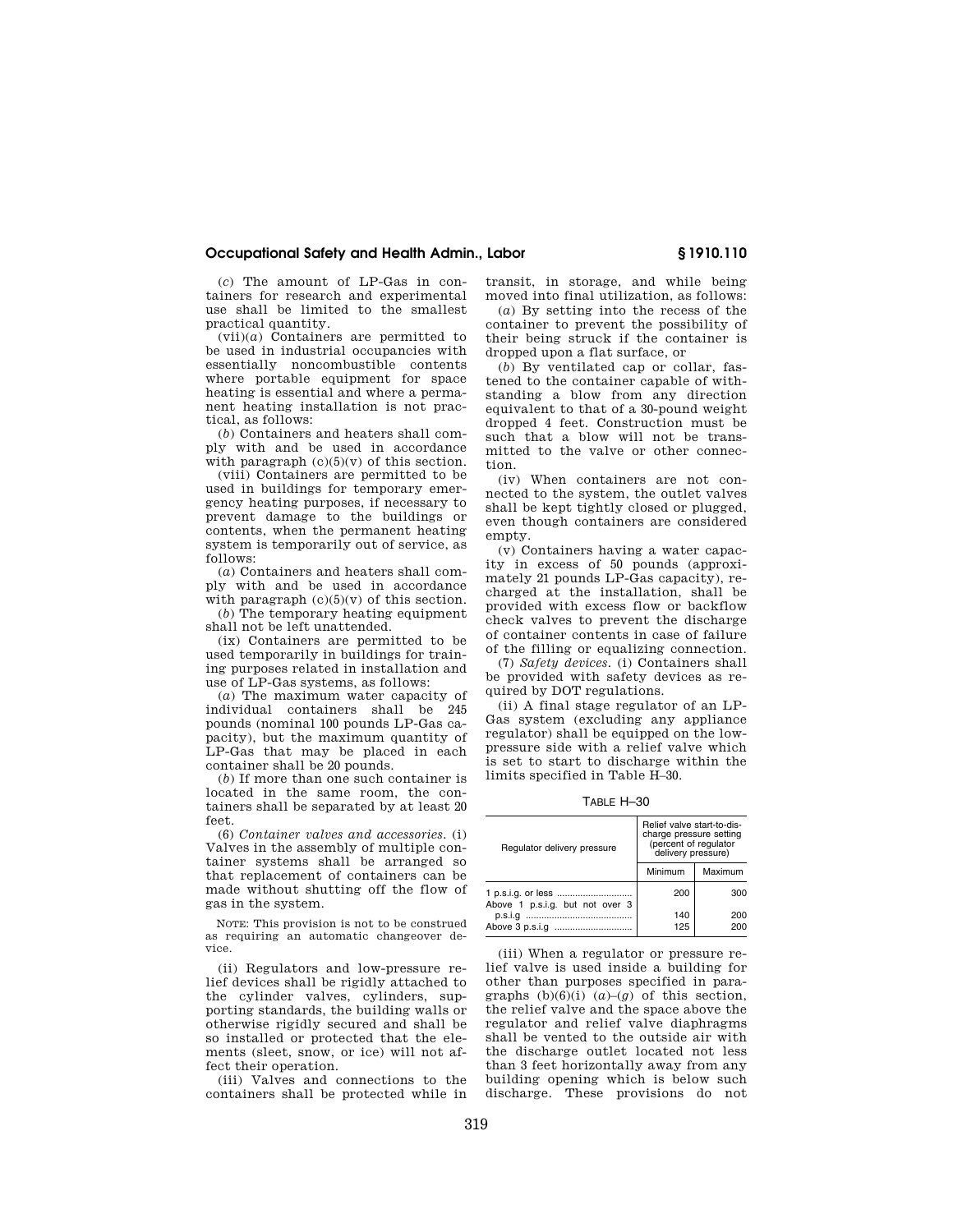(*c*) The amount of LP-Gas in containers for research and experimental use shall be limited to the smallest practical quantity.

(vii)(*a*) Containers are permitted to be used in industrial occupancies with essentially noncombustible contents where portable equipment for space heating is essential and where a permanent heating installation is not practical, as follows:

(*b*) Containers and heaters shall comply with and be used in accordance with paragraph (c)(5)(v) of this section.

(viii) Containers are permitted to be used in buildings for temporary emergency heating purposes, if necessary to prevent damage to the buildings or contents, when the permanent heating system is temporarily out of service, as follows:

(*a*) Containers and heaters shall comply with and be used in accordance with paragraph (c)(5)(v) of this section.

(*b*) The temporary heating equipment shall not be left unattended.

(ix) Containers are permitted to be used temporarily in buildings for training purposes related in installation and use of LP-Gas systems, as follows:

(*a*) The maximum water capacity of individual containers shall be 245 pounds (nominal 100 pounds LP-Gas capacity), but the maximum quantity of LP-Gas that may be placed in each container shall be 20 pounds.

(*b*) If more than one such container is located in the same room, the containers shall be separated by at least 20 feet.

(6) *Container valves and accessories.* (i) Valves in the assembly of multiple container systems shall be arranged so that replacement of containers can be made without shutting off the flow of gas in the system.

NOTE: This provision is not to be construed as requiring an automatic changeover device.

(ii) Regulators and low-pressure relief devices shall be rigidly attached to the cylinder valves, cylinders, supporting standards, the building walls or otherwise rigidly secured and shall be so installed or protected that the elements (sleet, snow, or ice) will not affect their operation.

(iii) Valves and connections to the containers shall be protected while in transit, in storage, and while being moved into final utilization, as follows:

(*a*) By setting into the recess of the container to prevent the possibility of their being struck if the container is dropped upon a flat surface, or

(*b*) By ventilated cap or collar, fastened to the container capable of withstanding a blow from any direction equivalent to that of a 30-pound weight dropped 4 feet. Construction must be such that a blow will not be transmitted to the valve or other connection.

(iv) When containers are not connected to the system, the outlet valves shall be kept tightly closed or plugged, even though containers are considered empty.

(v) Containers having a water capacity in excess of 50 pounds (approximately 21 pounds LP-Gas capacity), recharged at the installation, shall be provided with excess flow or backflow check valves to prevent the discharge of container contents in case of failure of the filling or equalizing connection.

(7) *Safety devices.* (i) Containers shall be provided with safety devices as required by DOT regulations.

(ii) A final stage regulator of an LP-Gas system (excluding any appliance regulator) shall be equipped on the low-pressure side with a relief valve which is set to start to discharge within the limits specified in Table H–30.

TABLE H–30

| Regulator delivery pressure | Relief valve start-to-discharge pressure setting (percent of regulator delivery pressure) | |
|---|---|---|
| | Minimum | Maximum |
| 1 p.s.i.g. or less | 200 | 300 |
| Above 1 p.s.i.g. but not over 3 p.s.i.g | 140 | 200 |
| Above 3 p.s.i.g | 125 | 200 |

(iii) When a regulator or pressure relief valve is used inside a building for other than purposes specified in paragraphs (b)(6)(i) (*a*)–(*g*) of this section, the relief valve and the space above the regulator and relief valve diaphragms shall be vented to the outside air with the discharge outlet located not less than 3 feet horizontally away from any building opening which is below such discharge. These provisions do not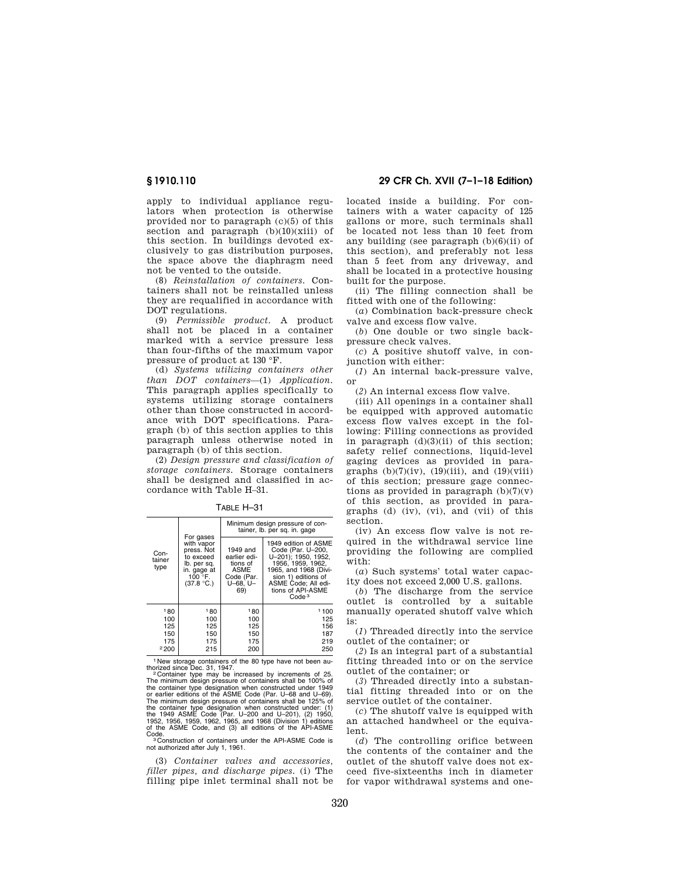apply to individual appliance regulators when protection is otherwise provided nor to paragraph (c)(5) of this section and paragraph (b)(10)(xiii) of this section. In buildings devoted exclusively to gas distribution purposes, the space above the diaphragm need not be vented to the outside.

(8) *Reinstallation of containers.* Containers shall not be reinstalled unless they are requalified in accordance with DOT regulations.

(9) *Permissible product.* A product shall not be placed in a container marked with a service pressure less than four-fifths of the maximum vapor pressure of product at 130 °F.

(d) *Systems utilizing containers other than DOT containers*—(1) *Application.* This paragraph applies specifically to systems utilizing storage containers other than those constructed in accordance with DOT specifications. Paragraph (b) of this section applies to this paragraph unless otherwise noted in paragraph (b) of this section.

(2) *Design pressure and classification of storage containers.* Storage containers shall be designed and classified in accordance with Table H–31.

TABLE H–31

| Container type | For gases with vapor press. Not to exceed lb. per sq. in. gage at 100 °F. (37.8 °C.) | Minimum design pressure of container, lb. per sq. in. gage | |
|---|---|---|---|
| | | 1949 and earlier editions of ASME Code (Par. U–68, U–69) | 1949 edition of ASME Code (Par. U–200, U–201); 1950, 1952, 1956, 1959, 1962, 1965, and 1968 (Division 1) editions of ASME Code; All editions of API-ASME Code [3] |
| [1] 80 | [1] 80 | [1] 80 | [1] 100 |
| 100 | 100 | 100 | 125 |
| 125 | 125 | 125 | 156 |
| 150 | 150 | 150 | 187 |
| 175 | 175 | 175 | 219 |
| [2] 200 | 215 | 200 | 250 |

[1] New storage containers of the 80 type have not been authorized since Dec. 31, 1947.

[2] Container type may be increased by increments of 25. The minimum design pressure of containers shall be 100% of the container type designation when constructed under 1949 or earlier editions of the ASME Code (Par. U–68 and U–69). The minimum design pressure of containers shall be 125% of the container type designation when constructed under: (1) the 1949 ASME Code (Par. U–200 and U–201), (2) 1950, 1952, 1956, 1959, 1962, 1965, and 1968 (Division 1) editions of the ASME Code, and (3) all editions of the API-ASME Code.

[3] Construction of containers under the API-ASME Code is not authorized after July 1, 1961.

(3) *Container valves and accessories, filler pipes, and discharge pipes.* (i) The filling pipe inlet terminal shall not be located inside a building. For containers with a water capacity of 125 gallons or more, such terminals shall be located not less than 10 feet from any building (see paragraph (b)(6)(ii) of this section), and preferably not less than 5 feet from any driveway, and shall be located in a protective housing built for the purpose.

(ii) The filling connection shall be fitted with one of the following:

(*a*) Combination back-pressure check valve and excess flow valve.

(*b*) One double or two single back-pressure check valves.

(*c*) A positive shutoff valve, in conjunction with either:

(*1*) An internal back-pressure valve, or

(*2*) An internal excess flow valve.

(iii) All openings in a container shall be equipped with approved automatic excess flow valves except in the following: Filling connections as provided in paragraph (d)(3)(ii) of this section; safety relief connections, liquid-level gaging devices as provided in paragraphs (b)(7)(iv), (19)(iii), and (19)(viii) of this section; pressure gage connections as provided in paragraph (b)(7)(v) of this section, as provided in paragraphs (d) (iv), (vi), and (vii) of this section.

(iv) An excess flow valve is not required in the withdrawal service line providing the following are complied with:

(*a*) Such systems' total water capacity does not exceed 2,000 U.S. gallons.

(*b*) The discharge from the service outlet is controlled by a suitable manually operated shutoff valve which is:

(*1*) Threaded directly into the service outlet of the container; or

(*2*) Is an integral part of a substantial fitting threaded into or on the service outlet of the container; or

(*3*) Threaded directly into a substantial fitting threaded into or on the service outlet of the container.

(*c*) The shutoff valve is equipped with an attached handwheel or the equivalent.

(*d*) The controlling orifice between the contents of the container and the outlet of the shutoff valve does not exceed five-sixteenths inch in diameter for vapor withdrawal systems and one-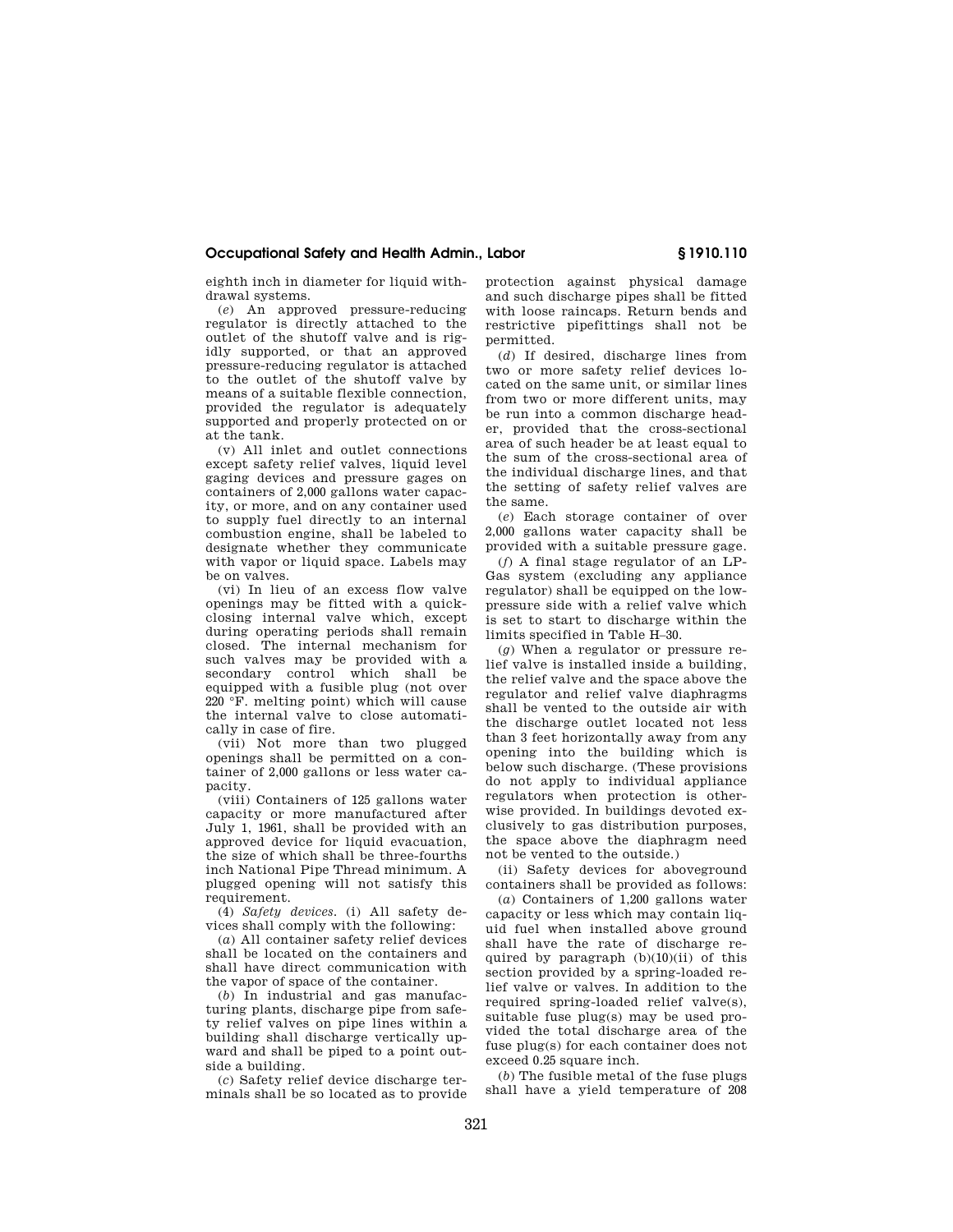eighth inch in diameter for liquid withdrawal systems.

(*e*) An approved pressure-reducing regulator is directly attached to the outlet of the shutoff valve and is rigidly supported, or that an approved pressure-reducing regulator is attached to the outlet of the shutoff valve by means of a suitable flexible connection, provided the regulator is adequately supported and properly protected on or at the tank.

(v) All inlet and outlet connections except safety relief valves, liquid level gaging devices and pressure gages on containers of 2,000 gallons water capacity, or more, and on any container used to supply fuel directly to an internal combustion engine, shall be labeled to designate whether they communicate with vapor or liquid space. Labels may be on valves.

(vi) In lieu of an excess flow valve openings may be fitted with a quick-closing internal valve which, except during operating periods shall remain closed. The internal mechanism for such valves may be provided with a secondary control which shall be equipped with a fusible plug (not over 220 °F. melting point) which will cause the internal valve to close automatically in case of fire.

(vii) Not more than two plugged openings shall be permitted on a container of 2,000 gallons or less water capacity.

(viii) Containers of 125 gallons water capacity or more manufactured after July 1, 1961, shall be provided with an approved device for liquid evacuation, the size of which shall be three-fourths inch National Pipe Thread minimum. A plugged opening will not satisfy this requirement.

(4) *Safety devices.* (i) All safety devices shall comply with the following:

(*a*) All container safety relief devices shall be located on the containers and shall have direct communication with the vapor of space of the container.

(*b*) In industrial and gas manufacturing plants, discharge pipe from safety relief valves on pipe lines within a building shall discharge vertically upward and shall be piped to a point outside a building.

(*c*) Safety relief device discharge terminals shall be so located as to provide protection against physical damage and such discharge pipes shall be fitted with loose raincaps. Return bends and restrictive pipefittings shall not be permitted.

(*d*) If desired, discharge lines from two or more safety relief devices located on the same unit, or similar lines from two or more different units, may be run into a common discharge header, provided that the cross-sectional area of such header be at least equal to the sum of the cross-sectional area of the individual discharge lines, and that the setting of safety relief valves are the same.

(*e*) Each storage container of over 2,000 gallons water capacity shall be provided with a suitable pressure gage.

(*f*) A final stage regulator of an LP-Gas system (excluding any appliance regulator) shall be equipped on the low-pressure side with a relief valve which is set to start to discharge within the limits specified in Table H–30.

(*g*) When a regulator or pressure relief valve is installed inside a building, the relief valve and the space above the regulator and relief valve diaphragms shall be vented to the outside air with the discharge outlet located not less than 3 feet horizontally away from any opening into the building which is below such discharge. (These provisions do not apply to individual appliance regulators when protection is otherwise provided. In buildings devoted exclusively to gas distribution purposes, the space above the diaphragm need not be vented to the outside.)

(ii) Safety devices for aboveground containers shall be provided as follows:

(*a*) Containers of 1,200 gallons water capacity or less which may contain liquid fuel when installed above ground shall have the rate of discharge required by paragraph (b)(10)(ii) of this section provided by a spring-loaded relief valve or valves. In addition to the required spring-loaded relief valve(s), suitable fuse plug(s) may be used provided the total discharge area of the fuse plug(s) for each container does not exceed 0.25 square inch.

(*b*) The fusible metal of the fuse plugs shall have a yield temperature of 208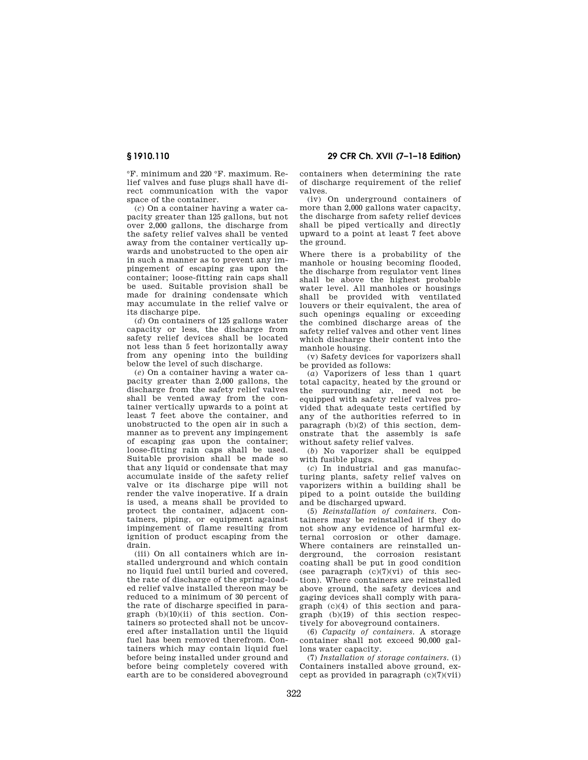°F. minimum and 220 °F. maximum. Relief valves and fuse plugs shall have direct communication with the vapor space of the container.

(*c*) On a container having a water capacity greater than 125 gallons, but not over 2,000 gallons, the discharge from the safety relief valves shall be vented away from the container vertically upwards and unobstructed to the open air in such a manner as to prevent any impingement of escaping gas upon the container; loose-fitting rain caps shall be used. Suitable provision shall be made for draining condensate which may accumulate in the relief valve or its discharge pipe.

(*d*) On containers of 125 gallons water capacity or less, the discharge from safety relief devices shall be located not less than 5 feet horizontally away from any opening into the building below the level of such discharge.

(*e*) On a container having a water capacity greater than 2,000 gallons, the discharge from the safety relief valves shall be vented away from the container vertically upwards to a point at least 7 feet above the container, and unobstructed to the open air in such a manner as to prevent any impingement of escaping gas upon the container; loose-fitting rain caps shall be used. Suitable provision shall be made so that any liquid or condensate that may accumulate inside of the safety relief valve or its discharge pipe will not render the valve inoperative. If a drain is used, a means shall be provided to protect the container, adjacent containers, piping, or equipment against impingement of flame resulting from ignition of product escaping from the drain.

(iii) On all containers which are installed underground and which contain no liquid fuel until buried and covered, the rate of discharge of the spring-loaded relief valve installed thereon may be reduced to a minimum of 30 percent of the rate of discharge specified in paragraph (b)(10)(ii) of this section. Containers so protected shall not be uncovered after installation until the liquid fuel has been removed therefrom. Containers which may contain liquid fuel before being installed under ground and before being completely covered with earth are to be considered aboveground containers when determining the rate of discharge requirement of the relief valves.

(iv) On underground containers of more than 2,000 gallons water capacity, the discharge from safety relief devices shall be piped vertically and directly upward to a point at least 7 feet above the ground.

Where there is a probability of the manhole or housing becoming flooded, the discharge from regulator vent lines shall be above the highest probable water level. All manholes or housings shall be provided with ventilated louvers or their equivalent, the area of such openings equaling or exceeding the combined discharge areas of the safety relief valves and other vent lines which discharge their content into the manhole housing.

(v) Safety devices for vaporizers shall be provided as follows:

(*a*) Vaporizers of less than 1 quart total capacity, heated by the ground or the surrounding air, need not be equipped with safety relief valves provided that adequate tests certified by any of the authorities referred to in paragraph (b)(2) of this section, demonstrate that the assembly is safe without safety relief valves.

(*b*) No vaporizer shall be equipped with fusible plugs.

(*c*) In industrial and gas manufacturing plants, safety relief valves on vaporizers within a building shall be piped to a point outside the building and be discharged upward.

(5) *Reinstallation of containers.* Containers may be reinstalled if they do not show any evidence of harmful external corrosion or other damage. Where containers are reinstalled underground, the corrosion resistant coating shall be put in good condition (see paragraph (c)(7)(vi) of this section). Where containers are reinstalled above ground, the safety devices and gaging devices shall comply with paragraph (c)(4) of this section and paragraph (b)(19) of this section respectively for aboveground containers.

(6) *Capacity of containers.* A storage container shall not exceed 90,000 gallons water capacity.

(7) *Installation of storage containers.* (i) Containers installed above ground, except as provided in paragraph (c)(7)(vii)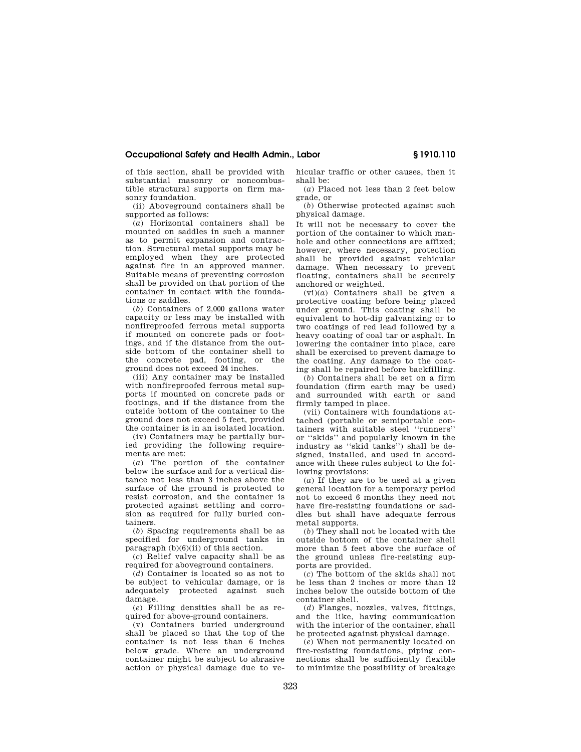of this section, shall be provided with substantial masonry or noncombustible structural supports on firm masonry foundation.

(ii) Aboveground containers shall be supported as follows:

(*a*) Horizontal containers shall be mounted on saddles in such a manner as to permit expansion and contraction. Structural metal supports may be employed when they are protected against fire in an approved manner. Suitable means of preventing corrosion shall be provided on that portion of the container in contact with the foundations or saddles.

(*b*) Containers of 2,000 gallons water capacity or less may be installed with nonfireproofed ferrous metal supports if mounted on concrete pads or footings, and if the distance from the outside bottom of the container shell to the concrete pad, footing, or the ground does not exceed 24 inches.

(iii) Any container may be installed with nonfireproofed ferrous metal supports if mounted on concrete pads or footings, and if the distance from the outside bottom of the container to the ground does not exceed 5 feet, provided the container is in an isolated location.

(iv) Containers may be partially buried providing the following requirements are met:

(*a*) The portion of the container below the surface and for a vertical distance not less than 3 inches above the surface of the ground is protected to resist corrosion, and the container is protected against settling and corrosion as required for fully buried containers.

(*b*) Spacing requirements shall be as specified for underground tanks in paragraph (b)(6)(ii) of this section.

(*c*) Relief valve capacity shall be as required for aboveground containers.

(*d*) Container is located so as not to be subject to vehicular damage, or is adequately protected against such damage.

(*e*) Filling densities shall be as required for above-ground containers.

(v) Containers buried underground shall be placed so that the top of the container is not less than 6 inches below grade. Where an underground container might be subject to abrasive action or physical damage due to vehicular traffic or other causes, then it shall be:

(*a*) Placed not less than 2 feet below grade, or

(*b*) Otherwise protected against such physical damage.

It will not be necessary to cover the portion of the container to which manhole and other connections are affixed; however, where necessary, protection shall be provided against vehicular damage. When necessary to prevent floating, containers shall be securely anchored or weighted.

(vi)(*a*) Containers shall be given a protective coating before being placed under ground. This coating shall be equivalent to hot-dip galvanizing or to two coatings of red lead followed by a heavy coating of coal tar or asphalt. In lowering the container into place, care shall be exercised to prevent damage to the coating. Any damage to the coating shall be repaired before backfilling.

(*b*) Containers shall be set on a firm foundation (firm earth may be used) and surrounded with earth or sand firmly tamped in place.

(vii) Containers with foundations attached (portable or semiportable containers with suitable steel "runners" or "skids" and popularly known in the industry as "skid tanks") shall be designed, installed, and used in accordance with these rules subject to the following provisions:

(*a*) If they are to be used at a given general location for a temporary period not to exceed 6 months they need not have fire-resisting foundations or saddles but shall have adequate ferrous metal supports.

(*b*) They shall not be located with the outside bottom of the container shell more than 5 feet above the surface of the ground unless fire-resisting supports are provided.

(*c*) The bottom of the skids shall not be less than 2 inches or more than 12 inches below the outside bottom of the container shell.

(*d*) Flanges, nozzles, valves, fittings, and the like, having communication with the interior of the container, shall be protected against physical damage.

(*e*) When not permanently located on fire-resisting foundations, piping connections shall be sufficiently flexible to minimize the possibility of breakage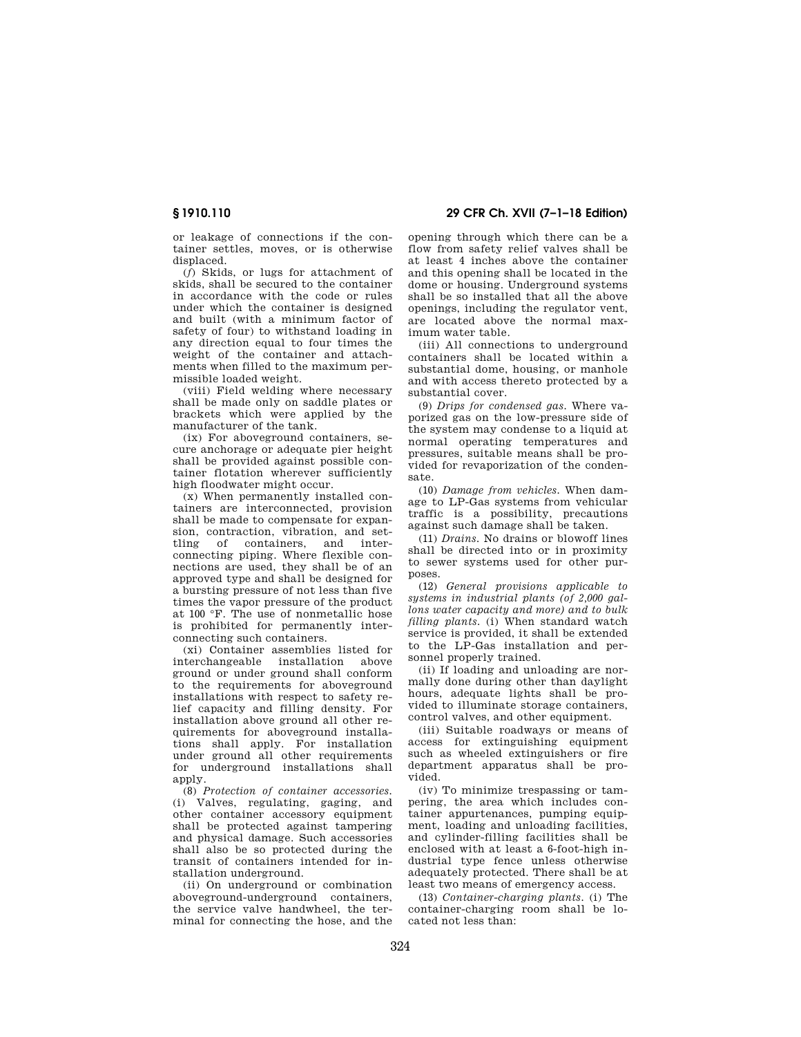or leakage of connections if the container settles, moves, or is otherwise displaced.

(*f*) Skids, or lugs for attachment of skids, shall be secured to the container in accordance with the code or rules under which the container is designed and built (with a minimum factor of safety of four) to withstand loading in any direction equal to four times the weight of the container and attachments when filled to the maximum permissible loaded weight.

(viii) Field welding where necessary shall be made only on saddle plates or brackets which were applied by the manufacturer of the tank.

(ix) For aboveground containers, secure anchorage or adequate pier height shall be provided against possible container flotation wherever sufficiently high floodwater might occur.

(x) When permanently installed containers are interconnected, provision shall be made to compensate for expansion, contraction, vibration, and settling of containers, and interconnecting piping. Where flexible connections are used, they shall be of an approved type and shall be designed for a bursting pressure of not less than five times the vapor pressure of the product at 100 °F. The use of nonmetallic hose is prohibited for permanently interconnecting such containers.

(xi) Container assemblies listed for interchangeable installation above ground or under ground shall conform to the requirements for aboveground installations with respect to safety relief capacity and filling density. For installation above ground all other requirements for aboveground installations shall apply. For installation under ground all other requirements for underground installations shall apply.

(8) *Protection of container accessories.* (i) Valves, regulating, gaging, and other container accessory equipment shall be protected against tampering and physical damage. Such accessories shall also be so protected during the transit of containers intended for installation underground.

(ii) On underground or combination aboveground-underground containers, the service valve handwheel, the terminal for connecting the hose, and the opening through which there can be a flow from safety relief valves shall be at least 4 inches above the container and this opening shall be located in the dome or housing. Underground systems shall be so installed that all the above openings, including the regulator vent, are located above the normal maximum water table.

(iii) All connections to underground containers shall be located within a substantial dome, housing, or manhole and with access thereto protected by a substantial cover.

(9) *Drips for condensed gas.* Where vaporized gas on the low-pressure side of the system may condense to a liquid at normal operating temperatures and pressures, suitable means shall be provided for revaporization of the condensate.

(10) *Damage from vehicles.* When damage to LP-Gas systems from vehicular traffic is a possibility, precautions against such damage shall be taken.

(11) *Drains.* No drains or blowoff lines shall be directed into or in proximity to sewer systems used for other purposes.

(12) *General provisions applicable to systems in industrial plants (of 2,000 gallons water capacity and more) and to bulk filling plants.* (i) When standard watch service is provided, it shall be extended to the LP-Gas installation and personnel properly trained.

(ii) If loading and unloading are normally done during other than daylight hours, adequate lights shall be provided to illuminate storage containers, control valves, and other equipment.

(iii) Suitable roadways or means of access for extinguishing equipment such as wheeled extinguishers or fire department apparatus shall be provided.

(iv) To minimize trespassing or tampering, the area which includes container appurtenances, pumping equipment, loading and unloading facilities, and cylinder-filling facilities shall be enclosed with at least a 6-foot-high industrial type fence unless otherwise adequately protected. There shall be at least two means of emergency access.

(13) *Container-charging plants.* (i) The container-charging room shall be located not less than: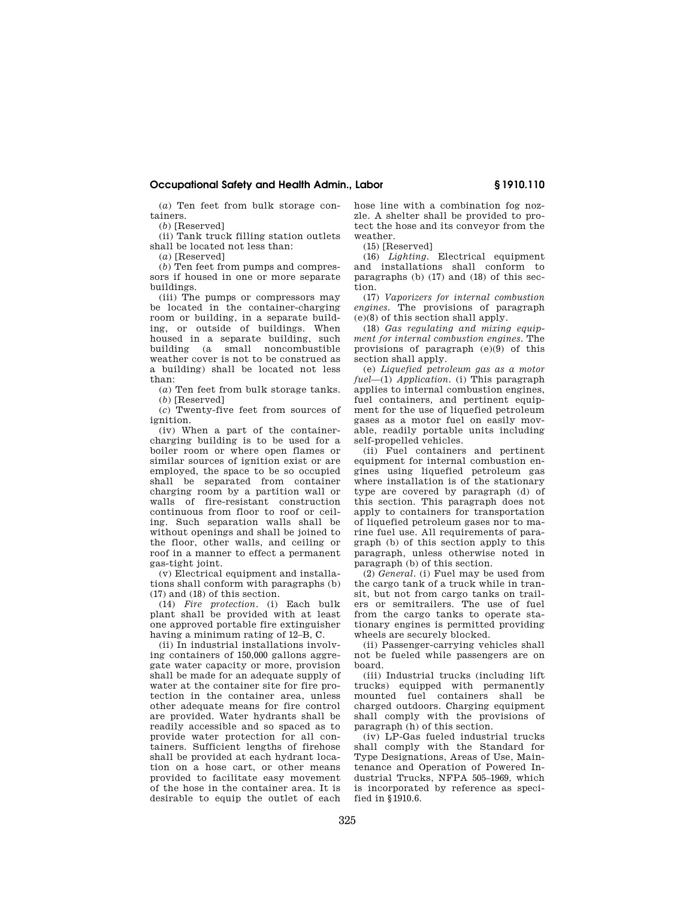(*a*) Ten feet from bulk storage containers.

(*b*) [Reserved]

(ii) Tank truck filling station outlets shall be located not less than:

(*a*) [Reserved]

(*b*) Ten feet from pumps and compressors if housed in one or more separate buildings.

(iii) The pumps or compressors may be located in the container-charging room or building, in a separate building, or outside of buildings. When housed in a separate building, such building (a small noncombustible weather cover is not to be construed as a building) shall be located not less than:

(*a*) Ten feet from bulk storage tanks.

(*b*) [Reserved]

(*c*) Twenty-five feet from sources of ignition.

(iv) When a part of the container-charging building is to be used for a boiler room or where open flames or similar sources of ignition exist or are employed, the space to be so occupied shall be separated from container charging room by a partition wall or walls of fire-resistant construction continuous from floor to roof or ceiling. Such separation walls shall be without openings and shall be joined to the floor, other walls, and ceiling or roof in a manner to effect a permanent gas-tight joint.

(v) Electrical equipment and installations shall conform with paragraphs (b) (17) and (18) of this section.

(14) *Fire protection.* (i) Each bulk plant shall be provided with at least one approved portable fire extinguisher having a minimum rating of 12–B, C.

(ii) In industrial installations involving containers of 150,000 gallons aggregate water capacity or more, provision shall be made for an adequate supply of water at the container site for fire protection in the container area, unless other adequate means for fire control are provided. Water hydrants shall be readily accessible and so spaced as to provide water protection for all containers. Sufficient lengths of firehose shall be provided at each hydrant location on a hose cart, or other means provided to facilitate easy movement of the hose in the container area. It is desirable to equip the outlet of each hose line with a combination fog nozzle. A shelter shall be provided to protect the hose and its conveyor from the weather.

(15) [Reserved]

(16) *Lighting.* Electrical equipment and installations shall conform to paragraphs (b) (17) and (18) of this section.

(17) *Vaporizers for internal combustion engines.* The provisions of paragraph (e)(8) of this section shall apply.

(18) *Gas regulating and mixing equipment for internal combustion engines.* The provisions of paragraph (e)(9) of this section shall apply.

(e) *Liquefied petroleum gas as a motor fuel*—(1) *Application.* (i) This paragraph applies to internal combustion engines, fuel containers, and pertinent equipment for the use of liquefied petroleum gases as a motor fuel on easily movable, readily portable units including self-propelled vehicles.

(ii) Fuel containers and pertinent equipment for internal combustion engines using liquefied petroleum gas where installation is of the stationary type are covered by paragraph (d) of this section. This paragraph does not apply to containers for transportation of liquefied petroleum gases nor to marine fuel use. All requirements of paragraph (b) of this section apply to this paragraph, unless otherwise noted in paragraph (b) of this section.

(2) *General.* (i) Fuel may be used from the cargo tank of a truck while in transit, but not from cargo tanks on trailers or semitrailers. The use of fuel from the cargo tanks to operate stationary engines is permitted providing wheels are securely blocked.

(ii) Passenger-carrying vehicles shall not be fueled while passengers are on board.

(iii) Industrial trucks (including lift trucks) equipped with permanently mounted fuel containers shall be charged outdoors. Charging equipment shall comply with the provisions of paragraph (h) of this section.

(iv) LP-Gas fueled industrial trucks shall comply with the Standard for Type Designations, Areas of Use, Maintenance and Operation of Powered Industrial Trucks, NFPA 505–1969, which is incorporated by reference as specified in §1910.6.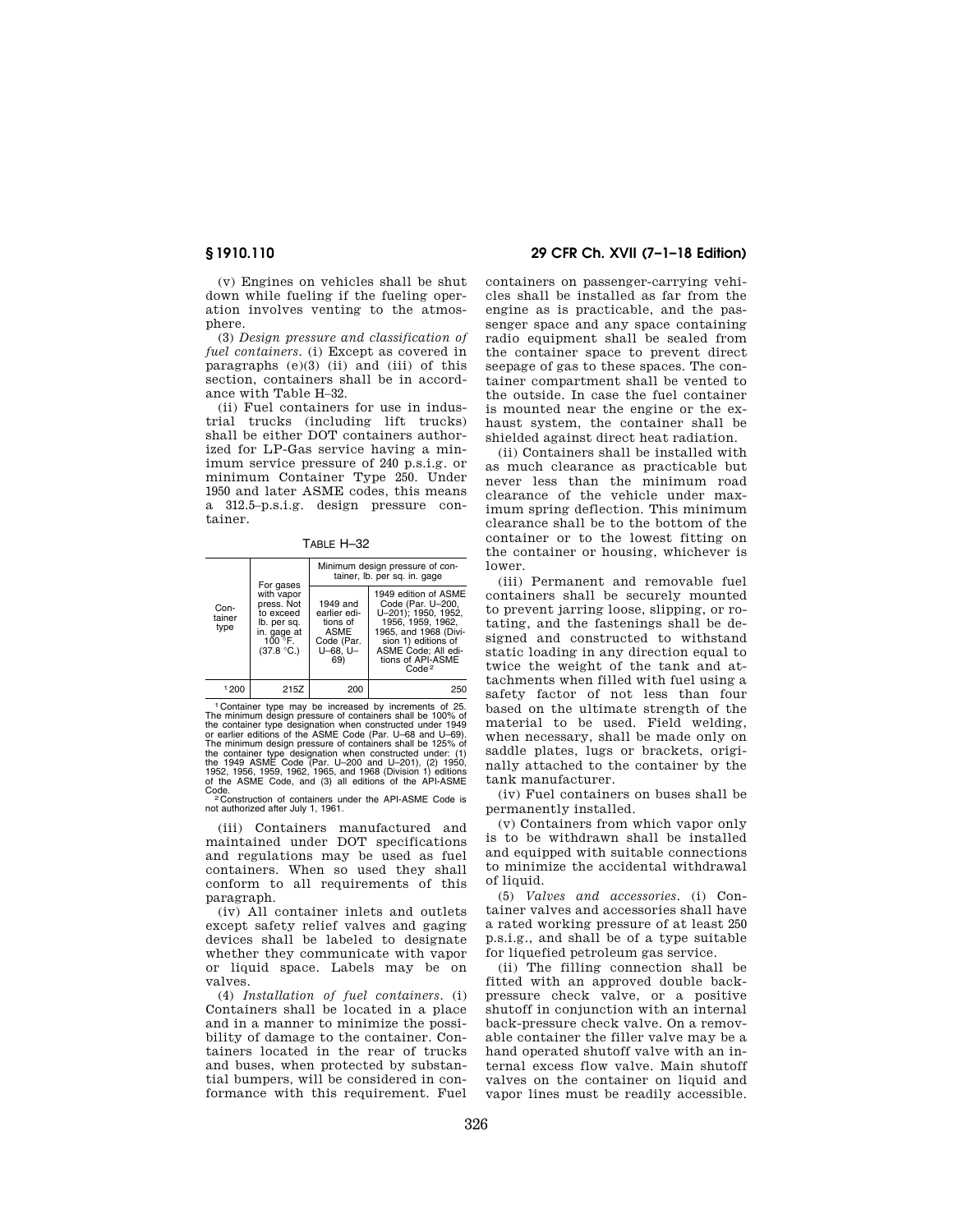(v) Engines on vehicles shall be shut down while fueling if the fueling operation involves venting to the atmosphere.

(3) *Design pressure and classification of fuel containers.* (i) Except as covered in paragraphs (e)(3) (ii) and (iii) of this section, containers shall be in accordance with Table H–32.

(ii) Fuel containers for use in industrial trucks (including lift trucks) shall be either DOT containers authorized for LP-Gas service having a minimum service pressure of 240 p.s.i.g. or minimum Container Type 250. Under 1950 and later ASME codes, this means a 312.5–p.s.i.g. design pressure container.

TABLE H–32

| Container type | For gases with vapor press. Not to exceed lb. per sq. in. gage at 100 °F. (37.8 °C.) | Minimum design pressure of container, lb. per sq. in. gage | |
|---|---|---|---|
| | | 1949 and earlier editions of ASME Code (Par. U–68, U–69) | 1949 edition of ASME Code (Par. U–200, U–201); 1950, 1952, 1956, 1959, 1962, 1965, and 1968 (Division 1) editions of ASME Code; All editions of API-ASME Code[2] |
| [1]200 | 215Z | 200 | 250 |

[1] Container type may be increased by increments of 25. The minimum design pressure of containers shall be 100% of the container type designation when constructed under 1949 or earlier editions of the ASME Code (Par. U–68 and U–69). The minimum design pressure of containers shall be 125% of the container type designation when constructed under: (1) the 1949 ASME Code (Par. U–200 and U–201), (2) 1950, 1952, 1956, 1959, 1962, 1965, and 1968 (Division 1) editions of the ASME Code, and (3) all editions of the API-ASME Code.

[2] Construction of containers under the API-ASME Code is not authorized after July 1, 1961.

(iii) Containers manufactured and maintained under DOT specifications and regulations may be used as fuel containers. When so used they shall conform to all requirements of this paragraph.

(iv) All container inlets and outlets except safety relief valves and gaging devices shall be labeled to designate whether they communicate with vapor or liquid space. Labels may be on valves.

(4) *Installation of fuel containers.* (i) Containers shall be located in a place and in a manner to minimize the possibility of damage to the container. Containers located in the rear of trucks and buses, when protected by substantial bumpers, will be considered in conformance with this requirement. Fuel containers on passenger-carrying vehicles shall be installed as far from the engine as is practicable, and the passenger space and any space containing radio equipment shall be sealed from the container space to prevent direct seepage of gas to these spaces. The container compartment shall be vented to the outside. In case the fuel container is mounted near the engine or the exhaust system, the container shall be shielded against direct heat radiation.

(ii) Containers shall be installed with as much clearance as practicable but never less than the minimum road clearance of the vehicle under maximum spring deflection. This minimum clearance shall be to the bottom of the container or to the lowest fitting on the container or housing, whichever is lower.

(iii) Permanent and removable fuel containers shall be securely mounted to prevent jarring loose, slipping, or rotating, and the fastenings shall be designed and constructed to withstand static loading in any direction equal to twice the weight of the tank and attachments when filled with fuel using a safety factor of not less than four based on the ultimate strength of the material to be used. Field welding, when necessary, shall be made only on saddle plates, lugs or brackets, originally attached to the container by the tank manufacturer.

(iv) Fuel containers on buses shall be permanently installed.

(v) Containers from which vapor only is to be withdrawn shall be installed and equipped with suitable connections to minimize the accidental withdrawal of liquid.

(5) *Valves and accessories.* (i) Container valves and accessories shall have a rated working pressure of at least 250 p.s.i.g., and shall be of a type suitable for liquefied petroleum gas service.

(ii) The filling connection shall be fitted with an approved double back-pressure check valve, or a positive shutoff in conjunction with an internal back-pressure check valve. On a removable container the filler valve may be a hand operated shutoff valve with an internal excess flow valve. Main shutoff valves on the container on liquid and vapor lines must be readily accessible.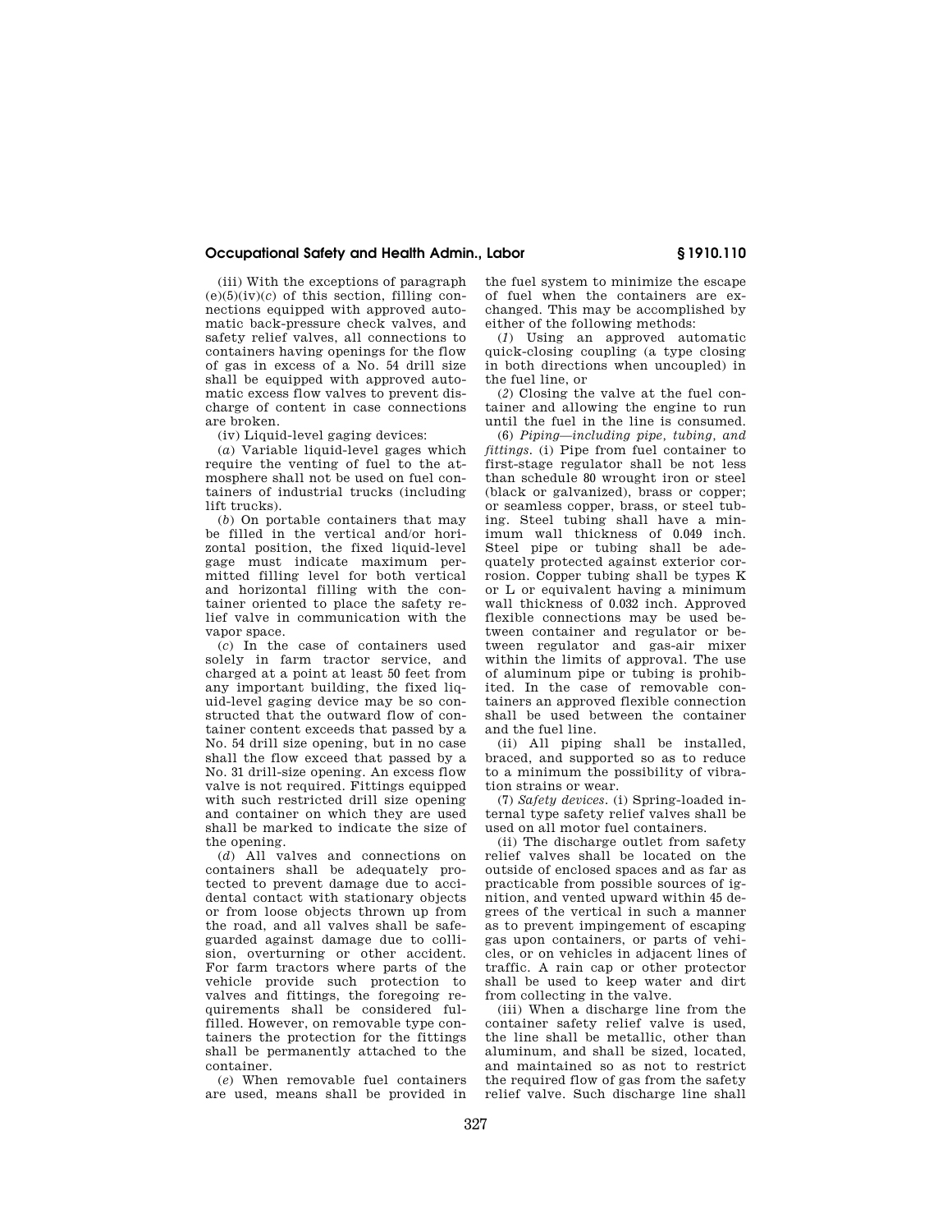(iii) With the exceptions of paragraph (e)(5)(iv)(*c*) of this section, filling connections equipped with approved automatic back-pressure check valves, and safety relief valves, all connections to containers having openings for the flow of gas in excess of a No. 54 drill size shall be equipped with approved automatic excess flow valves to prevent discharge of content in case connections are broken.

(iv) Liquid-level gaging devices:

(*a*) Variable liquid-level gages which require the venting of fuel to the atmosphere shall not be used on fuel containers of industrial trucks (including lift trucks).

(*b*) On portable containers that may be filled in the vertical and/or horizontal position, the fixed liquid-level gage must indicate maximum permitted filling level for both vertical and horizontal filling with the container oriented to place the safety relief valve in communication with the vapor space.

(*c*) In the case of containers used solely in farm tractor service, and charged at a point at least 50 feet from any important building, the fixed liquid-level gaging device may be so constructed that the outward flow of container content exceeds that passed by a No. 54 drill size opening, but in no case shall the flow exceed that passed by a No. 31 drill-size opening. An excess flow valve is not required. Fittings equipped with such restricted drill size opening and container on which they are used shall be marked to indicate the size of the opening.

(*d*) All valves and connections on containers shall be adequately protected to prevent damage due to accidental contact with stationary objects or from loose objects thrown up from the road, and all valves shall be safeguarded against damage due to collision, overturning or other accident. For farm tractors where parts of the vehicle provide such protection to valves and fittings, the foregoing requirements shall be considered fulfilled. However, on removable type containers the protection for the fittings shall be permanently attached to the container.

(*e*) When removable fuel containers are used, means shall be provided in the fuel system to minimize the escape of fuel when the containers are exchanged. This may be accomplished by either of the following methods:

(*1*) Using an approved automatic quick-closing coupling (a type closing in both directions when uncoupled) in the fuel line, or

(*2*) Closing the valve at the fuel container and allowing the engine to run until the fuel in the line is consumed.

(6) *Piping—including pipe, tubing, and fittings*. (i) Pipe from fuel container to first-stage regulator shall be not less than schedule 80 wrought iron or steel (black or galvanized), brass or copper; or seamless copper, brass, or steel tubing. Steel tubing shall have a minimum wall thickness of 0.049 inch. Steel pipe or tubing shall be adequately protected against exterior corrosion. Copper tubing shall be types K or L or equivalent having a minimum wall thickness of 0.032 inch. Approved flexible connections may be used between container and regulator or between regulator and gas-air mixer within the limits of approval. The use of aluminum pipe or tubing is prohibited. In the case of removable containers an approved flexible connection shall be used between the container and the fuel line.

(ii) All piping shall be installed, braced, and supported so as to reduce to a minimum the possibility of vibration strains or wear.

(7) *Safety devices*. (i) Spring-loaded internal type safety relief valves shall be used on all motor fuel containers.

(ii) The discharge outlet from safety relief valves shall be located on the outside of enclosed spaces and as far as practicable from possible sources of ignition, and vented upward within 45 degrees of the vertical in such a manner as to prevent impingement of escaping gas upon containers, or parts of vehicles, or on vehicles in adjacent lines of traffic. A rain cap or other protector shall be used to keep water and dirt from collecting in the valve.

(iii) When a discharge line from the container safety relief valve is used, the line shall be metallic, other than aluminum, and shall be sized, located, and maintained so as not to restrict the required flow of gas from the safety relief valve. Such discharge line shall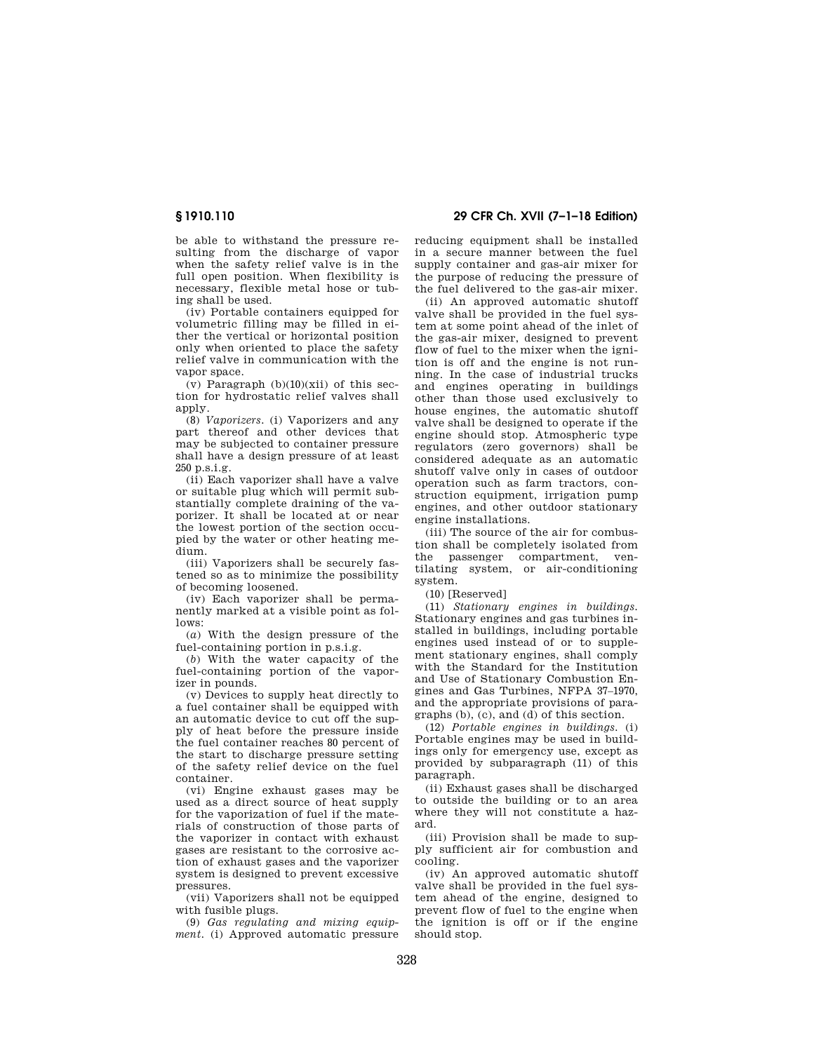be able to withstand the pressure resulting from the discharge of vapor when the safety relief valve is in the full open position. When flexibility is necessary, flexible metal hose or tubing shall be used.

(iv) Portable containers equipped for volumetric filling may be filled in either the vertical or horizontal position only when oriented to place the safety relief valve in communication with the vapor space.

(v) Paragraph (b)(10)(xii) of this section for hydrostatic relief valves shall apply.

(8) *Vaporizers.* (i) Vaporizers and any part thereof and other devices that may be subjected to container pressure shall have a design pressure of at least 250 p.s.i.g.

(ii) Each vaporizer shall have a valve or suitable plug which will permit substantially complete draining of the vaporizer. It shall be located at or near the lowest portion of the section occupied by the water or other heating medium.

(iii) Vaporizers shall be securely fastened so as to minimize the possibility of becoming loosened.

(iv) Each vaporizer shall be permanently marked at a visible point as follows:

(*a*) With the design pressure of the fuel-containing portion in p.s.i.g.

(*b*) With the water capacity of the fuel-containing portion of the vaporizer in pounds.

(v) Devices to supply heat directly to a fuel container shall be equipped with an automatic device to cut off the supply of heat before the pressure inside the fuel container reaches 80 percent of the start to discharge pressure setting of the safety relief device on the fuel container.

(vi) Engine exhaust gases may be used as a direct source of heat supply for the vaporization of fuel if the materials of construction of those parts of the vaporizer in contact with exhaust gases are resistant to the corrosive action of exhaust gases and the vaporizer system is designed to prevent excessive pressures.

(vii) Vaporizers shall not be equipped with fusible plugs.

(9) *Gas regulating and mixing equipment.* (i) Approved automatic pressure reducing equipment shall be installed in a secure manner between the fuel supply container and gas-air mixer for the purpose of reducing the pressure of the fuel delivered to the gas-air mixer.

(ii) An approved automatic shutoff valve shall be provided in the fuel system at some point ahead of the inlet of the gas-air mixer, designed to prevent flow of fuel to the mixer when the ignition is off and the engine is not running. In the case of industrial trucks and engines operating in buildings other than those used exclusively to house engines, the automatic shutoff valve shall be designed to operate if the engine should stop. Atmospheric type regulators (zero governors) shall be considered adequate as an automatic shutoff valve only in cases of outdoor operation such as farm tractors, construction equipment, irrigation pump engines, and other outdoor stationary engine installations.

(iii) The source of the air for combustion shall be completely isolated from the passenger compartment, ventilating system, or air-conditioning system.

(10) [Reserved]

(11) *Stationary engines in buildings.* Stationary engines and gas turbines installed in buildings, including portable engines used instead of or to supplement stationary engines, shall comply with the Standard for the Institution and Use of Stationary Combustion Engines and Gas Turbines, NFPA 37–1970, and the appropriate provisions of paragraphs (b), (c), and (d) of this section.

(12) *Portable engines in buildings.* (i) Portable engines may be used in buildings only for emergency use, except as provided by subparagraph (11) of this paragraph.

(ii) Exhaust gases shall be discharged to outside the building or to an area where they will not constitute a hazard.

(iii) Provision shall be made to supply sufficient air for combustion and cooling.

(iv) An approved automatic shutoff valve shall be provided in the fuel system ahead of the engine, designed to prevent flow of fuel to the engine when the ignition is off or if the engine should stop.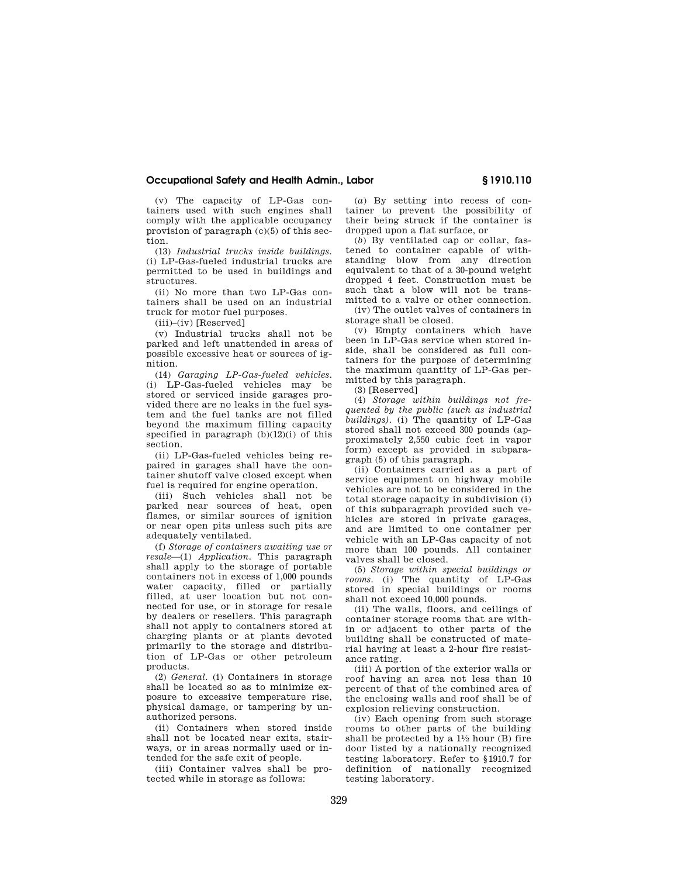(v) The capacity of LP-Gas containers used with such engines shall comply with the applicable occupancy provision of paragraph (c)(5) of this section.

(13) *Industrial trucks inside buildings.* (i) LP-Gas-fueled industrial trucks are permitted to be used in buildings and structures.

(ii) No more than two LP-Gas containers shall be used on an industrial truck for motor fuel purposes.

(iii)–(iv) [Reserved]

(v) Industrial trucks shall not be parked and left unattended in areas of possible excessive heat or sources of ignition.

(14) *Garaging LP-Gas-fueled vehicles.* (i) LP-Gas-fueled vehicles may be stored or serviced inside garages provided there are no leaks in the fuel system and the fuel tanks are not filled beyond the maximum filling capacity specified in paragraph (b)(12)(i) of this section.

(ii) LP-Gas-fueled vehicles being repaired in garages shall have the container shutoff valve closed except when fuel is required for engine operation.

(iii) Such vehicles shall not be parked near sources of heat, open flames, or similar sources of ignition or near open pits unless such pits are adequately ventilated.

(f) *Storage of containers awaiting use or resale*—(1) *Application.* This paragraph shall apply to the storage of portable containers not in excess of 1,000 pounds water capacity, filled or partially filled, at user location but not connected for use, or in storage for resale by dealers or resellers. This paragraph shall not apply to containers stored at charging plants or at plants devoted primarily to the storage and distribution of LP-Gas or other petroleum products.

(2) *General.* (i) Containers in storage shall be located so as to minimize exposure to excessive temperature rise, physical damage, or tampering by unauthorized persons.

(ii) Containers when stored inside shall not be located near exits, stairways, or in areas normally used or intended for the safe exit of people.

(iii) Container valves shall be protected while in storage as follows:

(*a*) By setting into recess of container to prevent the possibility of their being struck if the container is dropped upon a flat surface, or

(*b*) By ventilated cap or collar, fastened to container capable of withstanding blow from any direction equivalent to that of a 30-pound weight dropped 4 feet. Construction must be such that a blow will not be transmitted to a valve or other connection.

(iv) The outlet valves of containers in storage shall be closed.

(v) Empty containers which have been in LP-Gas service when stored inside, shall be considered as full containers for the purpose of determining the maximum quantity of LP-Gas permitted by this paragraph.

(3) [Reserved]

(4) *Storage within buildings not frequented by the public (such as industrial buildings).* (i) The quantity of LP-Gas stored shall not exceed 300 pounds (approximately 2,550 cubic feet in vapor form) except as provided in subparagraph (5) of this paragraph.

(ii) Containers carried as a part of service equipment on highway mobile vehicles are not to be considered in the total storage capacity in subdivision (i) of this subparagraph provided such vehicles are stored in private garages, and are limited to one container per vehicle with an LP-Gas capacity of not more than 100 pounds. All container valves shall be closed.

(5) *Storage within special buildings or rooms.* (i) The quantity of LP-Gas stored in special buildings or rooms shall not exceed 10,000 pounds.

(ii) The walls, floors, and ceilings of container storage rooms that are within or adjacent to other parts of the building shall be constructed of material having at least a 2-hour fire resistance rating.

(iii) A portion of the exterior walls or roof having an area not less than 10 percent of that of the combined area of the enclosing walls and roof shall be of explosion relieving construction.

(iv) Each opening from such storage rooms to other parts of the building shall be protected by a 1½ hour (B) fire door listed by a nationally recognized testing laboratory. Refer to §1910.7 for definition of nationally recognized testing laboratory.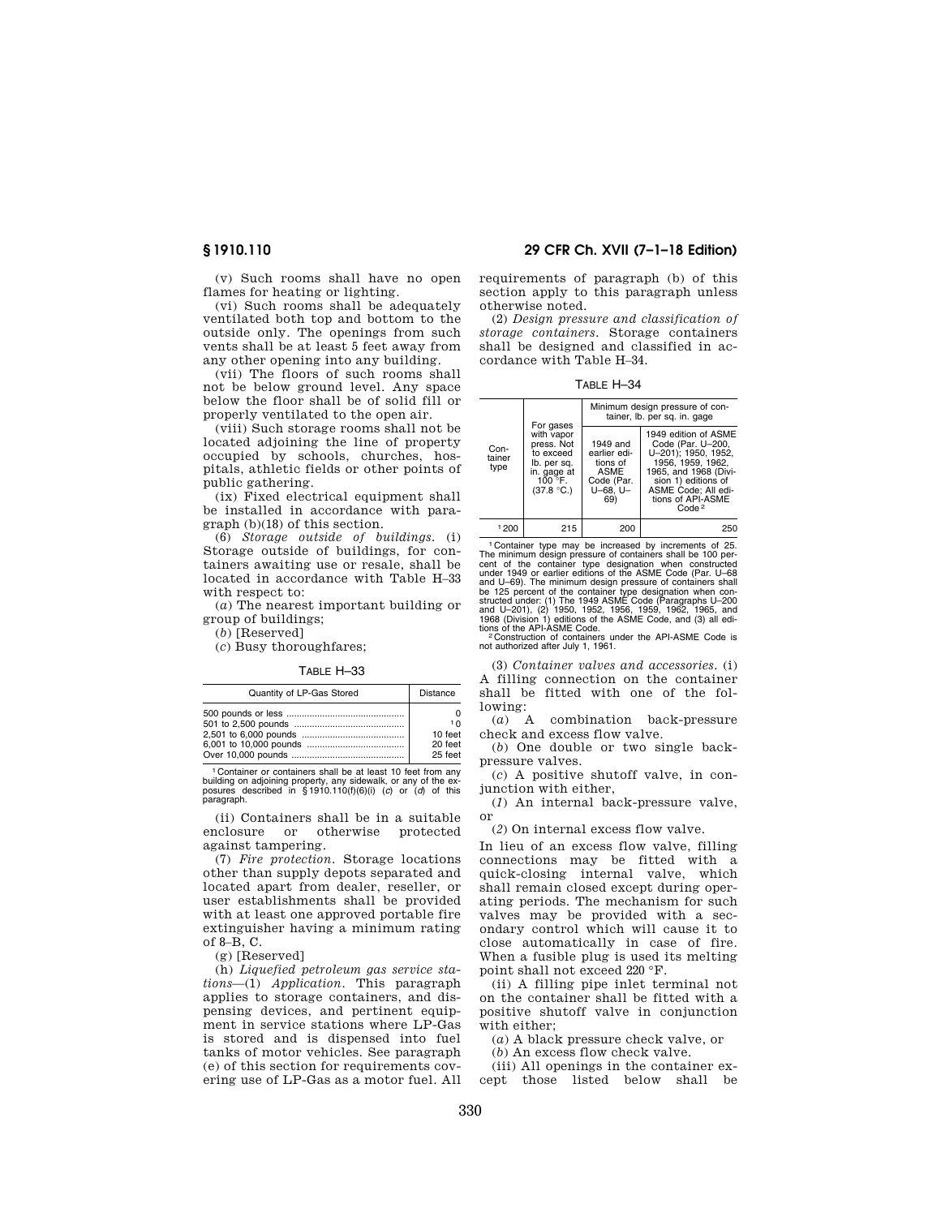(v) Such rooms shall have no open flames for heating or lighting.

(vi) Such rooms shall be adequately ventilated both top and bottom to the outside only. The openings from such vents shall be at least 5 feet away from any other opening into any building.

(vii) The floors of such rooms shall not be below ground level. Any space below the floor shall be of solid fill or properly ventilated to the open air.

(viii) Such storage rooms shall not be located adjoining the line of property occupied by schools, churches, hospitals, athletic fields or other points of public gathering.

(ix) Fixed electrical equipment shall be installed in accordance with paragraph (b)(18) of this section.

(6) *Storage outside of buildings.* (i) Storage outside of buildings, for containers awaiting use or resale, shall be located in accordance with Table H–33 with respect to:

(*a*) The nearest important building or group of buildings;

(*b*) [Reserved]

(*c*) Busy thoroughfares;

TABLE H–33

| Quantity of LP-Gas Stored | Distance |
|---|---|
| 500 pounds or less | 0 |
| 501 to 2,500 pounds | [1] 0 |
| 2,501 to 6,000 pounds | 10 feet |
| 6,001 to 10,000 pounds | 20 feet |
| Over 10,000 pounds | 25 feet |

[1] Container or containers shall be at least 10 feet from any building on adjoining property, any sidewalk, or any of the exposures described in §1910.110(f)(6)(i) (*c*) or (*d*) of this paragraph.

(ii) Containers shall be in a suitable enclosure or otherwise protected against tampering.

(7) *Fire protection.* Storage locations other than supply depots separated and located apart from dealer, reseller, or user establishments shall be provided with at least one approved portable fire extinguisher having a minimum rating of 8–B, C.

(g) [Reserved]

(h) *Liquefied petroleum gas service stations*—(1) *Application.* This paragraph applies to storage containers, and dispensing devices, and pertinent equipment in service stations where LP-Gas is stored and is dispensed into fuel tanks of motor vehicles. See paragraph (e) of this section for requirements covering use of LP-Gas as a motor fuel. All requirements of paragraph (b) of this section apply to this paragraph unless otherwise noted.

(2) *Design pressure and classification of storage containers.* Storage containers shall be designed and classified in accordance with Table H–34.

TABLE H–34

| Container type | For gases with vapor press. Not to exceed lb. per sq. in. gage at 100 °F. (37.8 °C.) | Minimum design pressure of container, lb. per sq. in. gage | |
|---|---|---|---|
| | | 1949 and earlier editions of ASME Code (Par. U–68, U–69) | 1949 edition of ASME Code (Par. U–200, U–201); 1950, 1952, 1956, 1959, 1962, 1965, and 1968 (Division 1) editions of ASME Code; All editions of API-ASME Code [2] |
| [1] 200 | 215 | 200 | 250 |

[1] Container type may be increased by increments of 25. The minimum design pressure of containers shall be 100 percent of the container type designation when constructed under 1949 or earlier editions of the ASME Code (Par. U–68 and U–69). The minimum design pressure of containers shall be 125 percent of the container type designation when constructed under: (1) The 1949 ASME Code (Paragraphs U–200 and U–201), (2) 1950, 1952, 1956, 1959, 1962, 1965, and 1968 (Division 1) editions of the ASME Code, and (3) all editions of the API-ASME Code.

[2] Construction of containers under the API-ASME Code is not authorized after July 1, 1961.

(3) *Container valves and accessories.* (i) A filling connection on the container shall be fitted with one of the following:

(*a*) A combination back-pressure check and excess flow valve.

(*b*) One double or two single back-pressure valves.

(*c*) A positive shutoff valve, in conjunction with either,

(*1*) An internal back-pressure valve, or

(*2*) On internal excess flow valve.

In lieu of an excess flow valve, filling connections may be fitted with a quick-closing internal valve, which shall remain closed except during operating periods. The mechanism for such valves may be provided with a secondary control which will cause it to close automatically in case of fire. When a fusible plug is used its melting point shall not exceed 220 °F.

(ii) A filling pipe inlet terminal not on the container shall be fitted with a positive shutoff valve in conjunction with either;

(*a*) A black pressure check valve, or

(*b*) An excess flow check valve.

(iii) All openings in the container except those listed below shall be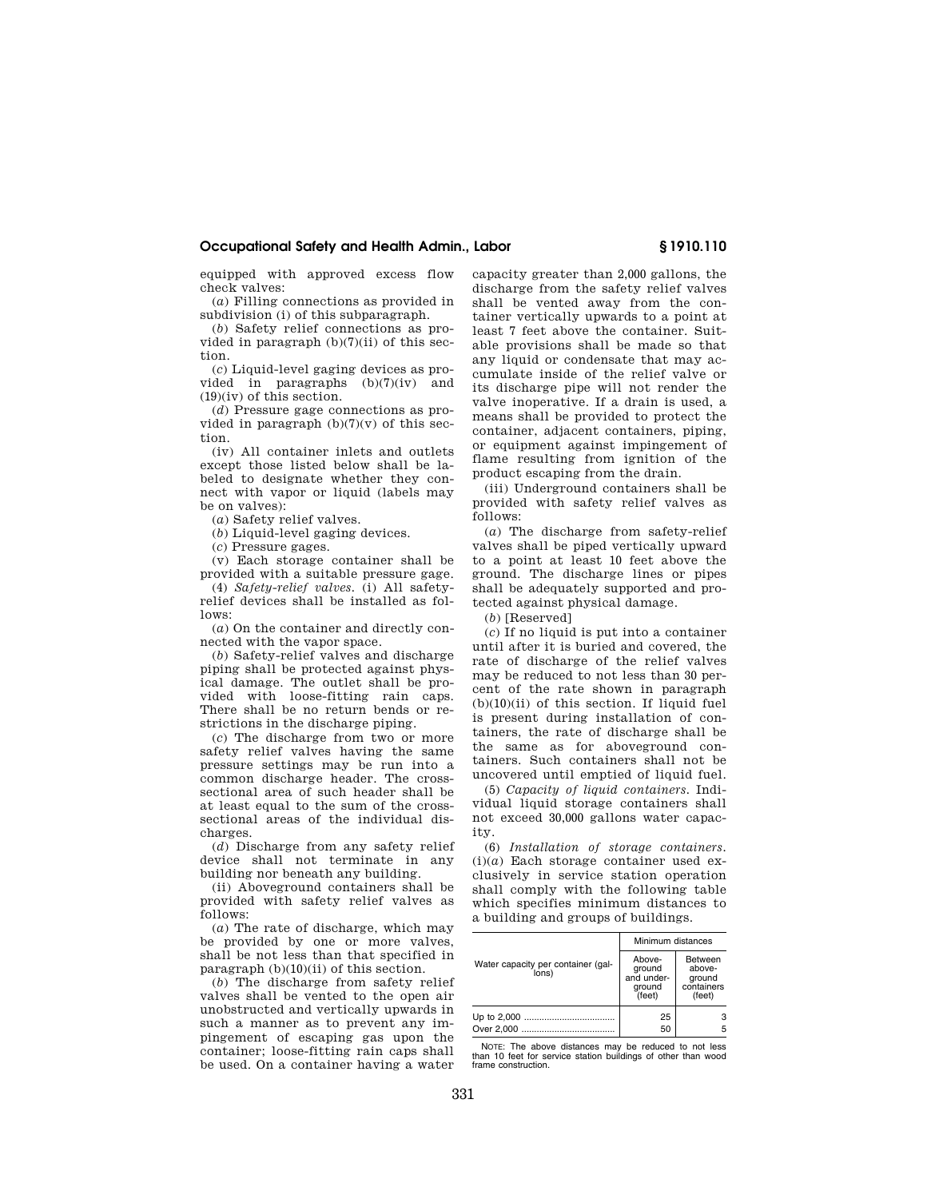equipped with approved excess flow check valves:

(*a*) Filling connections as provided in subdivision (i) of this subparagraph.

(*b*) Safety relief connections as provided in paragraph (b)(7)(ii) of this section.

(*c*) Liquid-level gaging devices as provided in paragraphs (b)(7)(iv) and (19)(iv) of this section.

(*d*) Pressure gage connections as provided in paragraph (b)(7)(v) of this section.

(iv) All container inlets and outlets except those listed below shall be labeled to designate whether they connect with vapor or liquid (labels may be on valves):

(*a*) Safety relief valves.

(*b*) Liquid-level gaging devices.

(*c*) Pressure gages.

(v) Each storage container shall be provided with a suitable pressure gage.

(4) *Safety-relief valves.* (i) All safety-relief devices shall be installed as follows:

(*a*) On the container and directly connected with the vapor space.

(*b*) Safety-relief valves and discharge piping shall be protected against physical damage. The outlet shall be provided with loose-fitting rain caps. There shall be no return bends or restrictions in the discharge piping.

(*c*) The discharge from two or more safety relief valves having the same pressure settings may be run into a common discharge header. The cross-sectional area of such header shall be at least equal to the sum of the cross-sectional areas of the individual discharges.

(*d*) Discharge from any safety relief device shall not terminate in any building nor beneath any building.

(ii) Aboveground containers shall be provided with safety relief valves as follows:

(*a*) The rate of discharge, which may be provided by one or more valves, shall be not less than that specified in paragraph (b)(10)(ii) of this section.

(*b*) The discharge from safety relief valves shall be vented to the open air unobstructed and vertically upwards in such a manner as to prevent any impingement of escaping gas upon the container; loose-fitting rain caps shall be used. On a container having a water capacity greater than 2,000 gallons, the discharge from the safety relief valves shall be vented away from the container vertically upwards to a point at least 7 feet above the container. Suitable provisions shall be made so that any liquid or condensate that may accumulate inside of the relief valve or its discharge pipe will not render the valve inoperative. If a drain is used, a means shall be provided to protect the container, adjacent containers, piping, or equipment against impingement of flame resulting from ignition of the product escaping from the drain.

(iii) Underground containers shall be provided with safety relief valves as follows:

(*a*) The discharge from safety-relief valves shall be piped vertically upward to a point at least 10 feet above the ground. The discharge lines or pipes shall be adequately supported and protected against physical damage.

(*b*) [Reserved]

(*c*) If no liquid is put into a container until after it is buried and covered, the rate of discharge of the relief valves may be reduced to not less than 30 percent of the rate shown in paragraph (b)(10)(ii) of this section. If liquid fuel is present during installation of containers, the rate of discharge shall be the same as for aboveground containers. Such containers shall not be uncovered until emptied of liquid fuel.

(5) *Capacity of liquid containers.* Individual liquid storage containers shall not exceed 30,000 gallons water capacity.

(6) *Installation of storage containers.* (i)(*a*) Each storage container used exclusively in service station operation shall comply with the following table which specifies minimum distances to a building and groups of buildings.

| Water capacity per container (gallons) | Minimum distances | |
|---|---|---|
| | Aboveground and underground (feet) | Between aboveground containers (feet) |
| Up to 2,000 | 25 | 3 |
| Over 2,000 | 50 | 5 |

NOTE: The above distances may be reduced to not less than 10 feet for service station buildings of other than wood frame construction.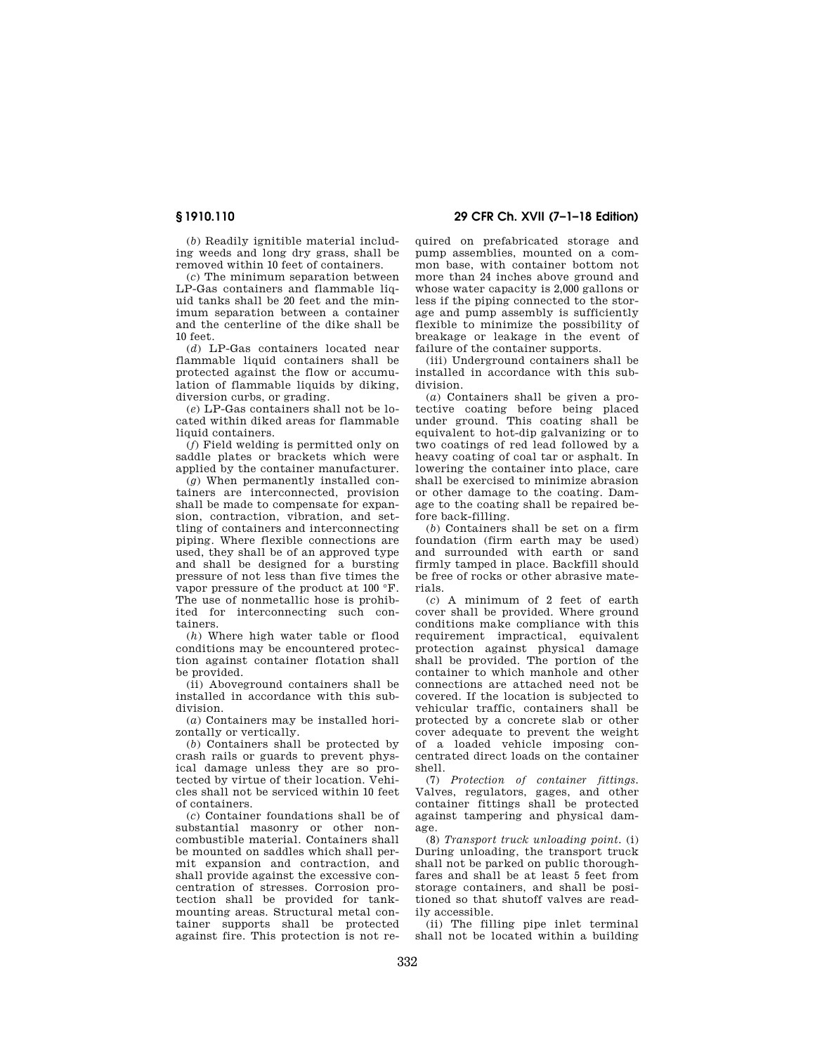(*b*) Readily ignitible material including weeds and long dry grass, shall be removed within 10 feet of containers.

(*c*) The minimum separation between LP-Gas containers and flammable liquid tanks shall be 20 feet and the minimum separation between a container and the centerline of the dike shall be 10 feet.

(*d*) LP-Gas containers located near flammable liquid containers shall be protected against the flow or accumulation of flammable liquids by diking, diversion curbs, or grading.

(*e*) LP-Gas containers shall not be located within diked areas for flammable liquid containers.

(*f*) Field welding is permitted only on saddle plates or brackets which were applied by the container manufacturer.

(*g*) When permanently installed containers are interconnected, provision shall be made to compensate for expansion, contraction, vibration, and settling of containers and interconnecting piping. Where flexible connections are used, they shall be of an approved type and shall be designed for a bursting pressure of not less than five times the vapor pressure of the product at 100 °F. The use of nonmetallic hose is prohibited for interconnecting such containers.

(*h*) Where high water table or flood conditions may be encountered protection against container flotation shall be provided.

(ii) Aboveground containers shall be installed in accordance with this subdivision.

(*a*) Containers may be installed horizontally or vertically.

(*b*) Containers shall be protected by crash rails or guards to prevent physical damage unless they are so protected by virtue of their location. Vehicles shall not be serviced within 10 feet of containers.

(*c*) Container foundations shall be of substantial masonry or other noncombustible material. Containers shall be mounted on saddles which shall permit expansion and contraction, and shall provide against the excessive concentration of stresses. Corrosion protection shall be provided for tank-mounting areas. Structural metal container supports shall be protected against fire. This protection is not required on prefabricated storage and pump assemblies, mounted on a common base, with container bottom not more than 24 inches above ground and whose water capacity is 2,000 gallons or less if the piping connected to the storage and pump assembly is sufficiently flexible to minimize the possibility of breakage or leakage in the event of failure of the container supports.

(iii) Underground containers shall be installed in accordance with this subdivision.

(*a*) Containers shall be given a protective coating before being placed under ground. This coating shall be equivalent to hot-dip galvanizing or to two coatings of red lead followed by a heavy coating of coal tar or asphalt. In lowering the container into place, care shall be exercised to minimize abrasion or other damage to the coating. Damage to the coating shall be repaired before back-filling.

(*b*) Containers shall be set on a firm foundation (firm earth may be used) and surrounded with earth or sand firmly tamped in place. Backfill should be free of rocks or other abrasive materials.

(*c*) A minimum of 2 feet of earth cover shall be provided. Where ground conditions make compliance with this requirement impractical, equivalent protection against physical damage shall be provided. The portion of the container to which manhole and other connections are attached need not be covered. If the location is subjected to vehicular traffic, containers shall be protected by a concrete slab or other cover adequate to prevent the weight of a loaded vehicle imposing concentrated direct loads on the container shell.

(7) *Protection of container fittings.* Valves, regulators, gages, and other container fittings shall be protected against tampering and physical damage.

(8) *Transport truck unloading point.* (i) During unloading, the transport truck shall not be parked on public thoroughfares and shall be at least 5 feet from storage containers, and shall be positioned so that shutoff valves are readily accessible.

(ii) The filling pipe inlet terminal shall not be located within a building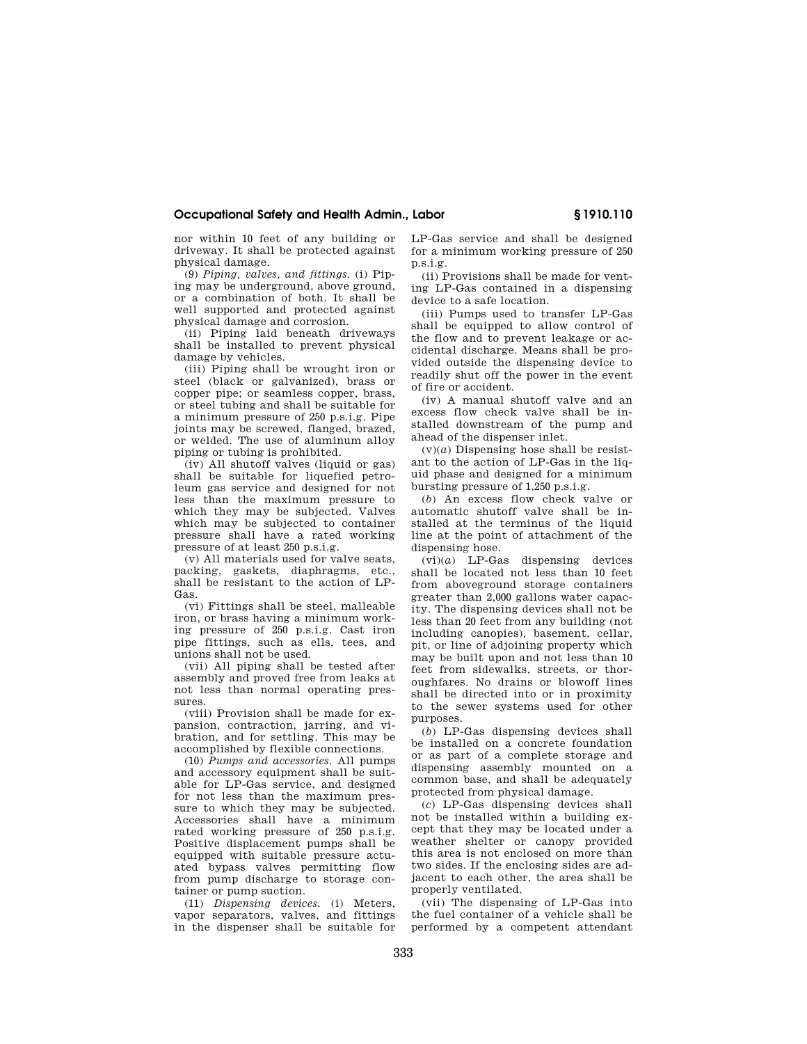nor within 10 feet of any building or driveway. It shall be protected against physical damage.

(9) *Piping, valves, and fittings.* (i) Piping may be underground, above ground, or a combination of both. It shall be well supported and protected against physical damage and corrosion.

(ii) Piping laid beneath driveways shall be installed to prevent physical damage by vehicles.

(iii) Piping shall be wrought iron or steel (black or galvanized), brass or copper pipe; or seamless copper, brass, or steel tubing and shall be suitable for a minimum pressure of 250 p.s.i.g. Pipe joints may be screwed, flanged, brazed, or welded. The use of aluminum alloy piping or tubing is prohibited.

(iv) All shutoff valves (liquid or gas) shall be suitable for liquefied petroleum gas service and designed for not less than the maximum pressure to which they may be subjected. Valves which may be subjected to container pressure shall have a rated working pressure of at least 250 p.s.i.g.

(v) All materials used for valve seats, packing, gaskets, diaphragms, etc., shall be resistant to the action of LP-Gas.

(vi) Fittings shall be steel, malleable iron, or brass having a minimum working pressure of 250 p.s.i.g. Cast iron pipe fittings, such as ells, tees, and unions shall not be used.

(vii) All piping shall be tested after assembly and proved free from leaks at not less than normal operating pressures.

(viii) Provision shall be made for expansion, contraction, jarring, and vibration, and for settling. This may be accomplished by flexible connections.

(10) *Pumps and accessories.* All pumps and accessory equipment shall be suitable for LP-Gas service, and designed for not less than the maximum pressure to which they may be subjected. Accessories shall have a minimum rated working pressure of 250 p.s.i.g. Positive displacement pumps shall be equipped with suitable pressure actuated bypass valves permitting flow from pump discharge to storage container or pump suction.

(11) *Dispensing devices.* (i) Meters, vapor separators, valves, and fittings in the dispenser shall be suitable for LP-Gas service and shall be designed for a minimum working pressure of 250 p.s.i.g.

(ii) Provisions shall be made for venting LP-Gas contained in a dispensing device to a safe location.

(iii) Pumps used to transfer LP-Gas shall be equipped to allow control of the flow and to prevent leakage or accidental discharge. Means shall be provided outside the dispensing device to readily shut off the power in the event of fire or accident.

(iv) A manual shutoff valve and an excess flow check valve shall be installed downstream of the pump and ahead of the dispenser inlet.

(v)(*a*) Dispensing hose shall be resistant to the action of LP-Gas in the liquid phase and designed for a minimum bursting pressure of 1,250 p.s.i.g.

(*b*) An excess flow check valve or automatic shutoff valve shall be installed at the terminus of the liquid line at the point of attachment of the dispensing hose.

(vi)(*a*) LP-Gas dispensing devices shall be located not less than 10 feet from aboveground storage containers greater than 2,000 gallons water capacity. The dispensing devices shall not be less than 20 feet from any building (not including canopies), basement, cellar, pit, or line of adjoining property which may be built upon and not less than 10 feet from sidewalks, streets, or thoroughfares. No drains or blowoff lines shall be directed into or in proximity to the sewer systems used for other purposes.

(*b*) LP-Gas dispensing devices shall be installed on a concrete foundation or as part of a complete storage and dispensing assembly mounted on a common base, and shall be adequately protected from physical damage.

(*c*) LP-Gas dispensing devices shall not be installed within a building except that they may be located under a weather shelter or canopy provided this area is not enclosed on more than two sides. If the enclosing sides are adjacent to each other, the area shall be properly ventilated.

(vii) The dispensing of LP-Gas into the fuel container of a vehicle shall be performed by a competent attendant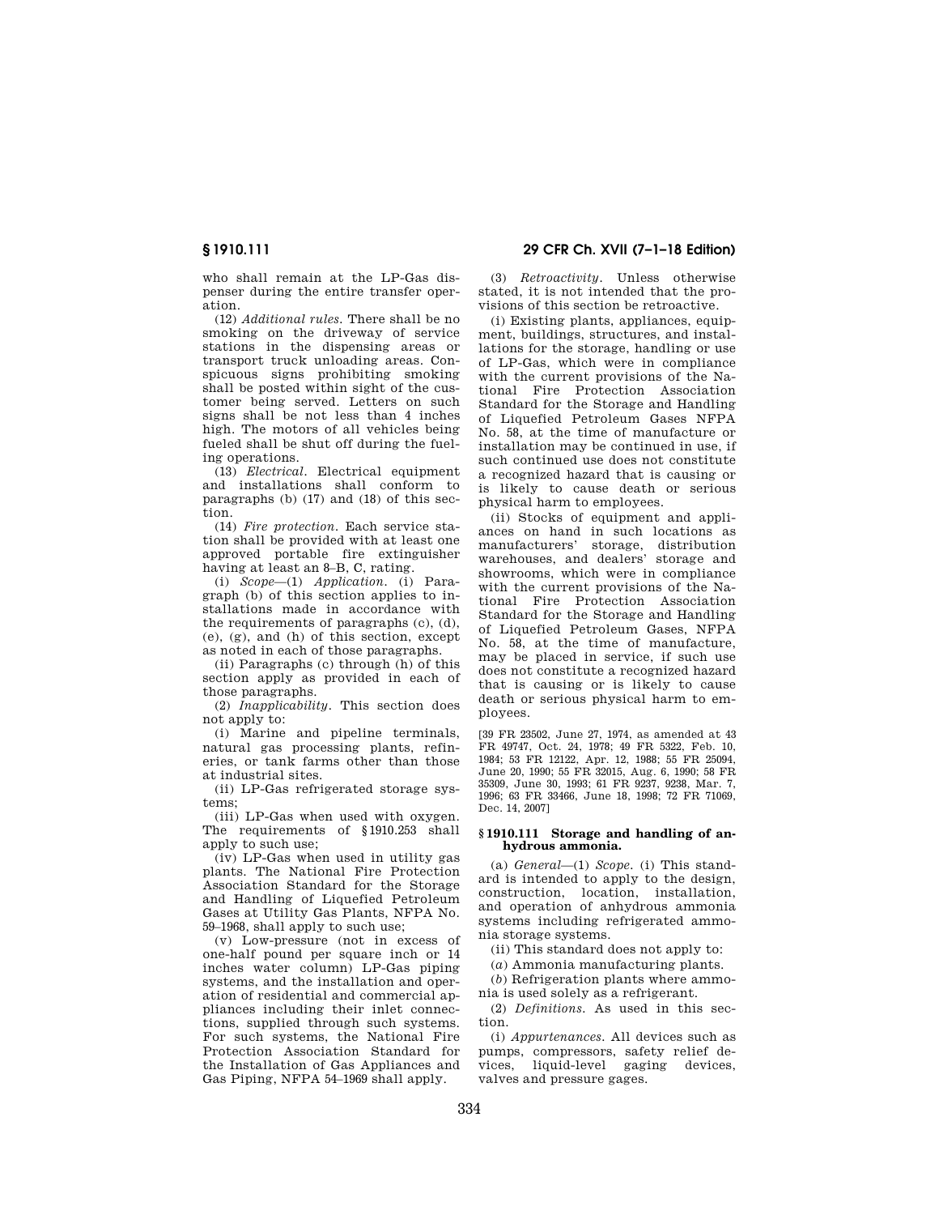who shall remain at the LP-Gas dispenser during the entire transfer operation.

(12) *Additional rules.* There shall be no smoking on the driveway of service stations in the dispensing areas or transport truck unloading areas. Conspicuous signs prohibiting smoking shall be posted within sight of the customer being served. Letters on such signs shall be not less than 4 inches high. The motors of all vehicles being fueled shall be shut off during the fueling operations.

(13) *Electrical.* Electrical equipment and installations shall conform to paragraphs (b) (17) and (18) of this section.

(14) *Fire protection.* Each service station shall be provided with at least one approved portable fire extinguisher having at least an 8–B, C, rating.

(i) *Scope*—(1) *Application.* (i) Paragraph (b) of this section applies to installations made in accordance with the requirements of paragraphs (c), (d), (e), (g), and (h) of this section, except as noted in each of those paragraphs.

(ii) Paragraphs (c) through (h) of this section apply as provided in each of those paragraphs.

(2) *Inapplicability.* This section does not apply to:

(i) Marine and pipeline terminals, natural gas processing plants, refineries, or tank farms other than those at industrial sites.

(ii) LP-Gas refrigerated storage systems;

(iii) LP-Gas when used with oxygen. The requirements of §1910.253 shall apply to such use;

(iv) LP-Gas when used in utility gas plants. The National Fire Protection Association Standard for the Storage and Handling of Liquefied Petroleum Gases at Utility Gas Plants, NFPA No. 59–1968, shall apply to such use;

(v) Low-pressure (not in excess of one-half pound per square inch or 14 inches water column) LP-Gas piping systems, and the installation and operation of residential and commercial appliances including their inlet connections, supplied through such systems. For such systems, the National Fire Protection Association Standard for the Installation of Gas Appliances and Gas Piping, NFPA 54–1969 shall apply.

(3) *Retroactivity.* Unless otherwise stated, it is not intended that the provisions of this section be retroactive.

(i) Existing plants, appliances, equipment, buildings, structures, and installations for the storage, handling or use of LP-Gas, which were in compliance with the current provisions of the National Fire Protection Association Standard for the Storage and Handling of Liquefied Petroleum Gases NFPA No. 58, at the time of manufacture or installation may be continued in use, if such continued use does not constitute a recognized hazard that is causing or is likely to cause death or serious physical harm to employees.

(ii) Stocks of equipment and appliances on hand in such locations as manufacturers' storage, distribution warehouses, and dealers' storage and showrooms, which were in compliance with the current provisions of the National Fire Protection Association Standard for the Storage and Handling of Liquefied Petroleum Gases, NFPA No. 58, at the time of manufacture, may be placed in service, if such use does not constitute a recognized hazard that is causing or is likely to cause death or serious physical harm to employees.

[39 FR 23502, June 27, 1974, as amended at 43 FR 49747, Oct. 24, 1978; 49 FR 5322, Feb. 10, 1984; 53 FR 12122, Apr. 12, 1988; 55 FR 25094, June 20, 1990; 55 FR 32015, Aug. 6, 1990; 58 FR 35309, June 30, 1993; 61 FR 9237, 9238, Mar. 7, 1996; 63 FR 33466, June 18, 1998; 72 FR 71069, Dec. 14, 2007]

### §1910.111 Storage and handling of anhydrous ammonia.

(a) *General*—(1) *Scope.* (i) This standard is intended to apply to the design, construction, location, installation, and operation of anhydrous ammonia systems including refrigerated ammonia storage systems.

(ii) This standard does not apply to:

(*a*) Ammonia manufacturing plants.

(*b*) Refrigeration plants where ammonia is used solely as a refrigerant.

(2) *Definitions.* As used in this section.

(i) *Appurtenances.* All devices such as pumps, compressors, safety relief devices, liquid-level gaging devices, valves and pressure gages.